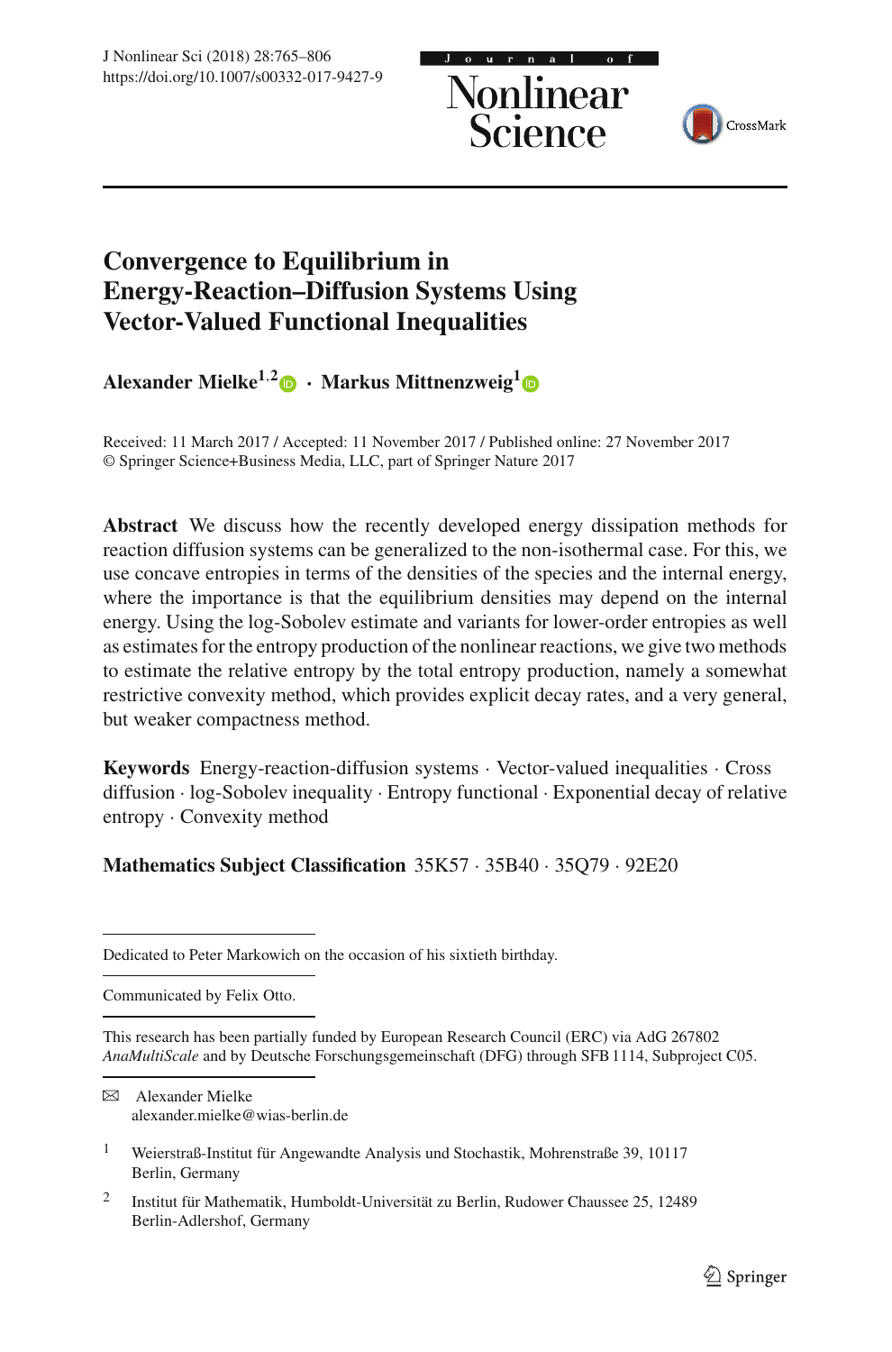# Convergence to Equilibrium in Energy-Reaction–Diffusion Systems Using Vector-Valued Functional Inequalities

**Alexander Mielke**[1,2] · **Markus Mittnenzweig**[1]

Received: 11 March 2017 / Accepted: 11 November 2017 / Published online: 27 November 2017
© Springer Science+Business Media, LLC, part of Springer Nature 2017

**Abstract** We discuss how the recently developed energy dissipation methods for reaction diffusion systems can be generalized to the non-isothermal case. For this, we use concave entropies in terms of the densities of the species and the internal energy, where the importance is that the equilibrium densities may depend on the internal energy. Using the log-Sobolev estimate and variants for lower-order entropies as well as estimates for the entropy production of the nonlinear reactions, we give two methods to estimate the relative entropy by the total entropy production, namely a somewhat restrictive convexity method, which provides explicit decay rates, and a very general, but weaker compactness method.

**Keywords** Energy-reaction-diffusion systems · Vector-valued inequalities · Cross diffusion · log-Sobolev inequality · Entropy functional · Exponential decay of relative entropy · Convexity method

**Mathematics Subject Classification** 35K57 · 35B40 · 35Q79 · 92E20

---

Dedicated to Peter Markowich on the occasion of his sixtieth birthday.

Communicated by Felix Otto.

This research has been partially funded by European Research Council (ERC) via AdG 267802 *AnaMultiScale* and by Deutsche Forschungsgemeinschaft (DFG) through SFB 1114, Subproject C05.

✉ Alexander Mielke
alexander.mielke@wias-berlin.de

[1] Weierstraß-Institut für Angewandte Analysis und Stochastik, Mohrenstraße 39, 10117 Berlin, Germany

[2] Institut für Mathematik, Humboldt-Universität zu Berlin, Rudower Chaussee 25, 12489 Berlin-Adlershof, Germany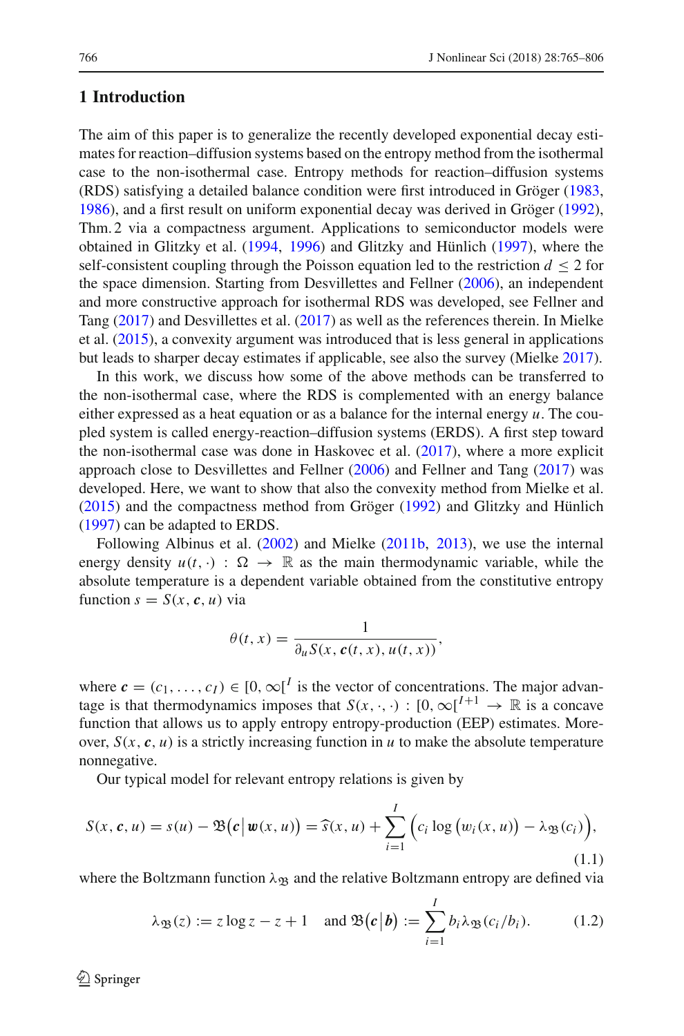## 1 Introduction

The aim of this paper is to generalize the recently developed exponential decay estimates for reaction–diffusion systems based on the entropy method from the isothermal case to the non-isothermal case. Entropy methods for reaction–diffusion systems (RDS) satisfying a detailed balance condition were first introduced in Gröger (1983, 1986), and a first result on uniform exponential decay was derived in Gröger (1992), Thm. 2 via a compactness argument. Applications to semiconductor models were obtained in Glitzky et al. (1994, 1996) and Glitzky and Hünlich (1997), where the self-consistent coupling through the Poisson equation led to the restriction $d \leq 2$ for the space dimension. Starting from Desvillettes and Fellner (2006), an independent and more constructive approach for isothermal RDS was developed, see Fellner and Tang (2017) and Desvillettes et al. (2017) as well as the references therein. In Mielke et al. (2015), a convexity argument was introduced that is less general in applications but leads to sharper decay estimates if applicable, see also the survey (Mielke 2017).

In this work, we discuss how some of the above methods can be transferred to the non-isothermal case, where the RDS is complemented with an energy balance either expressed as a heat equation or as a balance for the internal energy $u$. The coupled system is called energy-reaction–diffusion systems (ERDS). A first step toward the non-isothermal case was done in Haskovec et al. (2017), where a more explicit approach close to Desvillettes and Fellner (2006) and Fellner and Tang (2017) was developed. Here, we want to show that also the convexity method from Mielke et al. (2015) and the compactness method from Gröger (1992) and Glitzky and Hünlich (1997) can be adapted to ERDS.

Following Albinus et al. (2002) and Mielke (2011b, 2013), we use the internal energy density $u(t, \cdot) : \Omega \to \mathbb{R}$ as the main thermodynamic variable, while the absolute temperature is a dependent variable obtained from the constitutive entropy function $s = S(x, \boldsymbol{c}, u)$ via

$$\theta(t, x) = \frac{1}{\partial_u S(x, \boldsymbol{c}(t, x), u(t, x))},$$

where $\boldsymbol{c} = (c_1, \ldots, c_I) \in [0, \infty[^I$ is the vector of concentrations. The major advantage is that thermodynamics imposes that $S(x, \cdot, \cdot) : [0, \infty[^{I+1} \to \mathbb{R}$ is a concave function that allows us to apply entropy entropy-production (EEP) estimates. Moreover, $S(x, \boldsymbol{c}, u)$ is a strictly increasing function in $u$ to make the absolute temperature nonnegative.

Our typical model for relevant entropy relations is given by

$$S(x, \boldsymbol{c}, u) = s(u) - \mathfrak{B}\big(\boldsymbol{c}\big|\boldsymbol{w}(x, u)\big) = \widehat{s}(x, u) + \sum_{i=1}^{I} \Big(c_i \log\big(w_i(x, u)\big) - \lambda_{\mathfrak{B}}(c_i)\Big), \tag{1.1}$$

where the Boltzmann function $\lambda_{\mathfrak{B}}$ and the relative Boltzmann entropy are defined via

$$\lambda_{\mathfrak{B}}(z) := z \log z - z + 1 \quad \text{and } \mathfrak{B}\big(\boldsymbol{c}\big|\boldsymbol{b}\big) := \sum_{i=1}^{I} b_i \lambda_{\mathfrak{B}}(c_i/b_i). \tag{1.2}$$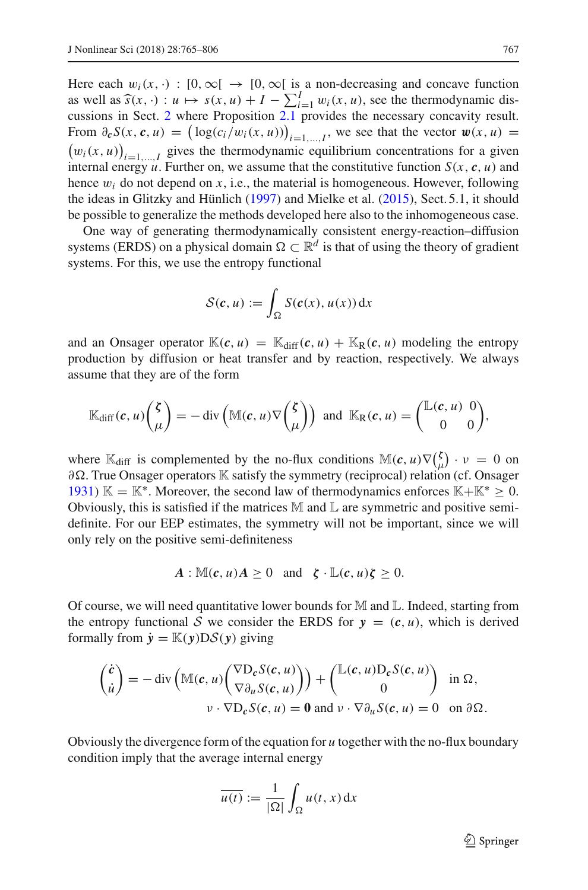Here each $w_i(x,\cdot) : [0,\infty[ \;\to [0,\infty[$ is a non-decreasing and concave function as well as $\widehat{s}(x,\cdot) : u \mapsto s(x,u) + I - \sum_{i=1}^{I} w_i(x,u)$, see the thermodynamic discussions in Sect. 2 where Proposition 2.1 provides the necessary concavity result. From $\partial_{\boldsymbol{c}} S(x,\boldsymbol{c},u) = \big(\log(c_i/w_i(x,u))\big)_{i=1,\ldots,I}$, we see that the vector $\boldsymbol{w}(x,u) = \big(w_i(x,u)\big)_{i=1,\ldots,I}$ gives the thermodynamic equilibrium concentrations for a given internal energy $u$. Further on, we assume that the constitutive function $S(x,\boldsymbol{c},u)$ and hence $w_i$ do not depend on $x$, i.e., the material is homogeneous. However, following the ideas in Glitzky and Hünlich (1997) and Mielke et al. (2015), Sect. 5.1, it should be possible to generalize the methods developed here also to the inhomogeneous case.

One way of generating thermodynamically consistent energy-reaction–diffusion systems (ERDS) on a physical domain $\Omega \subset \mathbb{R}^d$ is that of using the theory of gradient systems. For this, we use the entropy functional

$$\mathcal{S}(\boldsymbol{c},u) := \int_\Omega S(\boldsymbol{c}(x),u(x))\,\mathrm{d}x$$

and an Onsager operator $\mathbb{K}(\boldsymbol{c},u) = \mathbb{K}_{\text{diff}}(\boldsymbol{c},u) + \mathbb{K}_{\text{R}}(\boldsymbol{c},u)$ modeling the entropy production by diffusion or heat transfer and by reaction, respectively. We always assume that they are of the form

$$\mathbb{K}_{\text{diff}}(\boldsymbol{c},u)\begin{pmatrix}\boldsymbol{\zeta}\\ \mu\end{pmatrix} = -\operatorname{div}\left(\mathbb{M}(\boldsymbol{c},u)\nabla\begin{pmatrix}\boldsymbol{\zeta}\\ \mu\end{pmatrix}\right) \text{ and } \mathbb{K}_{\text{R}}(\boldsymbol{c},u) = \begin{pmatrix}\mathbb{L}(\boldsymbol{c},u) & 0\\ 0 & 0\end{pmatrix},$$

where $\mathbb{K}_{\text{diff}}$ is complemented by the no-flux conditions $\mathbb{M}(\boldsymbol{c},u)\nabla\binom{\boldsymbol{\zeta}}{\mu}\cdot\nu = 0$ on $\partial\Omega$. True Onsager operators $\mathbb{K}$ satisfy the symmetry (reciprocal) relation (cf. Onsager 1931) $\mathbb{K} = \mathbb{K}^*$. Moreover, the second law of thermodynamics enforces $\mathbb{K}+\mathbb{K}^* \geq 0$. Obviously, this is satisfied if the matrices $\mathbb{M}$ and $\mathbb{L}$ are symmetric and positive semi-definite. For our EEP estimates, the symmetry will not be important, since we will only rely on the positive semi-definiteness

$$\boldsymbol{A} : \mathbb{M}(\boldsymbol{c},u)\boldsymbol{A} \geq 0 \quad\text{and}\quad \boldsymbol{\zeta}\cdot\mathbb{L}(\boldsymbol{c},u)\boldsymbol{\zeta} \geq 0.$$

Of course, we will need quantitative lower bounds for $\mathbb{M}$ and $\mathbb{L}$. Indeed, starting from the entropy functional $\mathcal{S}$ we consider the ERDS for $\boldsymbol{y} = (\boldsymbol{c},u)$, which is derived formally from $\dot{\boldsymbol{y}} = \mathbb{K}(\boldsymbol{y})\mathrm{D}\mathcal{S}(\boldsymbol{y})$ giving

$$\begin{pmatrix}\dot{\boldsymbol{c}}\\ \dot{u}\end{pmatrix} = -\operatorname{div}\left(\mathbb{M}(\boldsymbol{c},u)\begin{pmatrix}\nabla \mathrm{D}_{\boldsymbol{c}} S(\boldsymbol{c},u)\\ \nabla\partial_u S(\boldsymbol{c},u)\end{pmatrix}\right) + \begin{pmatrix}\mathbb{L}(\boldsymbol{c},u)\mathrm{D}_{\boldsymbol{c}}S(\boldsymbol{c},u)\\ 0\end{pmatrix} \quad \text{in } \Omega,$$
$$\nu\cdot\nabla \mathrm{D}_{\boldsymbol{c}}S(\boldsymbol{c},u) = \boldsymbol{0} \text{ and } \nu\cdot\nabla\partial_u S(\boldsymbol{c},u) = 0 \quad \text{on } \partial\Omega.$$

Obviously the divergence form of the equation for $u$ together with the no-flux boundary condition imply that the average internal energy

$$\overline{u(t)} := \frac{1}{|\Omega|}\int_\Omega u(t,x)\,\mathrm{d}x$$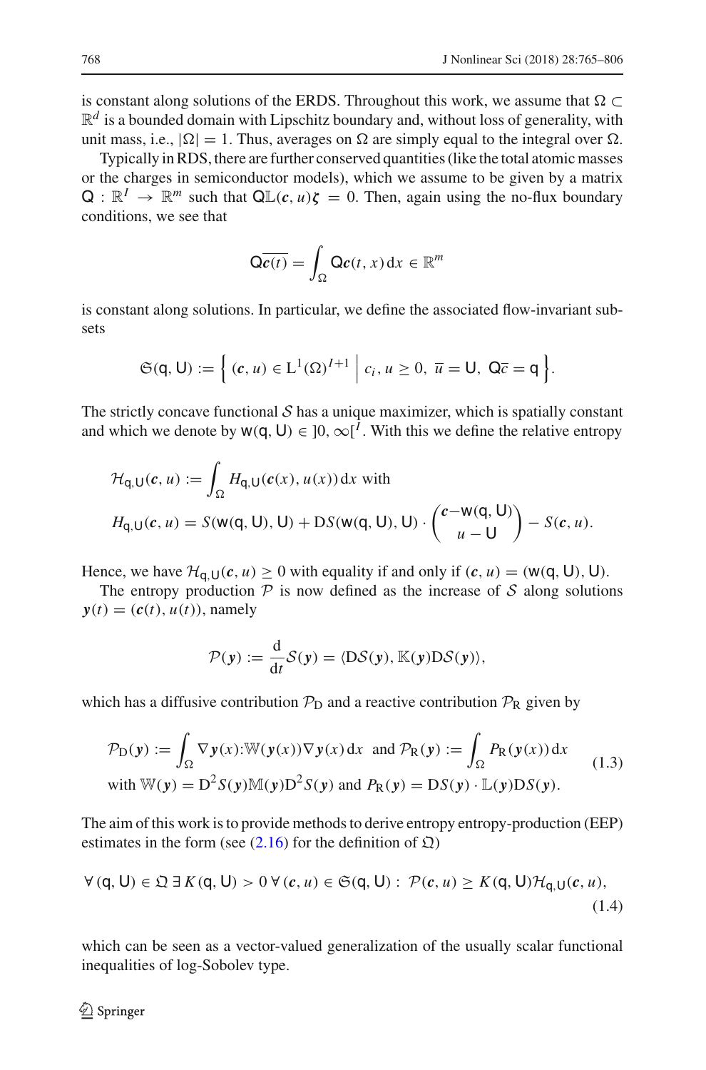is constant along solutions of the ERDS. Throughout this work, we assume that $\Omega \subset \mathbb{R}^d$ is a bounded domain with Lipschitz boundary and, without loss of generality, with unit mass, i.e., $|\Omega| = 1$. Thus, averages on $\Omega$ are simply equal to the integral over $\Omega$.

Typically in RDS, there are further conserved quantities (like the total atomic masses or the charges in semiconductor models), which we assume to be given by a matrix $\mathsf{Q} : \mathbb{R}^I \to \mathbb{R}^m$ such that $\mathsf{Q}\mathbb{L}(\boldsymbol{c}, u)\boldsymbol{\zeta} = 0$. Then, again using the no-flux boundary conditions, we see that

$$\mathsf{Q}\overline{\boldsymbol{c}(t)} = \int_\Omega \mathsf{Q}\boldsymbol{c}(t, x)\,\mathrm{d}x \in \mathbb{R}^m$$

is constant along solutions. In particular, we define the associated flow-invariant subsets

$$\mathfrak{S}(\mathsf{q}, \mathsf{U}) := \left\{ (\boldsymbol{c}, u) \in \mathrm{L}^1(\Omega)^{I+1} \,\middle|\, c_i, u \geq 0,\ \overline{u} = \mathsf{U},\ \mathsf{Q}\overline{c} = \mathsf{q} \right\}.$$

The strictly concave functional $\mathcal{S}$ has a unique maximizer, which is spatially constant and which we denote by $\mathsf{w}(\mathsf{q}, \mathsf{U}) \in ]0, \infty[^I$. With this we define the relative entropy

$$\begin{aligned}
&\mathcal{H}_{\mathsf{q},\mathsf{U}}(\boldsymbol{c}, u) := \int_\Omega H_{\mathsf{q},\mathsf{U}}(\boldsymbol{c}(x), u(x))\,\mathrm{d}x \text{ with} \\
&H_{\mathsf{q},\mathsf{U}}(\boldsymbol{c}, u) = S(\mathsf{w}(\mathsf{q}, \mathsf{U}), \mathsf{U}) + \mathrm{D}S(\mathsf{w}(\mathsf{q}, \mathsf{U}), \mathsf{U}) \cdot \begin{pmatrix} \boldsymbol{c} - \mathsf{w}(\mathsf{q}, \mathsf{U}) \\ u - \mathsf{U} \end{pmatrix} - S(\boldsymbol{c}, u).
\end{aligned}$$

Hence, we have $\mathcal{H}_{\mathsf{q},\mathsf{U}}(\boldsymbol{c}, u) \geq 0$ with equality if and only if $(\boldsymbol{c}, u) = (\mathsf{w}(\mathsf{q}, \mathsf{U}), \mathsf{U})$.

The entropy production $\mathcal{P}$ is now defined as the increase of $\mathcal{S}$ along solutions $\boldsymbol{y}(t) = (\boldsymbol{c}(t), u(t))$, namely

$$\mathcal{P}(\boldsymbol{y}) := \frac{\mathrm{d}}{\mathrm{d}t}\mathcal{S}(\boldsymbol{y}) = \langle \mathrm{D}\mathcal{S}(\boldsymbol{y}), \mathbb{K}(\boldsymbol{y})\mathrm{D}\mathcal{S}(\boldsymbol{y})\rangle,$$

which has a diffusive contribution $\mathcal{P}_\mathrm{D}$ and a reactive contribution $\mathcal{P}_\mathrm{R}$ given by

$$\begin{aligned}
&\mathcal{P}_\mathrm{D}(\boldsymbol{y}) := \int_\Omega \nabla \boldsymbol{y}(x) {:} \mathbb{W}(\boldsymbol{y}(x))\nabla \boldsymbol{y}(x)\,\mathrm{d}x \ \text{ and } \mathcal{P}_\mathrm{R}(\boldsymbol{y}) := \int_\Omega P_\mathrm{R}(\boldsymbol{y}(x))\,\mathrm{d}x \\
&\text{with } \mathbb{W}(\boldsymbol{y}) = \mathrm{D}^2 S(\boldsymbol{y})\mathbb{M}(\boldsymbol{y})\mathrm{D}^2 S(\boldsymbol{y}) \text{ and } P_\mathrm{R}(\boldsymbol{y}) = \mathrm{D}S(\boldsymbol{y}) \cdot \mathbb{L}(\boldsymbol{y})\mathrm{D}S(\boldsymbol{y}).
\end{aligned} \tag{1.3}$$

The aim of this work is to provide methods to derive entropy entropy-production (EEP) estimates in the form (see (2.16) for the definition of $\mathfrak{Q}$)

$$\forall\, (\mathsf{q}, \mathsf{U}) \in \mathfrak{Q}\ \exists\, K(\mathsf{q}, \mathsf{U}) > 0\ \forall\, (\boldsymbol{c}, u) \in \mathfrak{S}(\mathsf{q}, \mathsf{U}) : \ \mathcal{P}(\boldsymbol{c}, u) \geq K(\mathsf{q}, \mathsf{U})\mathcal{H}_{\mathsf{q},\mathsf{U}}(\boldsymbol{c}, u), \tag{1.4}$$

which can be seen as a vector-valued generalization of the usually scalar functional inequalities of log-Sobolev type.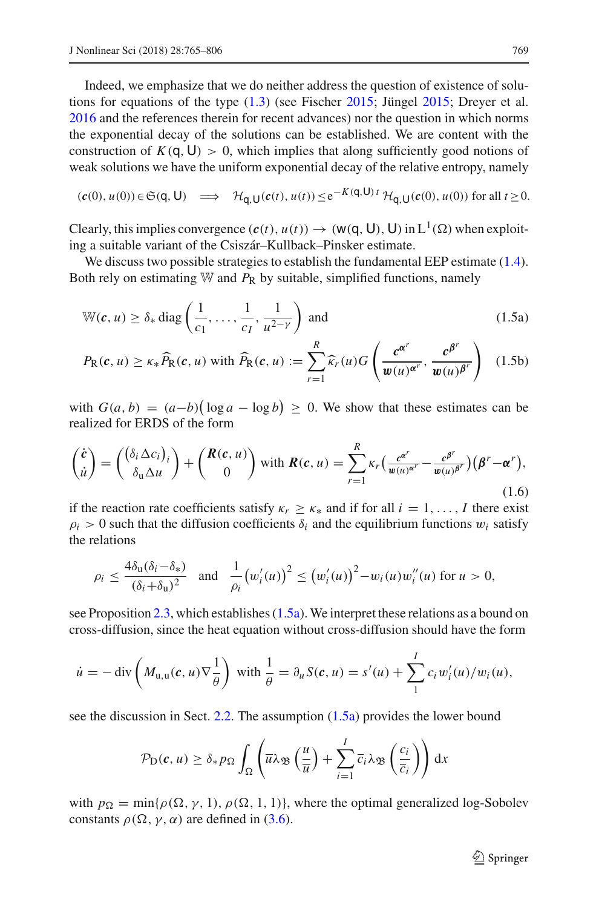Indeed, we emphasize that we do neither address the question of existence of solutions for equations of the type (1.3) (see Fischer 2015; Jüngel 2015; Dreyer et al. 2016 and the references therein for recent advances) nor the question in which norms the exponential decay of the solutions can be established. We are content with the construction of $K(\mathsf{q},\mathsf{U}) > 0$, which implies that along sufficiently good notions of weak solutions we have the uniform exponential decay of the relative entropy, namely

$$
(\boldsymbol{c}(0), u(0)) \in \mathfrak{S}(\mathsf{q},\mathsf{U}) \implies \mathcal{H}_{\mathsf{q},\mathsf{U}}(\boldsymbol{c}(t), u(t)) \leq \mathrm{e}^{-K(\mathsf{q},\mathsf{U})\,t}\,\mathcal{H}_{\mathsf{q},\mathsf{U}}(\boldsymbol{c}(0), u(0)) \text{ for all } t \geq 0.
$$

Clearly, this implies convergence $(\boldsymbol{c}(t), u(t)) \to (\mathsf{w}(\mathsf{q},\mathsf{U}), \mathsf{U})$ in $\mathrm{L}^1(\Omega)$ when exploiting a suitable variant of the Csiszár–Kullback–Pinsker estimate.

We discuss two possible strategies to establish the fundamental EEP estimate (1.4). Both rely on estimating $\mathbb{W}$ and $P_\mathrm{R}$ by suitable, simplified functions, namely

$$
\mathbb{W}(\boldsymbol{c}, u) \geq \delta_* \operatorname{diag}\left(\frac{1}{c_1}, \ldots, \frac{1}{c_I}, \frac{1}{u^{2-\gamma}}\right) \quad \text{and} \tag{1.5a}
$$

$$
P_\mathrm{R}(\boldsymbol{c}, u) \geq \kappa_* \widehat{P}_\mathrm{R}(\boldsymbol{c}, u) \text{ with } \widehat{P}_\mathrm{R}(\boldsymbol{c}, u) := \sum_{r=1}^{R} \widehat{\kappa}_r(u) G\left(\frac{\boldsymbol{c}^{\alpha^r}}{\boldsymbol{w}(u)^{\alpha^r}}, \frac{\boldsymbol{c}^{\beta^r}}{\boldsymbol{w}(u)^{\beta^r}}\right) \tag{1.5b}
$$

with $G(a, b) = (a-b)\big(\log a - \log b\big) \geq 0$. We show that these estimates can be realized for ERDS of the form

$$
\begin{pmatrix} \dot{\boldsymbol{c}} \\ \dot{u} \end{pmatrix} = \begin{pmatrix} \big(\delta_i \Delta c_i\big)_i \\ \delta_\mathrm{u} \Delta u \end{pmatrix} + \begin{pmatrix} \boldsymbol{R}(\boldsymbol{c}, u) \\ 0 \end{pmatrix} \text{ with } \boldsymbol{R}(\boldsymbol{c}, u) = \sum_{r=1}^{R} \kappa_r \Big(\frac{\boldsymbol{c}^{\alpha^r}}{\boldsymbol{w}(u)^{\alpha^r}} - \frac{\boldsymbol{c}^{\beta^r}}{\boldsymbol{w}(u)^{\beta^r}}\Big)\big(\boldsymbol{\beta}^r - \boldsymbol{\alpha}^r\big), \tag{1.6}
$$

if the reaction rate coefficients satisfy $\kappa_r \geq \kappa_*$ and if for all $i = 1, \ldots, I$ there exist $\rho_i > 0$ such that the diffusion coefficients $\delta_i$ and the equilibrium functions $w_i$ satisfy the relations

$$
\rho_i \leq \frac{4\delta_\mathrm{u}(\delta_i - \delta_*)}{(\delta_i + \delta_\mathrm{u})^2} \quad \text{and} \quad \frac{1}{\rho_i}\big(w_i'(u)\big)^2 \leq \big(w_i'(u)\big)^2 - w_i(u) w_i''(u) \text{ for } u > 0,
$$

see Proposition 2.3, which establishes (1.5a). We interpret these relations as a bound on cross-diffusion, since the heat equation without cross-diffusion should have the form

$$
\dot{u} = -\operatorname{div}\left(M_{\mathrm{u,u}}(\boldsymbol{c}, u)\nabla\frac{1}{\theta}\right) \text{ with } \frac{1}{\theta} = \partial_u S(\boldsymbol{c}, u) = s'(u) + \sum_{1}^{I} c_i w_i'(u)/w_i(u),
$$

see the discussion in Sect. 2.2. The assumption (1.5a) provides the lower bound

$$
\mathcal{P}_\mathrm{D}(\boldsymbol{c}, u) \geq \delta_* p_\Omega \int_\Omega \left(\overline{u}\lambda_{\mathfrak{B}}\left(\frac{u}{\overline{u}}\right) + \sum_{i=1}^{I} \overline{c}_i \lambda_{\mathfrak{B}}\left(\frac{c_i}{\overline{c}_i}\right)\right) \mathrm{d}x
$$

with $p_\Omega = \min\{\rho(\Omega, \gamma, 1), \rho(\Omega, 1, 1)\}$, where the optimal generalized log-Sobolev constants $\rho(\Omega, \gamma, \alpha)$ are defined in (3.6).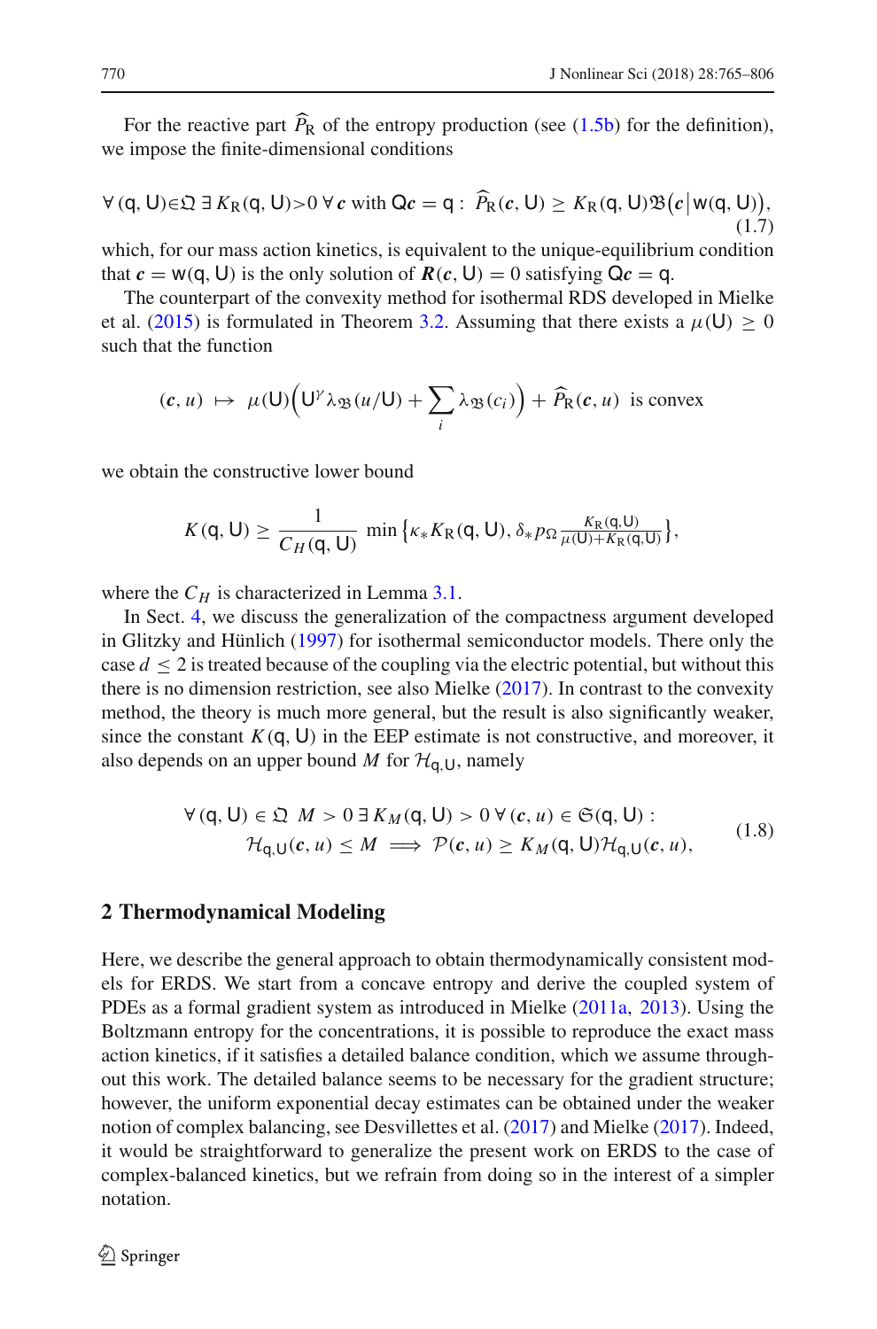For the reactive part $\widehat{P}_{\mathrm{R}}$ of the entropy production (see (1.5b) for the definition), we impose the finite-dimensional conditions

$$\forall\,(\mathsf{q},\mathsf{U})\in\mathfrak{Q}\;\exists\,K_{\mathrm{R}}(\mathsf{q},\mathsf{U})>0\;\forall\,\boldsymbol{c}\text{ with }\mathsf{Q}\boldsymbol{c}=\mathsf{q}:\;\widehat{P}_{\mathrm{R}}(\boldsymbol{c},\mathsf{U})\geq K_{\mathrm{R}}(\mathsf{q},\mathsf{U})\mathfrak{B}\big(\boldsymbol{c}\,\big|\,\mathsf{w}(\mathsf{q},\mathsf{U})\big),\tag{1.7}$$

which, for our mass action kinetics, is equivalent to the unique-equilibrium condition that $\boldsymbol{c}=\mathsf{w}(\mathsf{q},\mathsf{U})$ is the only solution of $\boldsymbol{R}(\boldsymbol{c},\mathsf{U})=0$ satisfying $\mathsf{Q}\boldsymbol{c}=\mathsf{q}$.

The counterpart of the convexity method for isothermal RDS developed in Mielke et al. (2015) is formulated in Theorem 3.2. Assuming that there exists a $\mu(\mathsf{U})\geq 0$ such that the function

$$(\boldsymbol{c},u)\;\mapsto\;\mu(\mathsf{U})\Big(\mathsf{U}^{\gamma}\lambda_{\mathfrak{B}}(u/\mathsf{U})+\sum_i\lambda_{\mathfrak{B}}(c_i)\Big)+\widehat{P}_{\mathrm{R}}(\boldsymbol{c},u)\;\text{ is convex}$$

we obtain the constructive lower bound

$$K(\mathsf{q},\mathsf{U})\geq\frac{1}{C_H(\mathsf{q},\mathsf{U})}\,\min\big\{\kappa_*K_{\mathrm{R}}(\mathsf{q},\mathsf{U}),\,\delta_*p_\Omega\tfrac{K_{\mathrm{R}}(\mathsf{q},\mathsf{U})}{\mu(\mathsf{U})+K_{\mathrm{R}}(\mathsf{q},\mathsf{U})}\big\},$$

where the $C_H$ is characterized in Lemma 3.1.

In Sect. 4, we discuss the generalization of the compactness argument developed in Glitzky and Hünlich (1997) for isothermal semiconductor models. There only the case $d\leq 2$ is treated because of the coupling via the electric potential, but without this there is no dimension restriction, see also Mielke (2017). In contrast to the convexity method, the theory is much more general, but the result is also significantly weaker, since the constant $K(\mathsf{q},\mathsf{U})$ in the EEP estimate is not constructive, and moreover, it also depends on an upper bound $M$ for $\mathcal{H}_{\mathsf{q},\mathsf{U}}$, namely

$$\begin{aligned}&\forall\,(\mathsf{q},\mathsf{U})\in\mathfrak{Q}\;\;M>0\;\exists\,K_M(\mathsf{q},\mathsf{U})>0\;\forall\,(\boldsymbol{c},u)\in\mathfrak{S}(\mathsf{q},\mathsf{U}):\\&\qquad\mathcal{H}_{\mathsf{q},\mathsf{U}}(\boldsymbol{c},u)\leq M\implies\mathcal{P}(\boldsymbol{c},u)\geq K_M(\mathsf{q},\mathsf{U})\mathcal{H}_{\mathsf{q},\mathsf{U}}(\boldsymbol{c},u),\end{aligned}\tag{1.8}$$

## 2 Thermodynamical Modeling

Here, we describe the general approach to obtain thermodynamically consistent models for ERDS. We start from a concave entropy and derive the coupled system of PDEs as a formal gradient system as introduced in Mielke (2011a, 2013). Using the Boltzmann entropy for the concentrations, it is possible to reproduce the exact mass action kinetics, if it satisfies a detailed balance condition, which we assume throughout this work. The detailed balance seems to be necessary for the gradient structure; however, the uniform exponential decay estimates can be obtained under the weaker notion of complex balancing, see Desvillettes et al. (2017) and Mielke (2017). Indeed, it would be straightforward to generalize the present work on ERDS to the case of complex-balanced kinetics, but we refrain from doing so in the interest of a simpler notation.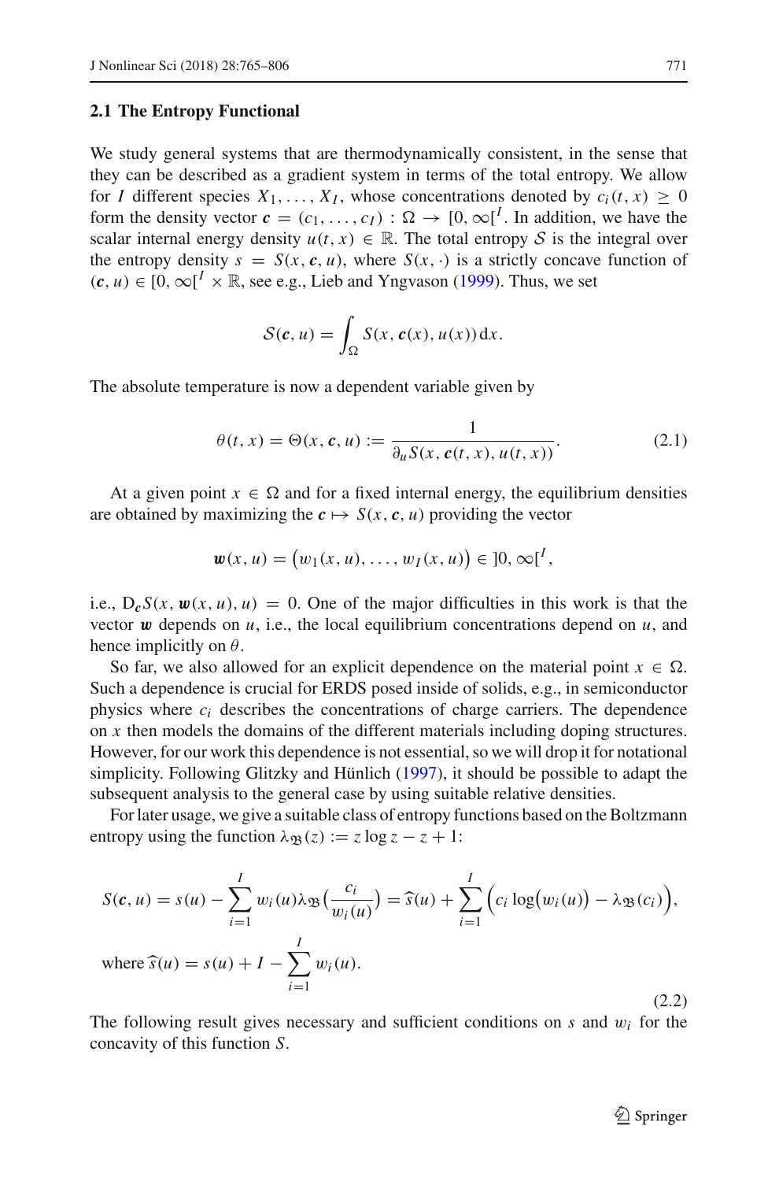### 2.1 The Entropy Functional

We study general systems that are thermodynamically consistent, in the sense that they can be described as a gradient system in terms of the total entropy. We allow for $I$ different species $X_1, \dots, X_I$, whose concentrations denoted by $c_i(t,x) \geq 0$ form the density vector $\boldsymbol{c} = (c_1, \dots, c_I) : \Omega \to [0, \infty[^I$. In addition, we have the scalar internal energy density $u(t,x) \in \mathbb{R}$. The total entropy $\mathcal{S}$ is the integral over the entropy density $s = S(x, \boldsymbol{c}, u)$, where $S(x, \cdot)$ is a strictly concave function of $(\boldsymbol{c}, u) \in [0, \infty[^I \times \mathbb{R}$, see e.g., Lieb and Yngvason (1999). Thus, we set

$$\mathcal{S}(\boldsymbol{c}, u) = \int_\Omega S(x, \boldsymbol{c}(x), u(x))\,\mathrm{d}x.$$

The absolute temperature is now a dependent variable given by

$$\theta(t,x) = \Theta(x, \boldsymbol{c}, u) := \frac{1}{\partial_u S(x, \boldsymbol{c}(t,x), u(t,x))}. \tag{2.1}$$

At a given point $x \in \Omega$ and for a fixed internal energy, the equilibrium densities are obtained by maximizing the $\boldsymbol{c} \mapsto S(x, \boldsymbol{c}, u)$ providing the vector

$$\boldsymbol{w}(x,u) = \big(w_1(x,u), \dots, w_I(x,u)\big) \in\, ]0, \infty[^I,$$

i.e., $\mathrm{D}_{\boldsymbol{c}} S(x, \boldsymbol{w}(x,u), u) = 0$. One of the major difficulties in this work is that the vector $\boldsymbol{w}$ depends on $u$, i.e., the local equilibrium concentrations depend on $u$, and hence implicitly on $\theta$.

So far, we also allowed for an explicit dependence on the material point $x \in \Omega$. Such a dependence is crucial for ERDS posed inside of solids, e.g., in semiconductor physics where $c_i$ describes the concentrations of charge carriers. The dependence on $x$ then models the domains of the different materials including doping structures. However, for our work this dependence is not essential, so we will drop it for notational simplicity. Following Glitzky and Hünlich (1997), it should be possible to adapt the subsequent analysis to the general case by using suitable relative densities.

For later usage, we give a suitable class of entropy functions based on the Boltzmann entropy using the function $\lambda_{\mathfrak{B}}(z) := z\log z - z + 1$:

$$\begin{aligned} S(\boldsymbol{c}, u) &= s(u) - \sum_{i=1}^I w_i(u)\lambda_{\mathfrak{B}}\big(\frac{c_i}{w_i(u)}\big) = \widehat{s}(u) + \sum_{i=1}^I \Big(c_i \log\big(w_i(u)\big) - \lambda_{\mathfrak{B}}(c_i)\Big), \\ &\text{where } \widehat{s}(u) = s(u) + I - \sum_{i=1}^I w_i(u). \end{aligned} \tag{2.2}$$

The following result gives necessary and sufficient conditions on $s$ and $w_i$ for the concavity of this function $S$.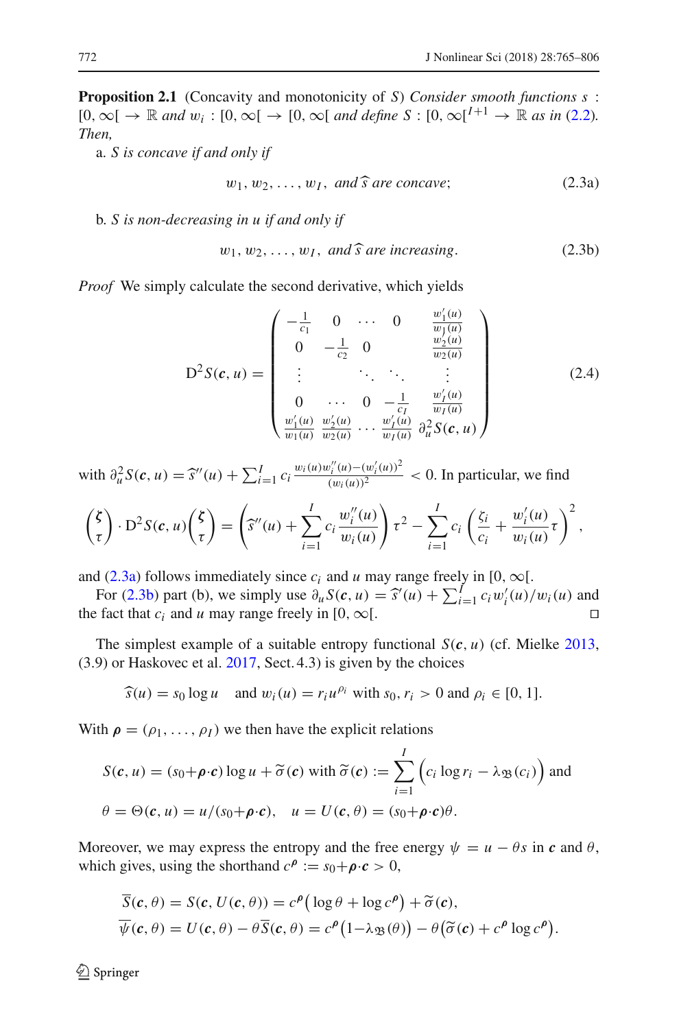**Proposition 2.1** (Concavity and monotonicity of $S$) *Consider smooth functions $s : [0,\infty[ \to \mathbb{R}$ and $w_i : [0,\infty[ \to [0,\infty[$ and define $S : [0,\infty[^{I+1} \to \mathbb{R}$ as in (2.2). Then,*

a. *$S$ is concave if and only if*

$$w_1, w_2, \ldots, w_I, \text{ and } \widehat{s} \text{ are concave}; \tag{2.3a}$$

b. *$S$ is non-decreasing in $u$ if and only if*

$$w_1, w_2, \ldots, w_I, \text{ and } \widehat{s} \text{ are increasing}. \tag{2.3b}$$

*Proof* We simply calculate the second derivative, which yields

$$\mathrm{D}^2 S(\boldsymbol{c}, u) = \begin{pmatrix} -\frac{1}{c_1} & 0 & \cdots & 0 & \frac{w_1'(u)}{w_1(u)} \\ 0 & -\frac{1}{c_2} & 0 & & \frac{w_2'(u)}{w_2(u)} \\ \vdots & & \ddots & \ddots & \vdots \\ 0 & \cdots & 0 & -\frac{1}{c_I} & \frac{w_I'(u)}{w_I(u)} \\ \frac{w_1'(u)}{w_1(u)} & \frac{w_2'(u)}{w_2(u)} & \cdots & \frac{w_I'(u)}{w_I(u)} & \partial_u^2 S(\boldsymbol{c}, u) \end{pmatrix} \tag{2.4}$$

with $\partial_u^2 S(\boldsymbol{c}, u) = \widehat{s}''(u) + \sum_{i=1}^I c_i \frac{w_i(u) w_i''(u) - (w_i'(u))^2}{(w_i(u))^2} < 0$. In particular, we find

$$\begin{pmatrix} \boldsymbol{\zeta} \\ \tau \end{pmatrix} \cdot \mathrm{D}^2 S(\boldsymbol{c}, u) \begin{pmatrix} \boldsymbol{\zeta} \\ \tau \end{pmatrix} = \left( \widehat{s}''(u) + \sum_{i=1}^I c_i \frac{w_i''(u)}{w_i(u)} \right) \tau^2 - \sum_{i=1}^I c_i \left( \frac{\zeta_i}{c_i} + \frac{w_i'(u)}{w_i(u)} \tau \right)^2,$$

and (2.3a) follows immediately since $c_i$ and $u$ may range freely in $[0,\infty[$.

For (2.3b) part (b), we simply use $\partial_u S(\boldsymbol{c}, u) = \widehat{s}'(u) + \sum_{i=1}^I c_i w_i'(u)/w_i(u)$ and the fact that $c_i$ and $u$ may range freely in $[0,\infty[$. □

The simplest example of a suitable entropy functional $S(\boldsymbol{c}, u)$ (cf. Mielke 2013, (3.9) or Haskovec et al. 2017, Sect. 4.3) is given by the choices

$$\widehat{s}(u) = s_0 \log u \quad \text{and } w_i(u) = r_i u^{\rho_i} \text{ with } s_0, r_i > 0 \text{ and } \rho_i \in [0, 1].$$

With $\boldsymbol{\rho} = (\rho_1, \ldots, \rho_I)$ we then have the explicit relations

$$S(\boldsymbol{c}, u) = (s_0 + \boldsymbol{\rho} \cdot \boldsymbol{c}) \log u + \widetilde{\sigma}(\boldsymbol{c}) \text{ with } \widetilde{\sigma}(\boldsymbol{c}) := \sum_{i=1}^I \Big( c_i \log r_i - \lambda_{\mathfrak{B}}(c_i) \Big) \text{ and}$$

$$\theta = \Theta(\boldsymbol{c}, u) = u/(s_0 + \boldsymbol{\rho} \cdot \boldsymbol{c}), \quad u = U(\boldsymbol{c}, \theta) = (s_0 + \boldsymbol{\rho} \cdot \boldsymbol{c})\theta.$$

Moreover, we may express the entropy and the free energy $\psi = u - \theta s$ in $\boldsymbol{c}$ and $\theta$, which gives, using the shorthand $c^{\boldsymbol{\rho}} := s_0 + \boldsymbol{\rho} \cdot \boldsymbol{c} > 0$,

$$\overline{S}(\boldsymbol{c}, \theta) = S(\boldsymbol{c}, U(\boldsymbol{c}, \theta)) = c^{\boldsymbol{\rho}} \big( \log \theta + \log c^{\boldsymbol{\rho}} \big) + \widetilde{\sigma}(\boldsymbol{c}),$$

$$\overline{\psi}(\boldsymbol{c}, \theta) = U(\boldsymbol{c}, \theta) - \theta \overline{S}(\boldsymbol{c}, \theta) = c^{\boldsymbol{\rho}} \big( 1 - \lambda_{\mathfrak{B}}(\theta) \big) - \theta \big( \widetilde{\sigma}(\boldsymbol{c}) + c^{\boldsymbol{\rho}} \log c^{\boldsymbol{\rho}} \big).$$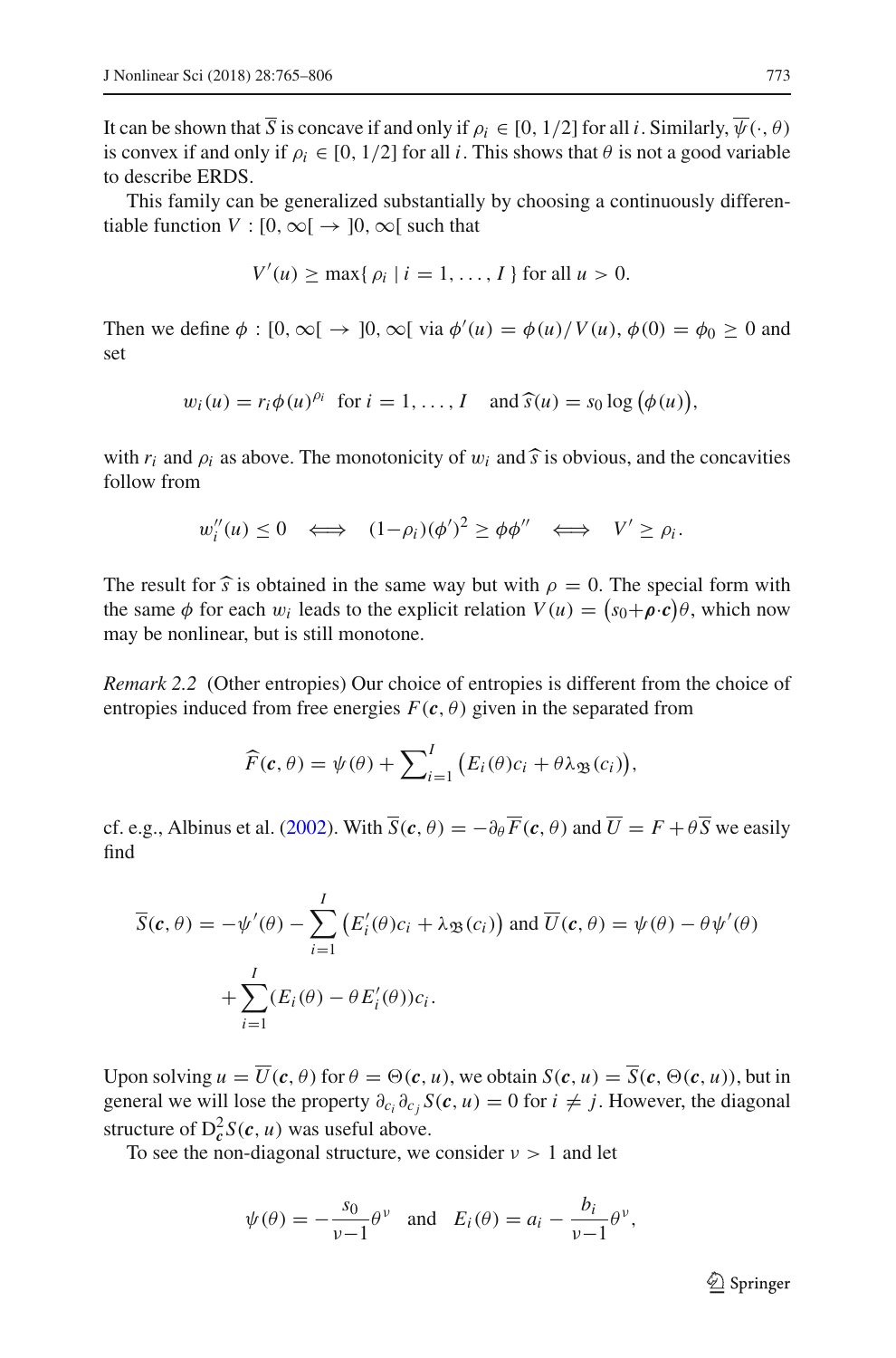It can be shown that $\overline{S}$ is concave if and only if $\rho_i \in [0, 1/2]$ for all $i$. Similarly, $\overline{\psi}(\cdot, \theta)$ is convex if and only if $\rho_i \in [0, 1/2]$ for all $i$. This shows that $\theta$ is not a good variable to describe ERDS.

This family can be generalized substantially by choosing a continuously differentiable function $V : [0, \infty[ \to ]0, \infty[$ such that

$$V'(u) \geq \max\{ \rho_i \mid i = 1, \ldots, I \} \text{ for all } u > 0.$$

Then we define $\phi : [0, \infty[ \to ]0, \infty[$ via $\phi'(u) = \phi(u)/V(u)$, $\phi(0) = \phi_0 \geq 0$ and set

$$w_i(u) = r_i \phi(u)^{\rho_i} \ \text{ for } i = 1, \ldots, I \quad \text{and } \widehat{s}(u) = s_0 \log\big(\phi(u)\big),$$

with $r_i$ and $\rho_i$ as above. The monotonicity of $w_i$ and $\widehat{s}$ is obvious, and the concavities follow from

$$w_i''(u) \leq 0 \quad \Longleftrightarrow \quad (1-\rho_i)(\phi')^2 \geq \phi\phi'' \quad \Longleftrightarrow \quad V' \geq \rho_i.$$

The result for $\widehat{s}$ is obtained in the same way but with $\rho = 0$. The special form with the same $\phi$ for each $w_i$ leads to the explicit relation $V(u) = \big(s_0 + \boldsymbol{\rho}\cdot\boldsymbol{c}\big)\theta$, which now may be nonlinear, but is still monotone.

*Remark 2.2* (Other entropies) Our choice of entropies is different from the choice of entropies induced from free energies $F(\boldsymbol{c}, \theta)$ given in the separated from

$$\widehat{F}(\boldsymbol{c}, \theta) = \psi(\theta) + \sum\nolimits_{i=1}^{I} \big(E_i(\theta)c_i + \theta\lambda_{\mathfrak{B}}(c_i)\big),$$

cf. e.g., Albinus et al. (2002). With $\overline{S}(\boldsymbol{c}, \theta) = -\partial_\theta \overline{F}(\boldsymbol{c}, \theta)$ and $\overline{U} = F + \theta\overline{S}$ we easily find

$$\overline{S}(\boldsymbol{c}, \theta) = -\psi'(\theta) - \sum_{i=1}^{I} \big(E_i'(\theta)c_i + \lambda_{\mathfrak{B}}(c_i)\big) \text{ and } \overline{U}(\boldsymbol{c}, \theta) = \psi(\theta) - \theta\psi'(\theta)$$
$$+ \sum_{i=1}^{I} (E_i(\theta) - \theta E_i'(\theta))c_i.$$

Upon solving $u = \overline{U}(\boldsymbol{c}, \theta)$ for $\theta = \Theta(\boldsymbol{c}, u)$, we obtain $S(\boldsymbol{c}, u) = \overline{S}(\boldsymbol{c}, \Theta(\boldsymbol{c}, u))$, but in general we will lose the property $\partial_{c_i}\partial_{c_j} S(\boldsymbol{c}, u) = 0$ for $i \neq j$. However, the diagonal structure of $\mathrm{D}^2_{\boldsymbol{c}} S(\boldsymbol{c}, u)$ was useful above.

To see the non-diagonal structure, we consider $\nu > 1$ and let

$$\psi(\theta) = -\frac{s_0}{\nu-1}\theta^\nu \quad \text{and} \quad E_i(\theta) = a_i - \frac{b_i}{\nu-1}\theta^\nu,$$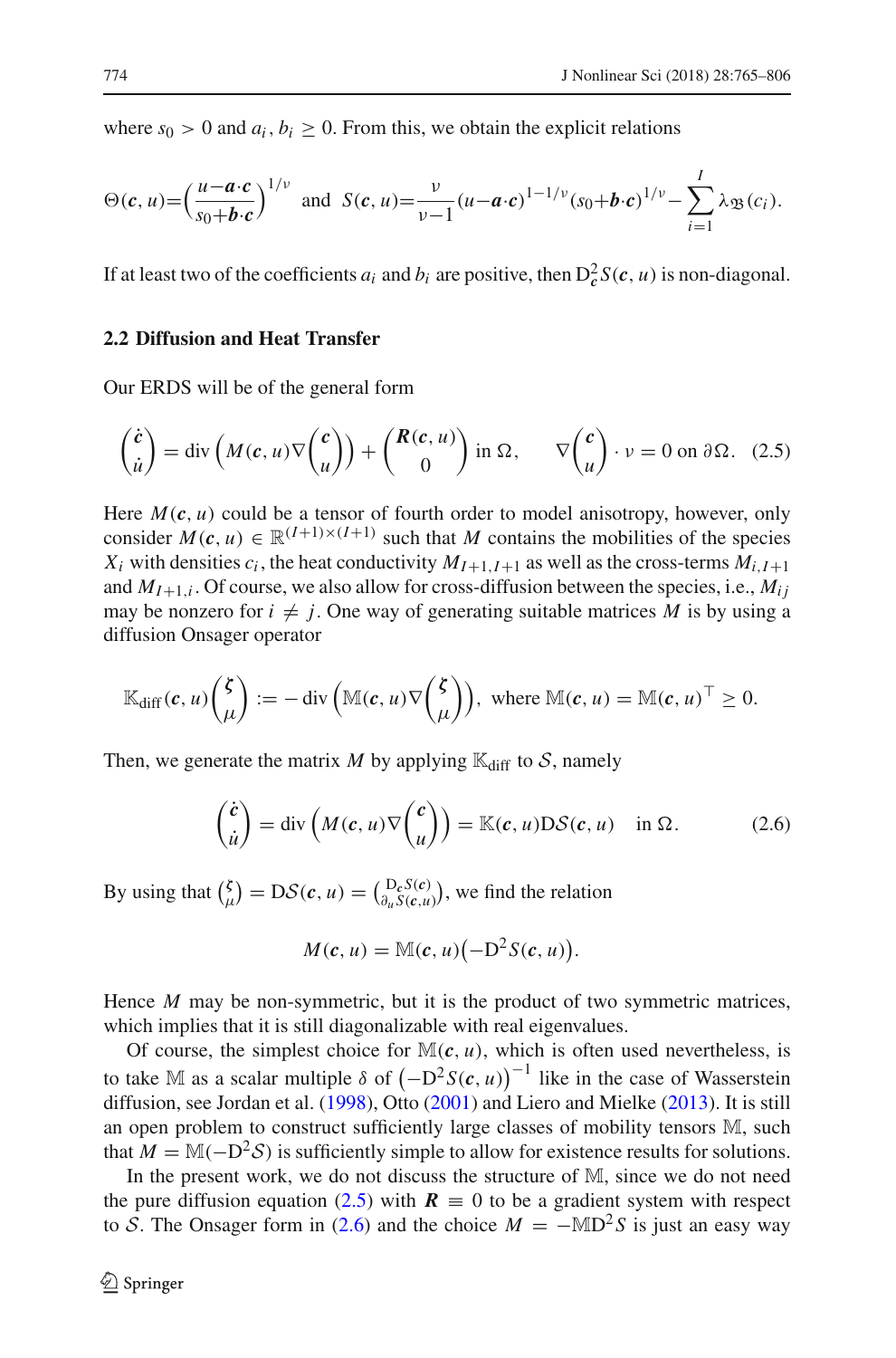where $s_0 > 0$ and $a_i, b_i \geq 0$. From this, we obtain the explicit relations

$$\Theta(\boldsymbol{c}, u) = \Big(\frac{u - \boldsymbol{a}\cdot\boldsymbol{c}}{s_0 + \boldsymbol{b}\cdot\boldsymbol{c}}\Big)^{1/\nu} \quad\text{and}\quad S(\boldsymbol{c}, u) = \frac{\nu}{\nu - 1}(u - \boldsymbol{a}\cdot\boldsymbol{c})^{1-1/\nu}(s_0 + \boldsymbol{b}\cdot\boldsymbol{c})^{1/\nu} - \sum_{i=1}^{I} \lambda_{\mathfrak{B}}(c_i).$$

If at least two of the coefficients $a_i$ and $b_i$ are positive, then $\mathrm{D}^2_{\boldsymbol{c}} S(\boldsymbol{c}, u)$ is non-diagonal.

### 2.2 Diffusion and Heat Transfer

Our ERDS will be of the general form

$$\begin{pmatrix}\dot{\boldsymbol{c}}\\ \dot{u}\end{pmatrix} = \operatorname{div}\Big(M(\boldsymbol{c}, u)\nabla\begin{pmatrix}\boldsymbol{c}\\ u\end{pmatrix}\Big) + \begin{pmatrix}\boldsymbol{R}(\boldsymbol{c}, u)\\ 0\end{pmatrix} \text{ in } \Omega, \qquad \nabla\begin{pmatrix}\boldsymbol{c}\\ u\end{pmatrix}\cdot \nu = 0 \text{ on } \partial\Omega. \quad (2.5)$$

Here $M(\boldsymbol{c}, u)$ could be a tensor of fourth order to model anisotropy, however, only consider $M(\boldsymbol{c}, u) \in \mathbb{R}^{(I+1)\times(I+1)}$ such that $M$ contains the mobilities of the species $X_i$ with densities $c_i$, the heat conductivity $M_{I+1,I+1}$ as well as the cross-terms $M_{i,I+1}$ and $M_{I+1,i}$. Of course, we also allow for cross-diffusion between the species, i.e., $M_{ij}$ may be nonzero for $i \neq j$. One way of generating suitable matrices $M$ is by using a diffusion Onsager operator

$$\mathbb{K}_{\text{diff}}(\boldsymbol{c}, u)\begin{pmatrix}\boldsymbol{\zeta}\\ \mu\end{pmatrix} := -\operatorname{div}\Big(\mathbb{M}(\boldsymbol{c}, u)\nabla\begin{pmatrix}\boldsymbol{\zeta}\\ \mu\end{pmatrix}\Big), \text{ where } \mathbb{M}(\boldsymbol{c}, u) = \mathbb{M}(\boldsymbol{c}, u)^\top \geq 0.$$

Then, we generate the matrix $M$ by applying $\mathbb{K}_{\text{diff}}$ to $\mathcal{S}$, namely

$$\begin{pmatrix}\dot{\boldsymbol{c}}\\ \dot{u}\end{pmatrix} = \operatorname{div}\Big(M(\boldsymbol{c}, u)\nabla\begin{pmatrix}\boldsymbol{c}\\ u\end{pmatrix}\Big) = \mathbb{K}(\boldsymbol{c}, u)\mathrm{D}\mathcal{S}(\boldsymbol{c}, u) \quad \text{in } \Omega. \quad (2.6)$$

By using that $\binom{\boldsymbol{\zeta}}{\mu} = \mathrm{D}\mathcal{S}(\boldsymbol{c}, u) = \binom{\mathrm{D}_{\boldsymbol{c}} S(\boldsymbol{c})}{\partial_u S(\boldsymbol{c}, u)}$, we find the relation

$$M(\boldsymbol{c}, u) = \mathbb{M}(\boldsymbol{c}, u)\big(-\mathrm{D}^2 S(\boldsymbol{c}, u)\big).$$

Hence $M$ may be non-symmetric, but it is the product of two symmetric matrices, which implies that it is still diagonalizable with real eigenvalues.

Of course, the simplest choice for $\mathbb{M}(\boldsymbol{c}, u)$, which is often used nevertheless, is to take $\mathbb{M}$ as a scalar multiple $\delta$ of $\big(-\mathrm{D}^2 S(\boldsymbol{c}, u)\big)^{-1}$ like in the case of Wasserstein diffusion, see Jordan et al. (1998), Otto (2001) and Liero and Mielke (2013). It is still an open problem to construct sufficiently large classes of mobility tensors $\mathbb{M}$, such that $M = \mathbb{M}(-\mathrm{D}^2\mathcal{S})$ is sufficiently simple to allow for existence results for solutions.

In the present work, we do not discuss the structure of $\mathbb{M}$, since we do not need the pure diffusion equation (2.5) with $\boldsymbol{R} \equiv 0$ to be a gradient system with respect to $\mathcal{S}$. The Onsager form in (2.6) and the choice $M = -\mathbb{M}\mathrm{D}^2 S$ is just an easy way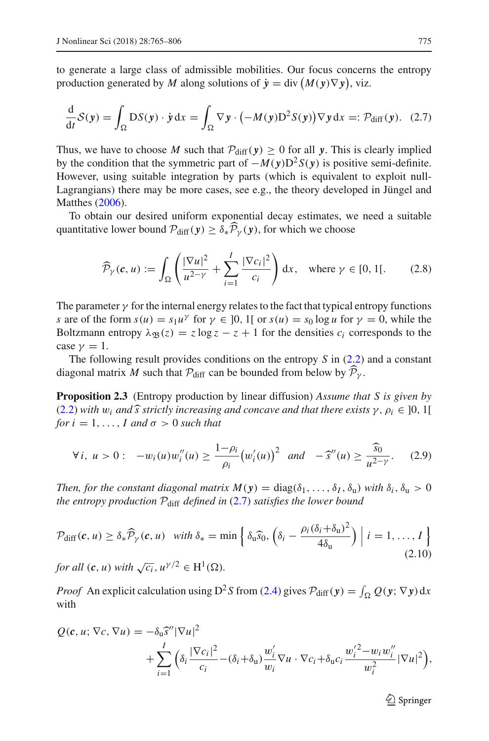to generate a large class of admissible mobilities. Our focus concerns the entropy production generated by $M$ along solutions of $\dot{\boldsymbol{y}} = \operatorname{div}\big(M(\boldsymbol{y})\nabla \boldsymbol{y}\big)$, viz.

$$\frac{\mathrm{d}}{\mathrm{d}t}\mathcal{S}(\boldsymbol{y}) = \int_\Omega \mathrm{D}S(\boldsymbol{y}) \cdot \dot{\boldsymbol{y}}\,\mathrm{d}x = \int_\Omega \nabla \boldsymbol{y} \cdot \big(-M(\boldsymbol{y})\mathrm{D}^2 S(\boldsymbol{y})\big)\nabla \boldsymbol{y}\,\mathrm{d}x =: \mathcal{P}_{\mathrm{diff}}(\boldsymbol{y}). \quad (2.7)$$

Thus, we have to choose $M$ such that $\mathcal{P}_{\mathrm{diff}}(\boldsymbol{y}) \geq 0$ for all $\boldsymbol{y}$. This is clearly implied by the condition that the symmetric part of $-M(\boldsymbol{y})\mathrm{D}^2 S(\boldsymbol{y})$ is positive semi-definite. However, using suitable integration by parts (which is equivalent to exploit null-Lagrangians) there may be more cases, see e.g., the theory developed in Jüngel and Matthes (2006).

To obtain our desired uniform exponential decay estimates, we need a suitable quantitative lower bound $\mathcal{P}_{\mathrm{diff}}(\boldsymbol{y}) \geq \delta_* \widehat{\mathcal{P}}_\gamma(\boldsymbol{y})$, for which we choose

$$\widehat{\mathcal{P}}_\gamma(\boldsymbol{c}, u) := \int_\Omega \left( \frac{|\nabla u|^2}{u^{2-\gamma}} + \sum_{i=1}^{I} \frac{|\nabla c_i|^2}{c_i} \right) \mathrm{d}x, \quad \text{where } \gamma \in [0, 1[. \quad (2.8)$$

The parameter $\gamma$ for the internal energy relates to the fact that typical entropy functions $s$ are of the form $s(u) = s_1 u^\gamma$ for $\gamma \in ]0, 1[$ or $s(u) = s_0 \log u$ for $\gamma = 0$, while the Boltzmann entropy $\lambda_{\mathfrak{B}}(z) = z \log z - z + 1$ for the densities $c_i$ corresponds to the case $\gamma = 1$.

The following result provides conditions on the entropy $S$ in (2.2) and a constant diagonal matrix $M$ such that $\mathcal{P}_{\mathrm{diff}}$ can be bounded from below by $\widehat{\mathcal{P}}_\gamma$.

**Proposition 2.3** (Entropy production by linear diffusion) *Assume that $S$ is given by (2.2) with $w_i$ and $\widehat{s}$ strictly increasing and concave and that there exists $\gamma, \rho_i \in ]0, 1[$ for $i = 1, \ldots, I$ and $\sigma > 0$ such that*

$$\forall\, i,\ u > 0: \quad -w_i(u) w_i''(u) \geq \frac{1-\rho_i}{\rho_i}\big(w_i'(u)\big)^2 \quad \textit{and} \quad -\widehat{s}''(u) \geq \frac{\widehat{s}_0}{u^{2-\gamma}}. \quad (2.9)$$

*Then, for the constant diagonal matrix $M(\boldsymbol{y}) = \mathrm{diag}(\delta_1, \ldots, \delta_I, \delta_{\mathrm{u}})$ with $\delta_i, \delta_{\mathrm{u}} > 0$ the entropy production $\mathcal{P}_{\mathrm{diff}}$ defined in (2.7) satisfies the lower bound*

$$\mathcal{P}_{\mathrm{diff}}(\boldsymbol{c}, u) \geq \delta_* \widehat{\mathcal{P}}_\gamma(\boldsymbol{c}, u) \quad \textit{with } \delta_* = \min\left\{ \delta_{\mathrm{u}} \widehat{s}_0,\ \left(\delta_i - \frac{\rho_i(\delta_i + \delta_{\mathrm{u}})^2}{4\delta_{\mathrm{u}}}\right) \,\Big|\, i = 1, \ldots, I \right\} \quad (2.10)$$

*for all $(\boldsymbol{c}, u)$ with $\sqrt{c_i}, u^{\gamma/2} \in \mathrm{H}^1(\Omega)$.*

*Proof* An explicit calculation using $\mathrm{D}^2 S$ from (2.4) gives $\mathcal{P}_{\mathrm{diff}}(\boldsymbol{y}) = \int_\Omega Q(\boldsymbol{y}; \nabla \boldsymbol{y})\,\mathrm{d}x$ with

$$Q(\boldsymbol{c}, u; \nabla c, \nabla u) = -\delta_{\mathrm{u}} \widehat{s}''|\nabla u|^2 + \sum_{i=1}^{I} \left( \delta_i \frac{|\nabla c_i|^2}{c_i} - (\delta_i + \delta_{\mathrm{u}}) \frac{w_i'}{w_i} \nabla u \cdot \nabla c_i + \delta_{\mathrm{u}} c_i \frac{w_i'^2 - w_i w_i''}{w_i^2} |\nabla u|^2 \right),$$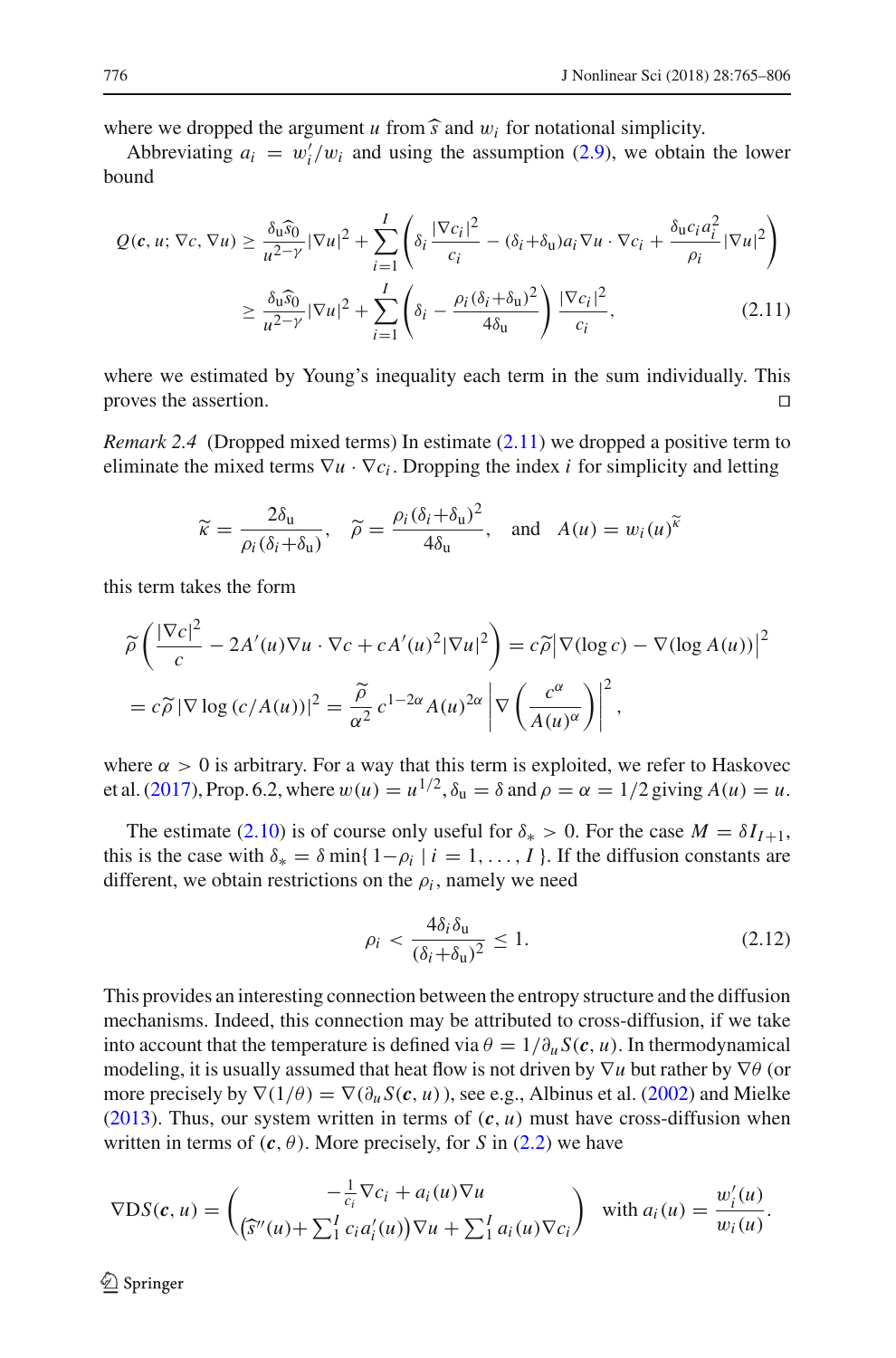where we dropped the argument $u$ from $\widehat{s}$ and $w_i$ for notational simplicity.

Abbreviating $a_i = w_i'/w_i$ and using the assumption (2.9), we obtain the lower bound

$$
\begin{aligned}
Q(\boldsymbol{c}, u; \nabla c, \nabla u) &\geq \frac{\delta_{\mathrm{u}}\widehat{s}_0}{u^{2-\gamma}}|\nabla u|^2 + \sum_{i=1}^{I}\left(\delta_i \frac{|\nabla c_i|^2}{c_i} - (\delta_i + \delta_{\mathrm{u}})a_i \nabla u \cdot \nabla c_i + \frac{\delta_{\mathrm{u}} c_i a_i^2}{\rho_i}|\nabla u|^2\right) \\
&\geq \frac{\delta_{\mathrm{u}}\widehat{s}_0}{u^{2-\gamma}}|\nabla u|^2 + \sum_{i=1}^{I}\left(\delta_i - \frac{\rho_i(\delta_i + \delta_{\mathrm{u}})^2}{4\delta_{\mathrm{u}}}\right)\frac{|\nabla c_i|^2}{c_i},
\end{aligned}
\tag{2.11}
$$

where we estimated by Young's inequality each term in the sum individually. This proves the assertion. ◻

*Remark 2.4* (Dropped mixed terms) In estimate (2.11) we dropped a positive term to eliminate the mixed terms $\nabla u \cdot \nabla c_i$. Dropping the index $i$ for simplicity and letting

$$
\widetilde{\kappa} = \frac{2\delta_{\mathrm{u}}}{\rho_i(\delta_i + \delta_{\mathrm{u}})}, \quad \widetilde{\rho} = \frac{\rho_i(\delta_i + \delta_{\mathrm{u}})^2}{4\delta_{\mathrm{u}}}, \quad \text{and} \quad A(u) = w_i(u)^{\widetilde{\kappa}}
$$

this term takes the form

$$
\begin{aligned}
&\widetilde{\rho}\left(\frac{|\nabla c|^2}{c} - 2A'(u)\nabla u \cdot \nabla c + cA'(u)^2|\nabla u|^2\right) = c\widetilde{\rho}\big|\nabla(\log c) - \nabla(\log A(u))\big|^2 \\
&= c\widetilde{\rho}\,|\nabla \log\,(c/A(u))|^2 = \frac{\widetilde{\rho}}{\alpha^2}\,c^{1-2\alpha}A(u)^{2\alpha}\left|\nabla\left(\frac{c^\alpha}{A(u)^\alpha}\right)\right|^2,
\end{aligned}
$$

where $\alpha > 0$ is arbitrary. For a way that this term is exploited, we refer to Haskovec et al. (2017), Prop. 6.2, where $w(u) = u^{1/2}$, $\delta_{\mathrm{u}} = \delta$ and $\rho = \alpha = 1/2$ giving $A(u) = u$.

The estimate (2.10) is of course only useful for $\delta_* > 0$. For the case $M = \delta I_{I+1}$, this is the case with $\delta_* = \delta \min\{\,1-\rho_i \mid i = 1, \ldots, I\,\}$. If the diffusion constants are different, we obtain restrictions on the $\rho_i$, namely we need

$$
\rho_i < \frac{4\delta_i\delta_{\mathrm{u}}}{(\delta_i + \delta_{\mathrm{u}})^2} \leq 1. \tag{2.12}
$$

This provides an interesting connection between the entropy structure and the diffusion mechanisms. Indeed, this connection may be attributed to cross-diffusion, if we take into account that the temperature is defined via $\theta = 1/\partial_u S(\boldsymbol{c}, u)$. In thermodynamical modeling, it is usually assumed that heat flow is not driven by $\nabla u$ but rather by $\nabla\theta$ (or more precisely by $\nabla(1/\theta) = \nabla(\partial_u S(\boldsymbol{c}, u))$, see e.g., Albinus et al. (2002) and Mielke (2013). Thus, our system written in terms of $(\boldsymbol{c}, u)$ must have cross-diffusion when written in terms of $(\boldsymbol{c}, \theta)$. More precisely, for $S$ in (2.2) we have

$$
\nabla \mathrm{D}S(\boldsymbol{c}, u) = \begin{pmatrix} -\frac{1}{c_i}\nabla c_i + a_i(u)\nabla u \\ \big(\widehat{s}''(u) + \sum_1^I c_i a_i'(u)\big)\nabla u + \sum_1^I a_i(u)\nabla c_i \end{pmatrix} \quad \text{with } a_i(u) = \frac{w_i'(u)}{w_i(u)}.
$$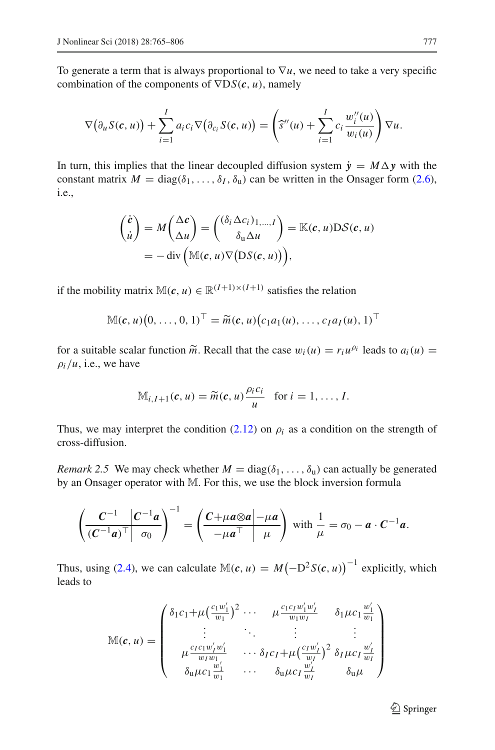To generate a term that is always proportional to $\nabla u$, we need to take a very specific combination of the components of $\nabla \mathrm{D}S(\boldsymbol{c}, u)$, namely

$$\nabla\big(\partial_u S(\boldsymbol{c}, u)\big) + \sum_{i=1}^{I} a_i c_i \nabla\big(\partial_{c_i} S(\boldsymbol{c}, u)\big) = \left(\widehat{s}''(u) + \sum_{i=1}^{I} c_i \frac{w_i''(u)}{w_i(u)}\right) \nabla u.$$

In turn, this implies that the linear decoupled diffusion system $\dot{\boldsymbol{y}} = M\Delta \boldsymbol{y}$ with the constant matrix $M = \mathrm{diag}(\delta_1, \ldots, \delta_I, \delta_\mathrm{u})$ can be written in the Onsager form (2.6), i.e.,

$$\begin{aligned}\begin{pmatrix}\dot{\boldsymbol{c}}\\ \dot{u}\end{pmatrix} = M\begin{pmatrix}\Delta \boldsymbol{c}\\ \Delta u\end{pmatrix} = \begin{pmatrix}(\delta_i \Delta c_i)_{1,\ldots,I}\\ \delta_\mathrm{u}\Delta u\end{pmatrix} &= \mathbb{K}(\boldsymbol{c}, u)\mathrm{D}\mathcal{S}(\boldsymbol{c}, u)\\ &= -\,\mathrm{div}\Big(\mathbb{M}(\boldsymbol{c}, u)\nabla\big(\mathrm{D}S(\boldsymbol{c}, u)\big)\Big),\end{aligned}$$

if the mobility matrix $\mathbb{M}(\boldsymbol{c}, u) \in \mathbb{R}^{(I+1)\times(I+1)}$ satisfies the relation

$$\mathbb{M}(\boldsymbol{c}, u)\big(0, \ldots, 0, 1\big)^\top = \widetilde{m}(\boldsymbol{c}, u)\big(c_1 a_1(u), \ldots, c_I a_I(u), 1\big)^\top$$

for a suitable scalar function $\widetilde{m}$. Recall that the case $w_i(u) = r_i u^{\rho_i}$ leads to $a_i(u) = \rho_i/u$, i.e., we have

$$\mathbb{M}_{i,I+1}(\boldsymbol{c}, u) = \widetilde{m}(\boldsymbol{c}, u)\frac{\rho_i c_i}{u} \quad \text{for } i = 1, \ldots, I.$$

Thus, we may interpret the condition (2.12) on $\rho_i$ as a condition on the strength of cross-diffusion.

*Remark 2.5* We may check whether $M = \mathrm{diag}(\delta_1, \ldots, \delta_\mathrm{u})$ can actually be generated by an Onsager operator with $\mathbb{M}$. For this, we use the block inversion formula

$$\left(\begin{array}{c|c}\boldsymbol{C}^{-1} & \boldsymbol{C}^{-1}\boldsymbol{a}\\ \hline (\boldsymbol{C}^{-1}\boldsymbol{a})^\top & \sigma_0\end{array}\right)^{-1} = \left(\begin{array}{c|c}\boldsymbol{C}+\mu\boldsymbol{a}\otimes\boldsymbol{a} & -\mu\boldsymbol{a}\\ \hline -\mu\boldsymbol{a}^\top & \mu\end{array}\right) \text{ with } \frac{1}{\mu} = \sigma_0 - \boldsymbol{a}\cdot\boldsymbol{C}^{-1}\boldsymbol{a}.$$

Thus, using (2.4), we can calculate $\mathbb{M}(\boldsymbol{c}, u) = M\big(-\mathrm{D}^2 S(\boldsymbol{c}, u)\big)^{-1}$ explicitly, which leads to

$$\mathbb{M}(\boldsymbol{c}, u) = \begin{pmatrix}\delta_1 c_1 + \mu\big(\frac{c_1 w_1'}{w_1}\big)^2 & \cdots & \mu\frac{c_1 c_I w_1' w_I'}{w_1 w_I} & \delta_1 \mu c_1 \frac{w_1'}{w_1}\\ \vdots & \ddots & \vdots & \vdots\\ \mu\frac{c_I c_1 w_I' w_1'}{w_I w_1} & \cdots & \delta_I c_I + \mu\big(\frac{c_I w_I'}{w_I}\big)^2 & \delta_I \mu c_I \frac{w_I'}{w_I}\\ \delta_\mathrm{u}\mu c_1 \frac{w_1'}{w_1} & \cdots & \delta_\mathrm{u}\mu c_I \frac{w_I'}{w_I} & \delta_\mathrm{u}\mu\end{pmatrix}$$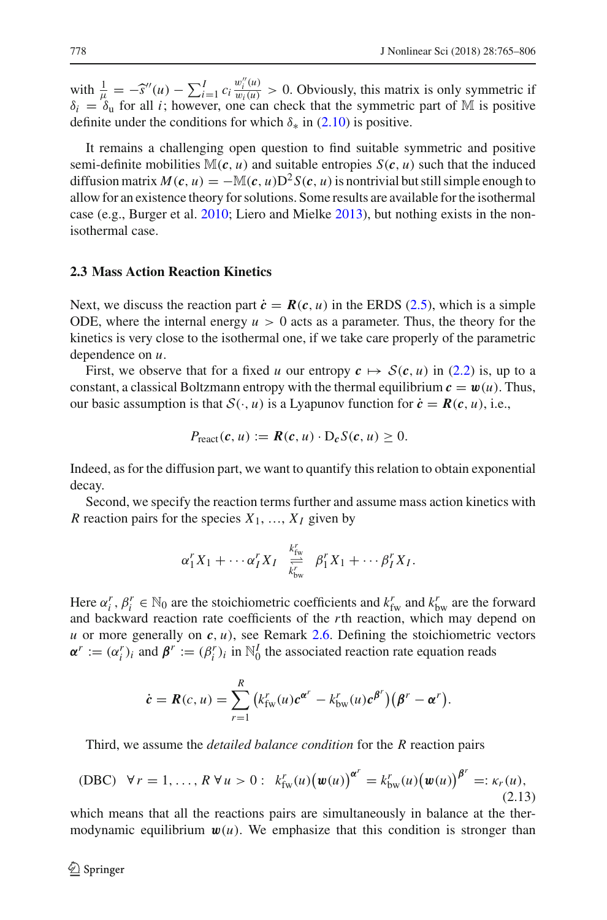with $\frac{1}{\mu} = -\widehat{s}''(u) - \sum_{i=1}^{I} c_i \frac{w_i''(u)}{w_i(u)} > 0$. Obviously, this matrix is only symmetric if $\delta_i = \delta_{\rm u}$ for all $i$; however, one can check that the symmetric part of $\mathbb{M}$ is positive definite under the conditions for which $\delta_*$ in (2.10) is positive.

It remains a challenging open question to find suitable symmetric and positive semi-definite mobilities $\mathbb{M}(\boldsymbol{c}, u)$ and suitable entropies $S(\boldsymbol{c}, u)$ such that the induced diffusion matrix $M(\boldsymbol{c}, u) = -\mathbb{M}(\boldsymbol{c}, u)\mathrm{D}^2 S(\boldsymbol{c}, u)$ is nontrivial but still simple enough to allow for an existence theory for solutions. Some results are available for the isothermal case (e.g., Burger et al. 2010; Liero and Mielke 2013), but nothing exists in the non-isothermal case.

### 2.3 Mass Action Reaction Kinetics

Next, we discuss the reaction part $\dot{\boldsymbol{c}} = \boldsymbol{R}(\boldsymbol{c}, u)$ in the ERDS (2.5), which is a simple ODE, where the internal energy $u > 0$ acts as a parameter. Thus, the theory for the kinetics is very close to the isothermal one, if we take care properly of the parametric dependence on $u$.

First, we observe that for a fixed $u$ our entropy $\boldsymbol{c} \mapsto \mathcal{S}(\boldsymbol{c}, u)$ in (2.2) is, up to a constant, a classical Boltzmann entropy with the thermal equilibrium $\boldsymbol{c} = \boldsymbol{w}(u)$. Thus, our basic assumption is that $\mathcal{S}(\cdot, u)$ is a Lyapunov function for $\dot{\boldsymbol{c}} = \boldsymbol{R}(\boldsymbol{c}, u)$, i.e.,

$$P_{\rm react}(\boldsymbol{c}, u) := \boldsymbol{R}(\boldsymbol{c}, u) \cdot \mathrm{D}_{\boldsymbol{c}} S(\boldsymbol{c}, u) \geq 0.$$

Indeed, as for the diffusion part, we want to quantify this relation to obtain exponential decay.

Second, we specify the reaction terms further and assume mass action kinetics with $R$ reaction pairs for the species $X_1, \ldots, X_I$ given by

$$\alpha_1^r X_1 + \cdots \alpha_I^r X_I \underset{k_{\rm bw}^r}{\overset{k_{\rm fw}^r}{\rightleftharpoons}} \beta_1^r X_1 + \cdots \beta_I^r X_I.$$

Here $\alpha_i^r, \beta_i^r \in \mathbb{N}_0$ are the stoichiometric coefficients and $k_{\rm fw}^r$ and $k_{\rm bw}^r$ are the forward and backward reaction rate coefficients of the $r$th reaction, which may depend on $u$ or more generally on $\boldsymbol{c}, u)$, see Remark 2.6. Defining the stoichiometric vectors $\boldsymbol{\alpha}^r := (\alpha_i^r)_i$ and $\boldsymbol{\beta}^r := (\beta_i^r)_i$ in $\mathbb{N}_0^I$ the associated reaction rate equation reads

$$\dot{\boldsymbol{c}} = \boldsymbol{R}(c, u) = \sum_{r=1}^{R} \big(k_{\rm fw}^r(u)\boldsymbol{c}^{\boldsymbol{\alpha}^r} - k_{\rm bw}^r(u)\boldsymbol{c}^{\boldsymbol{\beta}^r}\big)\big(\boldsymbol{\beta}^r - \boldsymbol{\alpha}^r\big).$$

Third, we assume the *detailed balance condition* for the $R$ reaction pairs

$$\text{(DBC)} \quad \forall\, r = 1, \ldots, R \;\forall\, u > 0: \;\; k_{\rm fw}^r(u)\big(\boldsymbol{w}(u)\big)^{\boldsymbol{\alpha}^r} = k_{\rm bw}^r(u)\big(\boldsymbol{w}(u)\big)^{\boldsymbol{\beta}^r} =: \kappa_r(u), \tag{2.13}$$

which means that all the reactions pairs are simultaneously in balance at the thermodynamic equilibrium $\boldsymbol{w}(u)$. We emphasize that this condition is stronger than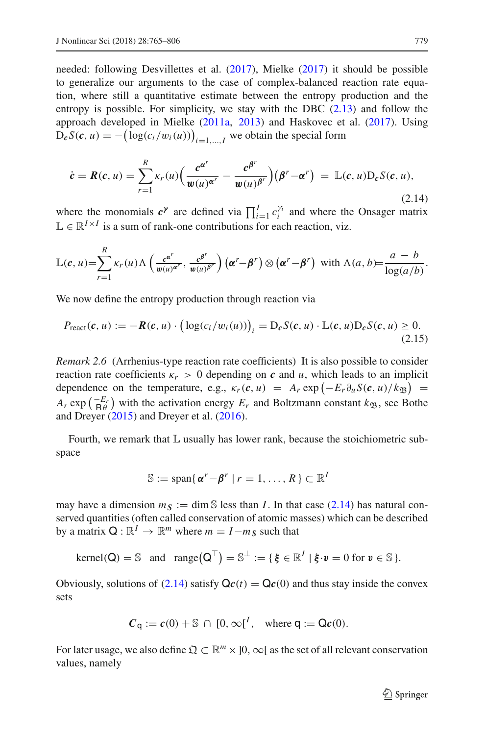needed: following Desvillettes et al. (2017), Mielke (2017) it should be possible to generalize our arguments to the case of complex-balanced reaction rate equation, where still a quantitative estimate between the entropy production and the entropy is possible. For simplicity, we stay with the DBC (2.13) and follow the approach developed in Mielke (2011a, 2013) and Haskovec et al. (2017). Using $\mathrm{D}_{\boldsymbol{c}} S(\boldsymbol{c}, u) = -\big(\log(c_i/w_i(u))\big)_{i=1,\ldots,I}$ we obtain the special form

$$
\dot{\boldsymbol{c}} = \boldsymbol{R}(\boldsymbol{c}, u) = \sum_{r=1}^{R} \kappa_r(u) \Big( \frac{\boldsymbol{c}^{\boldsymbol{\alpha}^r}}{\boldsymbol{w}(u)^{\boldsymbol{\alpha}^r}} - \frac{\boldsymbol{c}^{\boldsymbol{\beta}^r}}{\boldsymbol{w}(u)^{\boldsymbol{\beta}^r}} \Big) \big( \boldsymbol{\beta}^r - \boldsymbol{\alpha}^r \big) \;=\; \mathbb{L}(\boldsymbol{c}, u) \mathrm{D}_{\boldsymbol{c}} S(\boldsymbol{c}, u), \tag{2.14}
$$

where the monomials $\boldsymbol{c}^{\boldsymbol{\gamma}}$ are defined via $\prod_{i=1}^{I} c_i^{\gamma_i}$ and where the Onsager matrix $\mathbb{L} \in \mathbb{R}^{I \times I}$ is a sum of rank-one contributions for each reaction, viz.

$$
\mathbb{L}(\boldsymbol{c}, u) = \sum_{r=1}^{R} \kappa_r(u) \Lambda \left( \frac{\boldsymbol{c}^{\boldsymbol{\alpha}^r}}{\boldsymbol{w}(u)^{\boldsymbol{\alpha}^r}}, \frac{\boldsymbol{c}^{\boldsymbol{\beta}^r}}{\boldsymbol{w}(u)^{\boldsymbol{\beta}^r}} \right) \big( \boldsymbol{\alpha}^r - \boldsymbol{\beta}^r \big) \otimes \big( \boldsymbol{\alpha}^r - \boldsymbol{\beta}^r \big) \text{ with } \Lambda(a, b) = \frac{a - b}{\log(a/b)}.
$$

We now define the entropy production through reaction via

$$
P_{\mathrm{react}}(\boldsymbol{c}, u) := -\boldsymbol{R}(\boldsymbol{c}, u) \cdot \big( \log(c_i/w_i(u)) \big)_i = \mathrm{D}_{\boldsymbol{c}} S(\boldsymbol{c}, u) \cdot \mathbb{L}(\boldsymbol{c}, u) \mathrm{D}_{\boldsymbol{c}} S(\boldsymbol{c}, u) \geq 0. \tag{2.15}
$$

*Remark 2.6* (Arrhenius-type reaction rate coefficients) It is also possible to consider reaction rate coefficients $\kappa_r > 0$ depending on $\boldsymbol{c}$ and $u$, which leads to an implicit dependence on the temperature, e.g., $\kappa_r(\boldsymbol{c}, u) = A_r \exp\big(-E_r \partial_u S(\boldsymbol{c}, u)/k_{\mathfrak{B}}\big) = A_r \exp\big(\frac{-E_r}{\mathsf{R}\theta}\big)$ with the activation energy $E_r$ and Boltzmann constant $k_{\mathfrak{B}}$, see Bothe and Dreyer (2015) and Dreyer et al. (2016).

Fourth, we remark that $\mathbb{L}$ usually has lower rank, because the stoichiometric subspace

$$
\mathbb{S} := \mathrm{span}\{ \boldsymbol{\alpha}^r - \boldsymbol{\beta}^r \mid r = 1, \ldots, R \} \subset \mathbb{R}^I
$$

may have a dimension $m_S := \dim \mathbb{S}$ less than $I$. In that case (2.14) has natural conserved quantities (often called conservation of atomic masses) which can be described by a matrix $\mathsf{Q} : \mathbb{R}^I \to \mathbb{R}^m$ where $m = I - m_S$ such that

$$
\mathrm{kernel}(\mathsf{Q}) = \mathbb{S} \quad \text{and} \quad \mathrm{range}\big(\mathsf{Q}^\top\big) = \mathbb{S}^\perp := \{ \boldsymbol{\xi} \in \mathbb{R}^I \mid \boldsymbol{\xi} \cdot \boldsymbol{v} = 0 \text{ for } \boldsymbol{v} \in \mathbb{S} \}.
$$

Obviously, solutions of (2.14) satisfy $\mathsf{Q}\boldsymbol{c}(t) = \mathsf{Q}\boldsymbol{c}(0)$ and thus stay inside the convex sets

$$
\boldsymbol{C}_{\mathsf{q}} := \boldsymbol{c}(0) + \mathbb{S} \,\cap\, [0, \infty[^I, \quad \text{where } \mathsf{q} := \mathsf{Q}\boldsymbol{c}(0).
$$

For later usage, we also define $\mathfrak{Q} \subset \mathbb{R}^m \times ]0, \infty[$ as the set of all relevant conservation values, namely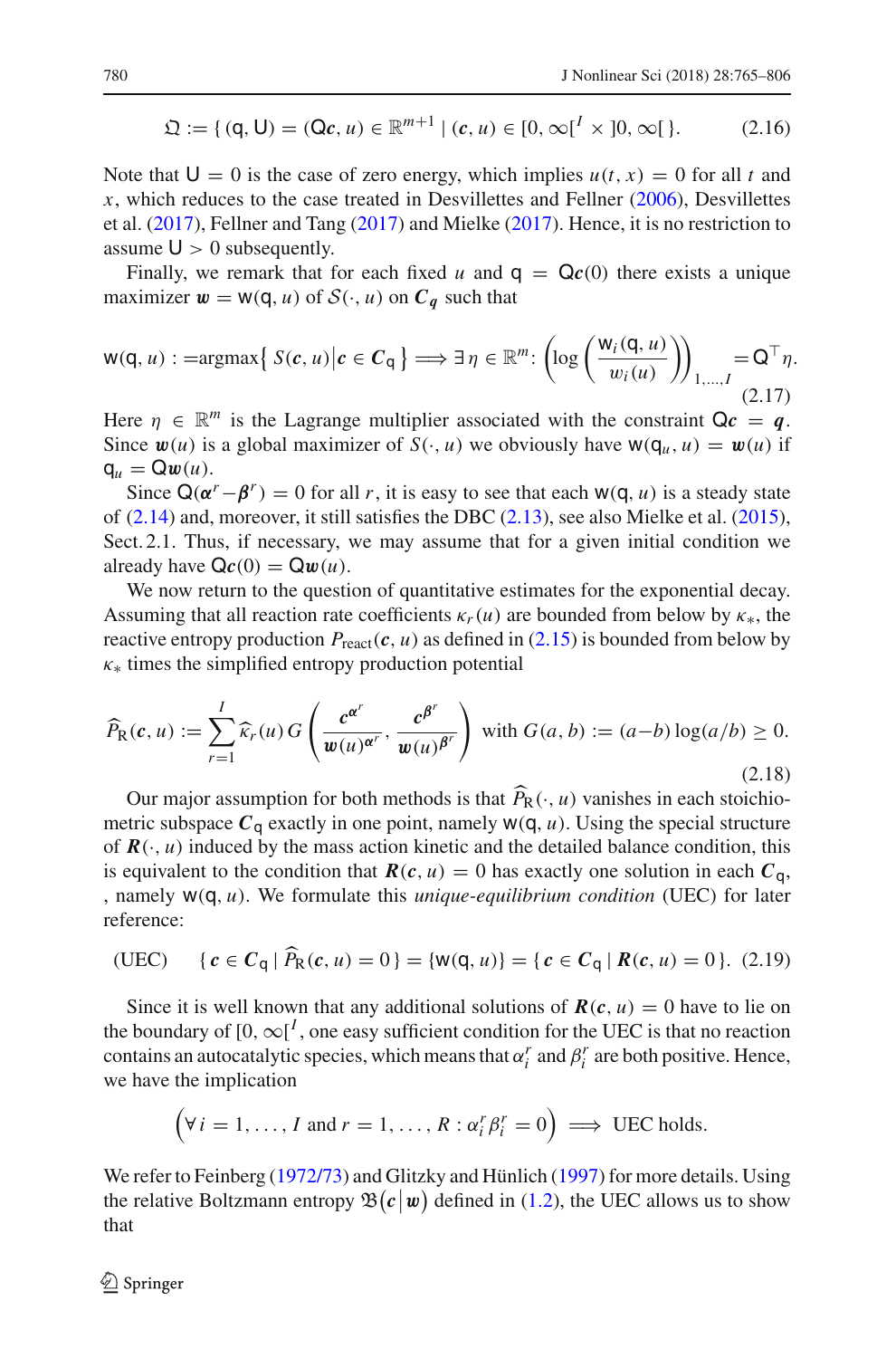$$\mathfrak{Q} := \{ (\mathsf{q}, \mathsf{U}) = (\mathsf{Q}\boldsymbol{c}, u) \in \mathbb{R}^{m+1} \mid (\boldsymbol{c}, u) \in [0, \infty[^I \times ]0, \infty[ \}. \tag{2.16}$$

Note that $\mathsf{U} = 0$ is the case of zero energy, which implies $u(t, x) = 0$ for all $t$ and $x$, which reduces to the case treated in Desvillettes and Fellner (2006), Desvillettes et al. (2017), Fellner and Tang (2017) and Mielke (2017). Hence, it is no restriction to assume $\mathsf{U} > 0$ subsequently.

Finally, we remark that for each fixed $u$ and $\mathsf{q} = \mathsf{Q}\boldsymbol{c}(0)$ there exists a unique maximizer $\boldsymbol{w} = \mathsf{w}(\mathsf{q}, u)$ of $\mathcal{S}(\cdot, u)$ on $\boldsymbol{C}_{\boldsymbol{q}}$ such that

$$\mathsf{w}(\mathsf{q}, u) := \text{argmax}\big\{ S(\boldsymbol{c}, u) \big| \boldsymbol{c} \in \boldsymbol{C}_{\mathsf{q}} \big\} \Longrightarrow \exists\, \eta \in \mathbb{R}^m \colon \left( \log\left( \frac{\mathsf{w}_i(\mathsf{q}, u)}{w_i(u)} \right) \right)_{1,\ldots,I} = \mathsf{Q}^\top \eta. \tag{2.17}$$

Here $\eta \in \mathbb{R}^m$ is the Lagrange multiplier associated with the constraint $\mathsf{Q}\boldsymbol{c} = \boldsymbol{q}$. Since $\boldsymbol{w}(u)$ is a global maximizer of $S(\cdot, u)$ we obviously have $\mathsf{w}(\mathsf{q}_u, u) = \boldsymbol{w}(u)$ if $\mathsf{q}_u = \mathsf{Q}\boldsymbol{w}(u)$.

Since $\mathsf{Q}(\boldsymbol{\alpha}^r - \boldsymbol{\beta}^r) = 0$ for all $r$, it is easy to see that each $\mathsf{w}(\mathsf{q}, u)$ is a steady state of (2.14) and, moreover, it still satisfies the DBC (2.13), see also Mielke et al. (2015), Sect. 2.1. Thus, if necessary, we may assume that for a given initial condition we already have $\mathsf{Q}\boldsymbol{c}(0) = \mathsf{Q}\boldsymbol{w}(u)$.

We now return to the question of quantitative estimates for the exponential decay. Assuming that all reaction rate coefficients $\kappa_r(u)$ are bounded from below by $\kappa_*$, the reactive entropy production $P_{\text{react}}(\boldsymbol{c}, u)$ as defined in (2.15) is bounded from below by $\kappa_*$ times the simplified entropy production potential

$$\widehat{P}_{\mathrm{R}}(\boldsymbol{c}, u) := \sum_{r=1}^{I} \widehat{\kappa}_r(u)\, G\left( \frac{\boldsymbol{c}^{\alpha^r}}{\boldsymbol{w}(u)^{\alpha^r}}, \frac{\boldsymbol{c}^{\beta^r}}{\boldsymbol{w}(u)^{\beta^r}} \right) \text{ with } G(a, b) := (a - b)\log(a/b) \geq 0. \tag{2.18}$$

Our major assumption for both methods is that $\widehat{P}_{\mathrm{R}}(\cdot, u)$ vanishes in each stoichiometric subspace $\boldsymbol{C}_{\mathsf{q}}$ exactly in one point, namely $\mathsf{w}(\mathsf{q}, u)$. Using the special structure of $\boldsymbol{R}(\cdot, u)$ induced by the mass action kinetic and the detailed balance condition, this is equivalent to the condition that $\boldsymbol{R}(\boldsymbol{c}, u) = 0$ has exactly one solution in each $\boldsymbol{C}_{\mathsf{q}}$, , namely $\mathsf{w}(\mathsf{q}, u)$. We formulate this *unique-equilibrium condition* (UEC) for later reference:

$$\text{(UEC)} \qquad \{ \boldsymbol{c} \in \boldsymbol{C}_{\mathsf{q}} \mid \widehat{P}_{\mathrm{R}}(\boldsymbol{c}, u) = 0 \} = \{ \mathsf{w}(\mathsf{q}, u) \} = \{ \boldsymbol{c} \in \boldsymbol{C}_{\mathsf{q}} \mid \boldsymbol{R}(\boldsymbol{c}, u) = 0 \}. \tag{2.19}$$

Since it is well known that any additional solutions of $\boldsymbol{R}(\boldsymbol{c}, u) = 0$ have to lie on the boundary of $[0, \infty[^I$, one easy sufficient condition for the UEC is that no reaction contains an autocatalytic species, which means that $\alpha_i^r$ and $\beta_i^r$ are both positive. Hence, we have the implication

$$\Big( \forall\, i = 1, \ldots, I \text{ and } r = 1, \ldots, R : \alpha_i^r \beta_i^r = 0 \Big) \implies \text{UEC holds.}$$

We refer to Feinberg (1972/73) and Glitzky and Hünlich (1997) for more details. Using the relative Boltzmann entropy $\mathfrak{B}(\boldsymbol{c}\,|\,\boldsymbol{w})$ defined in (1.2), the UEC allows us to show that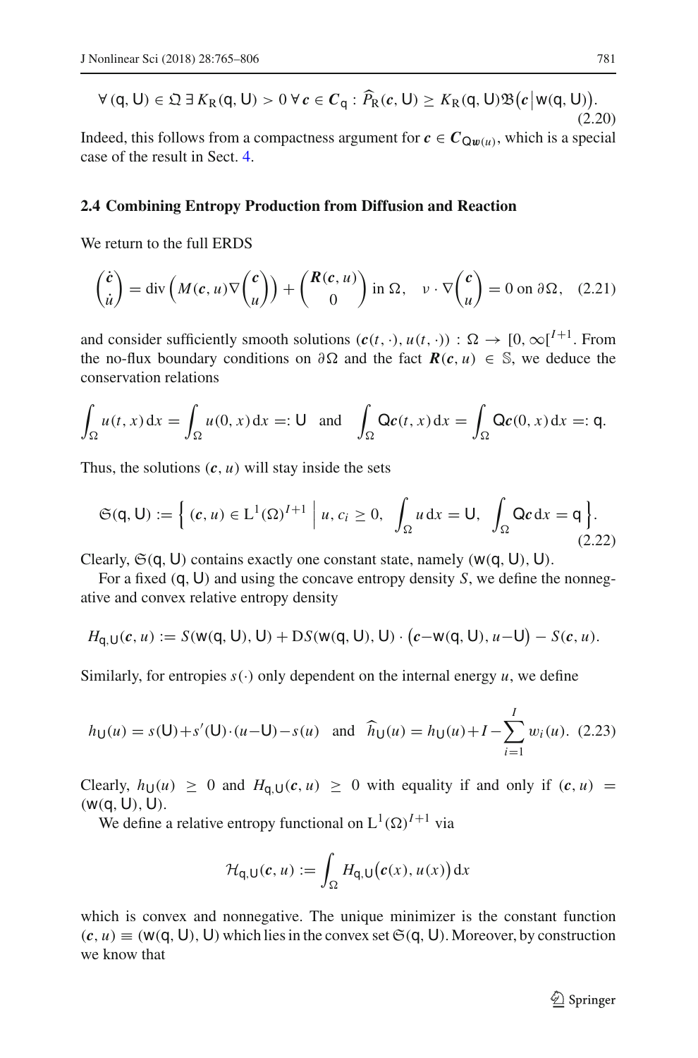$$\forall\, (\mathsf{q}, \mathsf{U}) \in \mathfrak{Q}\; \exists\, K_{\mathrm{R}}(\mathsf{q}, \mathsf{U}) > 0\; \forall\, \boldsymbol{c} \in \boldsymbol{C}_{\mathsf{q}} : \widehat{P}_{\mathrm{R}}(\boldsymbol{c}, \mathsf{U}) \geq K_{\mathrm{R}}(\mathsf{q}, \mathsf{U}) \mathfrak{B}\big(\boldsymbol{c} \,\big|\, \mathsf{w}(\mathsf{q}, \mathsf{U})\big). \tag{2.20}$$

Indeed, this follows from a compactness argument for $\boldsymbol{c} \in \boldsymbol{C}_{\mathsf{Q}\boldsymbol{w}(u)}$, which is a special case of the result in Sect. 4.

### 2.4 Combining Entropy Production from Diffusion and Reaction

We return to the full ERDS

$$\begin{pmatrix} \dot{\boldsymbol{c}} \\ \dot{u} \end{pmatrix} = \operatorname{div}\Big( M(\boldsymbol{c}, u) \nabla \begin{pmatrix} \boldsymbol{c} \\ u \end{pmatrix} \Big) + \begin{pmatrix} \boldsymbol{R}(\boldsymbol{c}, u) \\ 0 \end{pmatrix} \text{ in } \Omega, \quad \nu \cdot \nabla \begin{pmatrix} \boldsymbol{c} \\ u \end{pmatrix} = 0 \text{ on } \partial\Omega, \tag{2.21}$$

and consider sufficiently smooth solutions $(\boldsymbol{c}(t, \cdot), u(t, \cdot)) : \Omega \to [0, \infty[^{I+1}$. From the no-flux boundary conditions on $\partial\Omega$ and the fact $\boldsymbol{R}(\boldsymbol{c}, u) \in \mathbb{S}$, we deduce the conservation relations

$$\int_\Omega u(t, x)\, \mathrm{d}x = \int_\Omega u(0, x)\, \mathrm{d}x =: \mathsf{U} \quad \text{and} \quad \int_\Omega \mathsf{Q}\boldsymbol{c}(t, x)\, \mathrm{d}x = \int_\Omega \mathsf{Q}\boldsymbol{c}(0, x)\, \mathrm{d}x =: \mathsf{q}.$$

Thus, the solutions $(\boldsymbol{c}, u)$ will stay inside the sets

$$\mathfrak{S}(\mathsf{q}, \mathsf{U}) := \Big\{ (\boldsymbol{c}, u) \in \mathrm{L}^1(\Omega)^{I+1} \;\Big|\; u, c_i \geq 0,\; \int_\Omega u\, \mathrm{d}x = \mathsf{U},\; \int_\Omega \mathsf{Q}\boldsymbol{c}\, \mathrm{d}x = \mathsf{q} \Big\}. \tag{2.22}$$

Clearly, $\mathfrak{S}(\mathsf{q}, \mathsf{U})$ contains exactly one constant state, namely $(\mathsf{w}(\mathsf{q}, \mathsf{U}), \mathsf{U})$.

For a fixed $(\mathsf{q}, \mathsf{U})$ and using the concave entropy density $S$, we define the nonnegative and convex relative entropy density

$$H_{\mathsf{q},\mathsf{U}}(\boldsymbol{c}, u) := S(\mathsf{w}(\mathsf{q}, \mathsf{U}), \mathsf{U}) + \mathrm{D}S(\mathsf{w}(\mathsf{q}, \mathsf{U}), \mathsf{U}) \cdot \big(\boldsymbol{c} - \mathsf{w}(\mathsf{q}, \mathsf{U}), u - \mathsf{U}\big) - S(\boldsymbol{c}, u).$$

Similarly, for entropies $s(\cdot)$ only dependent on the internal energy $u$, we define

$$h_{\mathsf{U}}(u) = s(\mathsf{U}) + s'(\mathsf{U}) \cdot (u - \mathsf{U}) - s(u) \quad \text{and} \quad \widehat{h}_{\mathsf{U}}(u) = h_{\mathsf{U}}(u) + I - \sum_{i=1}^{I} w_i(u). \tag{2.23}$$

Clearly, $h_{\mathsf{U}}(u) \geq 0$ and $H_{\mathsf{q},\mathsf{U}}(\boldsymbol{c}, u) \geq 0$ with equality if and only if $(\boldsymbol{c}, u) = (\mathsf{w}(\mathsf{q}, \mathsf{U}), \mathsf{U})$.

We define a relative entropy functional on $\mathrm{L}^1(\Omega)^{I+1}$ via

$$\mathcal{H}_{\mathsf{q},\mathsf{U}}(\boldsymbol{c}, u) := \int_\Omega H_{\mathsf{q},\mathsf{U}}\big(\boldsymbol{c}(x), u(x)\big)\, \mathrm{d}x$$

which is convex and nonnegative. The unique minimizer is the constant function $(\boldsymbol{c}, u) \equiv (\mathsf{w}(\mathsf{q}, \mathsf{U}), \mathsf{U})$ which lies in the convex set $\mathfrak{S}(\mathsf{q}, \mathsf{U})$. Moreover, by construction we know that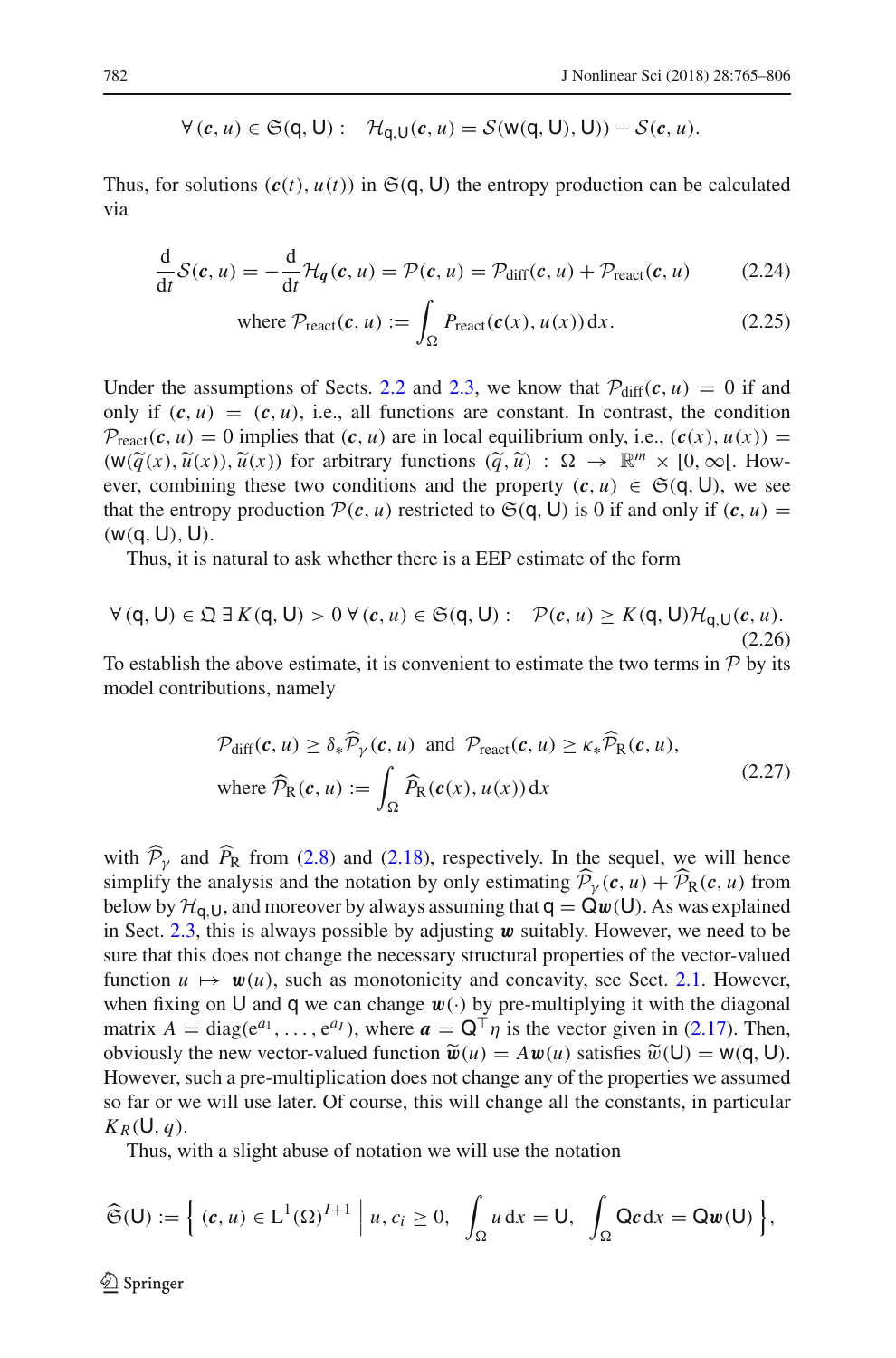$$\forall\,(\boldsymbol{c},u)\in\mathfrak{S}(\mathsf{q},\mathsf{U}):\quad \mathcal{H}_{\mathsf{q},\mathsf{U}}(\boldsymbol{c},u)=\mathcal{S}(\mathsf{w}(\mathsf{q},\mathsf{U}),\mathsf{U}))-\mathcal{S}(\boldsymbol{c},u).$$

Thus, for solutions $(\boldsymbol{c}(t),u(t))$ in $\mathfrak{S}(\mathsf{q},\mathsf{U})$ the entropy production can be calculated via

$$\frac{\mathrm{d}}{\mathrm{d}t}\mathcal{S}(\boldsymbol{c},u)=-\frac{\mathrm{d}}{\mathrm{d}t}\mathcal{H}_{\boldsymbol{q}}(\boldsymbol{c},u)=\mathcal{P}(\boldsymbol{c},u)=\mathcal{P}_{\mathrm{diff}}(\boldsymbol{c},u)+\mathcal{P}_{\mathrm{react}}(\boldsymbol{c},u) \tag{2.24}$$

$$\text{where } \mathcal{P}_{\mathrm{react}}(\boldsymbol{c},u):=\int_\Omega P_{\mathrm{react}}(\boldsymbol{c}(x),u(x))\,\mathrm{d}x. \tag{2.25}$$

Under the assumptions of Sects. 2.2 and 2.3, we know that $\mathcal{P}_{\mathrm{diff}}(\boldsymbol{c},u)=0$ if and only if $(\boldsymbol{c},u)=(\overline{\boldsymbol{c}},\overline{u})$, i.e., all functions are constant. In contrast, the condition $\mathcal{P}_{\mathrm{react}}(\boldsymbol{c},u)=0$ implies that $(\boldsymbol{c},u)$ are in local equilibrium only, i.e., $(\boldsymbol{c}(x),u(x))=(\mathsf{w}(\widetilde{q}(x),\widetilde{u}(x)),\widetilde{u}(x))$ for arbitrary functions $(\widetilde{q},\widetilde{u}):\Omega\to\mathbb{R}^m\times[0,\infty[$. However, combining these two conditions and the property $(\boldsymbol{c},u)\in\mathfrak{S}(\mathsf{q},\mathsf{U})$, we see that the entropy production $\mathcal{P}(\boldsymbol{c},u)$ restricted to $\mathfrak{S}(\mathsf{q},\mathsf{U})$ is 0 if and only if $(\boldsymbol{c},u)=(\mathsf{w}(\mathsf{q},\mathsf{U}),\mathsf{U})$.

Thus, it is natural to ask whether there is a EEP estimate of the form

$$\forall\,(\mathsf{q},\mathsf{U})\in\mathfrak{Q}\;\exists\,K(\mathsf{q},\mathsf{U})>0\;\forall\,(\boldsymbol{c},u)\in\mathfrak{S}(\mathsf{q},\mathsf{U}):\quad \mathcal{P}(\boldsymbol{c},u)\geq K(\mathsf{q},\mathsf{U})\mathcal{H}_{\mathsf{q},\mathsf{U}}(\boldsymbol{c},u). \tag{2.26}$$

To establish the above estimate, it is convenient to estimate the two terms in $\mathcal{P}$ by its model contributions, namely

$$\begin{aligned}&\mathcal{P}_{\mathrm{diff}}(\boldsymbol{c},u)\geq\delta_*\widehat{\mathcal{P}}_\gamma(\boldsymbol{c},u)\ \text{ and }\ \mathcal{P}_{\mathrm{react}}(\boldsymbol{c},u)\geq\kappa_*\widehat{\mathcal{P}}_{\mathrm{R}}(\boldsymbol{c},u),\\&\text{where } \widehat{\mathcal{P}}_{\mathrm{R}}(\boldsymbol{c},u):=\int_\Omega\widehat{P}_{\mathrm{R}}(\boldsymbol{c}(x),u(x))\,\mathrm{d}x\end{aligned} \tag{2.27}$$

with $\widehat{\mathcal{P}}_\gamma$ and $\widehat{P}_{\mathrm{R}}$ from (2.8) and (2.18), respectively. In the sequel, we will hence simplify the analysis and the notation by only estimating $\widehat{\mathcal{P}}_\gamma(\boldsymbol{c},u)+\widehat{\mathcal{P}}_{\mathrm{R}}(\boldsymbol{c},u)$ from below by $\mathcal{H}_{\mathsf{q},\mathsf{U}}$, and moreover by always assuming that $\mathsf{q}=\mathsf{Q}\boldsymbol{w}(\mathsf{U})$. As was explained in Sect. 2.3, this is always possible by adjusting $\boldsymbol{w}$ suitably. However, we need to be sure that this does not change the necessary structural properties of the vector-valued function $u\mapsto\boldsymbol{w}(u)$, such as monotonicity and concavity, see Sect. 2.1. However, when fixing on $\mathsf{U}$ and $\mathsf{q}$ we can change $\boldsymbol{w}(\cdot)$ by pre-multiplying it with the diagonal matrix $A=\mathrm{diag}(\mathrm{e}^{a_1},\ldots,\mathrm{e}^{a_I})$, where $\boldsymbol{a}=\mathsf{Q}^\top\eta$ is the vector given in (2.17). Then, obviously the new vector-valued function $\widetilde{\boldsymbol{w}}(u)=A\boldsymbol{w}(u)$ satisfies $\widetilde{w}(\mathsf{U})=\mathsf{w}(\mathsf{q},\mathsf{U})$. However, such a pre-multiplication does not change any of the properties we assumed so far or we will use later. Of course, this will change all the constants, in particular $K_R(\mathsf{U},q)$.

Thus, with a slight abuse of notation we will use the notation

$$\widehat{\mathfrak{S}}(\mathsf{U}):=\left\{\,(\boldsymbol{c},u)\in\mathrm{L}^1(\Omega)^{I+1}\;\middle|\;u,c_i\geq0,\ \int_\Omega u\,\mathrm{d}x=\mathsf{U},\ \int_\Omega\mathsf{Q}\boldsymbol{c}\,\mathrm{d}x=\mathsf{Q}\boldsymbol{w}(\mathsf{U})\,\right\},$$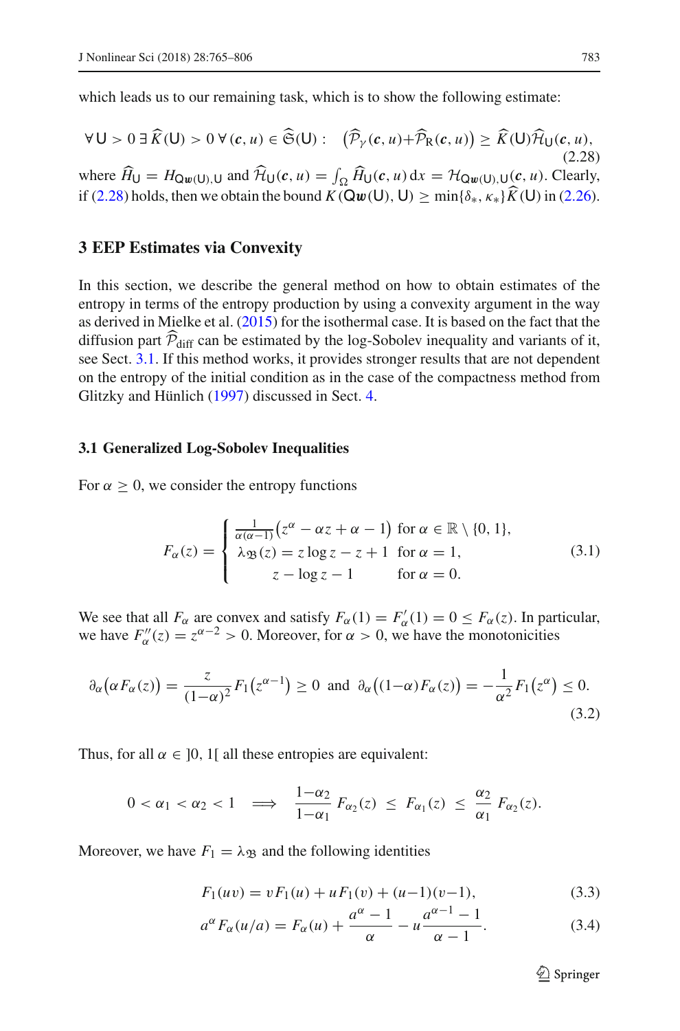which leads us to our remaining task, which is to show the following estimate:

$$\forall\, \mathsf{U} > 0\ \exists\, \widehat{K}(\mathsf{U}) > 0\ \forall\, (\boldsymbol{c}, u) \in \widehat{\mathfrak{S}}(\mathsf{U}) : \quad \big(\widehat{\mathcal{P}}_\gamma(\boldsymbol{c}, u) + \widehat{\mathcal{P}}_{\mathrm{R}}(\boldsymbol{c}, u)\big) \geq \widehat{K}(\mathsf{U})\widehat{\mathcal{H}}_{\mathsf{U}}(\boldsymbol{c}, u), \tag{2.28}$$

where $\widehat{H}_{\mathsf{U}} = H_{\mathsf{Q}\boldsymbol{w}(\mathsf{U}),\mathsf{U}}$ and $\widehat{\mathcal{H}}_{\mathsf{U}}(\boldsymbol{c}, u) = \int_\Omega \widehat{H}_{\mathsf{U}}(\boldsymbol{c}, u)\,\mathrm{d}x = \mathcal{H}_{\mathsf{Q}\boldsymbol{w}(\mathsf{U}),\mathsf{U}}(\boldsymbol{c}, u)$. Clearly, if (2.28) holds, then we obtain the bound $K(\mathsf{Q}\boldsymbol{w}(\mathsf{U}), \mathsf{U}) \geq \min\{\delta_*, \kappa_*\}\widehat{K}(\mathsf{U})$ in (2.26).

## 3 EEP Estimates via Convexity

In this section, we describe the general method on how to obtain estimates of the entropy in terms of the entropy production by using a convexity argument in the way as derived in Mielke et al. (2015) for the isothermal case. It is based on the fact that the diffusion part $\widehat{\mathcal{P}}_{\mathrm{diff}}$ can be estimated by the log-Sobolev inequality and variants of it, see Sect. 3.1. If this method works, it provides stronger results that are not dependent on the entropy of the initial condition as in the case of the compactness method from Glitzky and Hünlich (1997) discussed in Sect. 4.

### 3.1 Generalized Log-Sobolev Inequalities

For $\alpha \geq 0$, we consider the entropy functions

$$F_\alpha(z) = \begin{cases} \frac{1}{\alpha(\alpha-1)}\big(z^\alpha - \alpha z + \alpha - 1\big) & \text{for } \alpha \in \mathbb{R}\setminus\{0,1\}, \\ \lambda_{\mathfrak{B}}(z) = z\log z - z + 1 & \text{for } \alpha = 1, \\ z - \log z - 1 & \text{for } \alpha = 0. \end{cases} \tag{3.1}$$

We see that all $F_\alpha$ are convex and satisfy $F_\alpha(1) = F'_\alpha(1) = 0 \leq F_\alpha(z)$. In particular, we have $F''_\alpha(z) = z^{\alpha-2} > 0$. Moreover, for $\alpha > 0$, we have the monotonicities

$$\partial_\alpha\big(\alpha F_\alpha(z)\big) = \frac{z}{(1-\alpha)^2}F_1\big(z^{\alpha-1}\big) \geq 0 \ \text{ and } \ \partial_\alpha\big((1-\alpha)F_\alpha(z)\big) = -\frac{1}{\alpha^2}F_1\big(z^\alpha\big) \leq 0. \tag{3.2}$$

Thus, for all $\alpha \in\, ]0,1[$ all these entropies are equivalent:

$$0 < \alpha_1 < \alpha_2 < 1 \quad \Longrightarrow \quad \frac{1-\alpha_2}{1-\alpha_1}\, F_{\alpha_2}(z) \ \leq\ F_{\alpha_1}(z) \ \leq\ \frac{\alpha_2}{\alpha_1}\, F_{\alpha_2}(z).$$

Moreover, we have $F_1 = \lambda_{\mathfrak{B}}$ and the following identities

$$F_1(uv) = vF_1(u) + uF_1(v) + (u-1)(v-1), \tag{3.3}$$

$$a^\alpha F_\alpha(u/a) = F_\alpha(u) + \frac{a^\alpha - 1}{\alpha} - u\frac{a^{\alpha-1}-1}{\alpha-1}. \tag{3.4}$$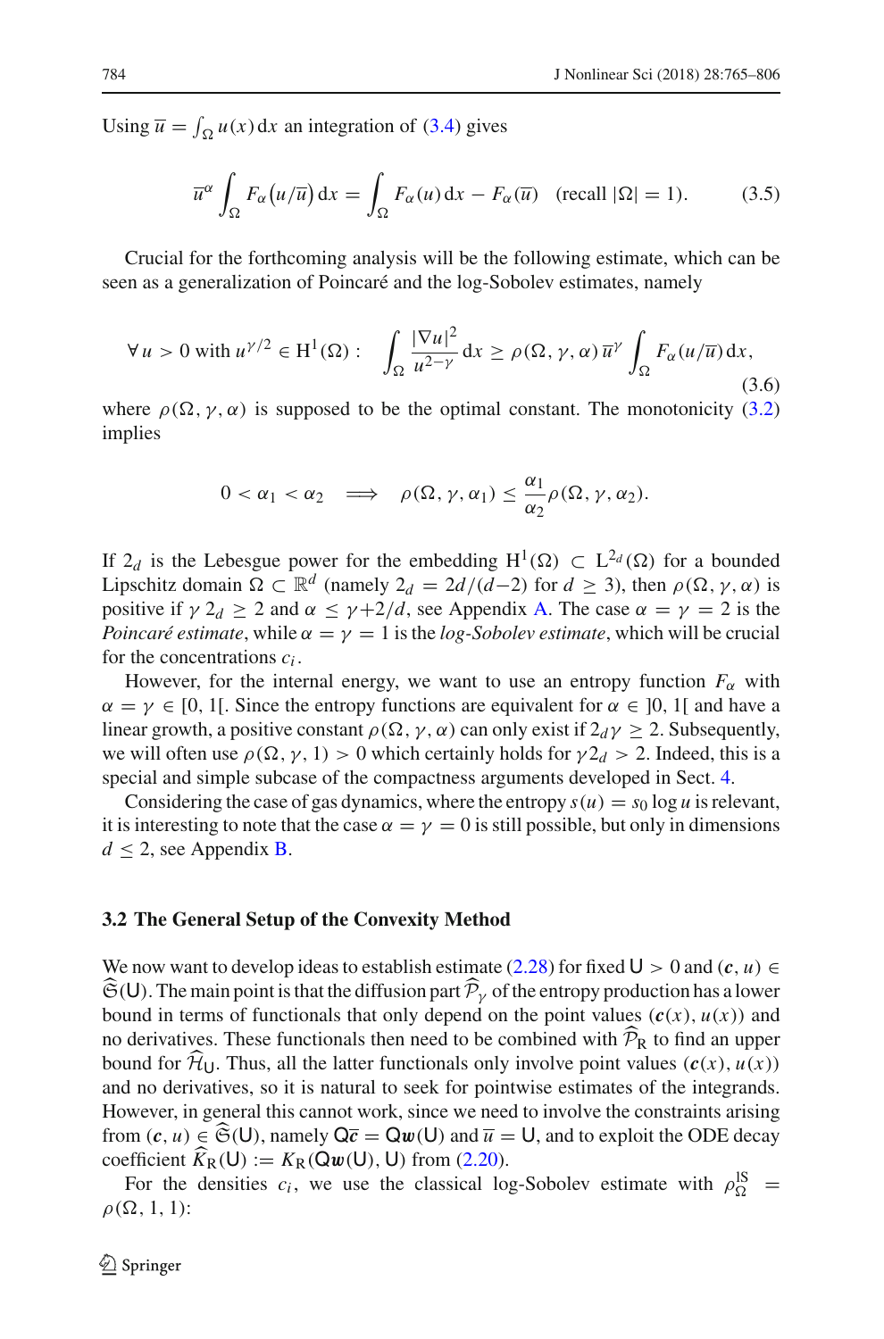Using $\overline{u} = \int_\Omega u(x)\,\mathrm{d}x$ an integration of (3.4) gives

$$\overline{u}^\alpha \int_\Omega F_\alpha\big(u/\overline{u}\big)\,\mathrm{d}x = \int_\Omega F_\alpha(u)\,\mathrm{d}x - F_\alpha(\overline{u}) \quad (\text{recall } |\Omega| = 1). \tag{3.5}$$

Crucial for the forthcoming analysis will be the following estimate, which can be seen as a generalization of Poincaré and the log-Sobolev estimates, namely

$$\forall\, u > 0 \text{ with } u^{\gamma/2} \in \mathrm{H}^1(\Omega): \quad \int_\Omega \frac{|\nabla u|^2}{u^{2-\gamma}}\,\mathrm{d}x \ge \rho(\Omega,\gamma,\alpha)\,\overline{u}^\gamma \int_\Omega F_\alpha(u/\overline{u})\,\mathrm{d}x, \tag{3.6}$$

where $\rho(\Omega,\gamma,\alpha)$ is supposed to be the optimal constant. The monotonicity (3.2) implies

$$0 < \alpha_1 < \alpha_2 \quad \Longrightarrow \quad \rho(\Omega,\gamma,\alpha_1) \le \frac{\alpha_1}{\alpha_2}\rho(\Omega,\gamma,\alpha_2).$$

If $2_d$ is the Lebesgue power for the embedding $\mathrm{H}^1(\Omega) \subset \mathrm{L}^{2_d}(\Omega)$ for a bounded Lipschitz domain $\Omega \subset \mathbb{R}^d$ (namely $2_d = 2d/(d-2)$ for $d \ge 3$), then $\rho(\Omega,\gamma,\alpha)$ is positive if $\gamma\,2_d \ge 2$ and $\alpha \le \gamma + 2/d$, see Appendix A. The case $\alpha = \gamma = 2$ is the *Poincaré estimate*, while $\alpha = \gamma = 1$ is the *log-Sobolev estimate*, which will be crucial for the concentrations $c_i$.

However, for the internal energy, we want to use an entropy function $F_\alpha$ with $\alpha = \gamma \in [0, 1[$. Since the entropy functions are equivalent for $\alpha \in ]0, 1[$ and have a linear growth, a positive constant $\rho(\Omega,\gamma,\alpha)$ can only exist if $2_d\gamma \ge 2$. Subsequently, we will often use $\rho(\Omega,\gamma,1) > 0$ which certainly holds for $\gamma 2_d > 2$. Indeed, this is a special and simple subcase of the compactness arguments developed in Sect. 4.

Considering the case of gas dynamics, where the entropy $s(u) = s_0 \log u$ is relevant, it is interesting to note that the case $\alpha = \gamma = 0$ is still possible, but only in dimensions $d \le 2$, see Appendix B.

### 3.2 The General Setup of the Convexity Method

We now want to develop ideas to establish estimate (2.28) for fixed $\mathsf{U} > 0$ and $(\boldsymbol{c}, u) \in \widehat{\mathfrak{S}}(\mathsf{U})$. The main point is that the diffusion part $\widehat{\mathcal{P}}_\gamma$ of the entropy production has a lower bound in terms of functionals that only depend on the point values $(\boldsymbol{c}(x), u(x))$ and no derivatives. These functionals then need to be combined with $\widehat{\mathcal{P}}_\mathrm{R}$ to find an upper bound for $\widehat{\mathcal{H}}_\mathsf{U}$. Thus, all the latter functionals only involve point values $(\boldsymbol{c}(x), u(x))$ and no derivatives, so it is natural to seek for pointwise estimates of the integrands. However, in general this cannot work, since we need to involve the constraints arising from $(\boldsymbol{c}, u) \in \widehat{\mathfrak{S}}(\mathsf{U})$, namely $\mathsf{Q}\overline{\boldsymbol{c}} = \mathsf{Q}\boldsymbol{w}(\mathsf{U})$ and $\overline{u} = \mathsf{U}$, and to exploit the ODE decay coefficient $\widehat{K}_\mathrm{R}(\mathsf{U}) := K_\mathrm{R}(\mathsf{Q}\boldsymbol{w}(\mathsf{U}), \mathsf{U})$ from (2.20).

For the densities $c_i$, we use the classical log-Sobolev estimate with $\rho^{\mathrm{lS}}_\Omega = \rho(\Omega, 1, 1)$: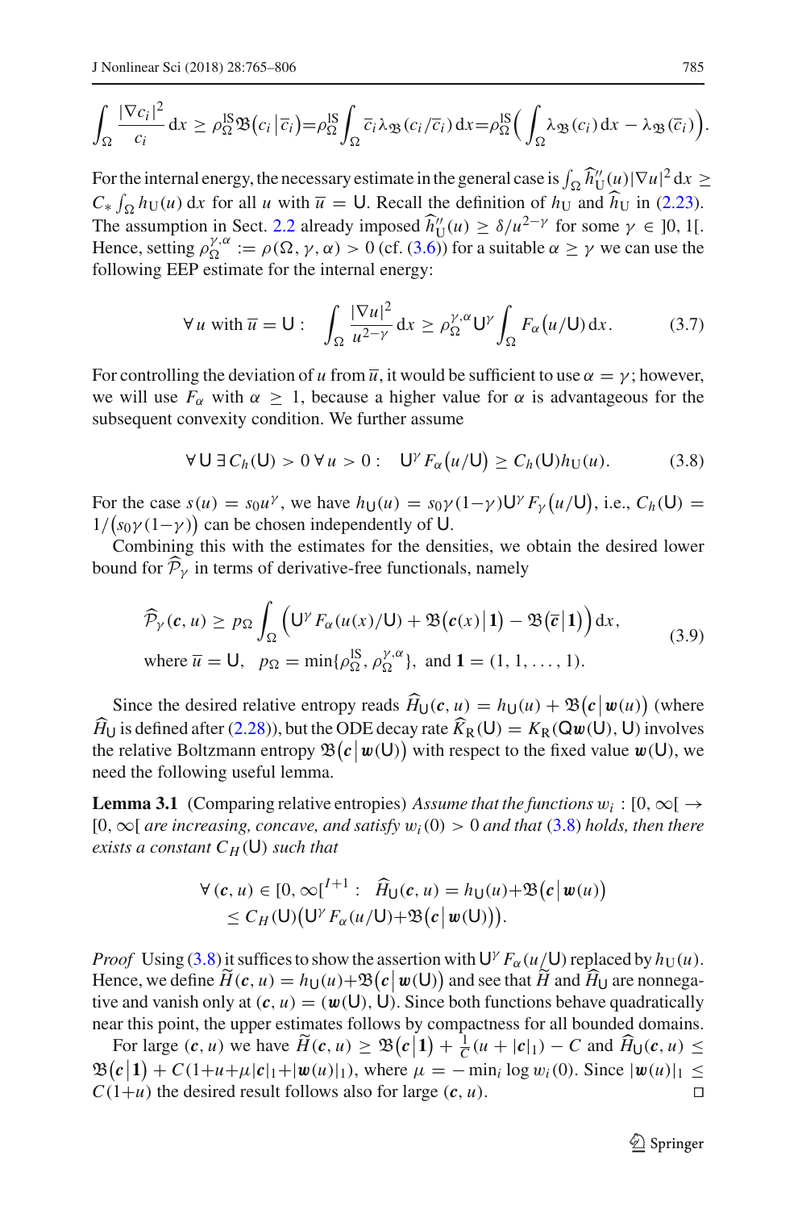$$\int_\Omega \frac{|\nabla c_i|^2}{c_i}\,\mathrm{d}x \ge \rho_\Omega^{\mathrm{lS}}\mathfrak{B}\big(c_i\,\big|\,\overline{c}_i\big) = \rho_\Omega^{\mathrm{lS}}\int_\Omega \overline{c}_i\lambda_{\mathfrak{B}}(c_i/\overline{c}_i)\,\mathrm{d}x = \rho_\Omega^{\mathrm{lS}}\Big(\int_\Omega \lambda_{\mathfrak{B}}(c_i)\,\mathrm{d}x - \lambda_{\mathfrak{B}}(\overline{c}_i)\Big).$$

For the internal energy, the necessary estimate in the general case is $\int_\Omega \widehat{h}''_{\mathsf{U}}(u)|\nabla u|^2\,\mathrm{d}x \ge C_* \int_\Omega h_{\mathsf{U}}(u)\,\mathrm{d}x$ for all $u$ with $\overline{u} = \mathsf{U}$. Recall the definition of $h_{\mathsf{U}}$ and $\widehat{h}_{\mathsf{U}}$ in (2.23). The assumption in Sect. 2.2 already imposed $\widehat{h}''_{\mathsf{U}}(u) \ge \delta/u^{2-\gamma}$ for some $\gamma \in\, ]0,1[$. Hence, setting $\rho_\Omega^{\gamma,\alpha} := \rho(\Omega,\gamma,\alpha) > 0$ (cf. (3.6)) for a suitable $\alpha \ge \gamma$ we can use the following EEP estimate for the internal energy:

$$\forall\, u \text{ with } \overline{u} = \mathsf{U}: \quad \int_\Omega \frac{|\nabla u|^2}{u^{2-\gamma}}\,\mathrm{d}x \ge \rho_\Omega^{\gamma,\alpha}\mathsf{U}^\gamma \int_\Omega F_\alpha\big(u/\mathsf{U}\big)\,\mathrm{d}x. \tag{3.7}$$

For controlling the deviation of $u$ from $\overline{u}$, it would be sufficient to use $\alpha = \gamma$; however, we will use $F_\alpha$ with $\alpha \ge 1$, because a higher value for $\alpha$ is advantageous for the subsequent convexity condition. We further assume

$$\forall\, \mathsf{U}\ \exists\, C_h(\mathsf{U}) > 0\ \forall\, u > 0: \quad \mathsf{U}^\gamma F_\alpha\big(u/\mathsf{U}\big) \ge C_h(\mathsf{U})h_{\mathsf{U}}(u). \tag{3.8}$$

For the case $s(u) = s_0u^\gamma$, we have $h_{\mathsf{U}}(u) = s_0\gamma(1{-}\gamma)\mathsf{U}^\gamma F_\gamma\big(u/\mathsf{U}\big)$, i.e., $C_h(\mathsf{U}) = 1/\big(s_0\gamma(1{-}\gamma)\big)$ can be chosen independently of $\mathsf{U}$.

Combining this with the estimates for the densities, we obtain the desired lower bound for $\widehat{\mathcal{P}}_\gamma$ in terms of derivative-free functionals, namely

$$\begin{aligned}
&\widehat{\mathcal{P}}_\gamma(\boldsymbol{c},u) \ge p_\Omega \int_\Omega \Big(\mathsf{U}^\gamma F_\alpha(u(x)/\mathsf{U}) + \mathfrak{B}\big(\boldsymbol{c}(x)\,\big|\,\mathbf{1}\big) - \mathfrak{B}\big(\overline{\boldsymbol{c}}\,\big|\,\mathbf{1}\big)\Big)\,\mathrm{d}x,\\
&\text{where } \overline{u} = \mathsf{U},\ \ p_\Omega = \min\{\rho_\Omega^{\mathrm{lS}},\rho_\Omega^{\gamma,\alpha}\},\ \text{and } \mathbf{1} = (1,1,\ldots,1).
\end{aligned} \tag{3.9}$$

Since the desired relative entropy reads $\widehat{H}_{\mathsf{U}}(\boldsymbol{c},u) = h_{\mathsf{U}}(u) + \mathfrak{B}\big(\boldsymbol{c}\,\big|\,\boldsymbol{w}(u)\big)$ (where $\widehat{H}_{\mathsf{U}}$ is defined after (2.28)), but the ODE decay rate $\widehat{K}_{\mathrm{R}}(\mathsf{U}) = K_{\mathrm{R}}(\mathsf{Q}\boldsymbol{w}(\mathsf{U}),\mathsf{U})$ involves the relative Boltzmann entropy $\mathfrak{B}\big(\boldsymbol{c}\,\big|\,\boldsymbol{w}(\mathsf{U})\big)$ with respect to the fixed value $\boldsymbol{w}(\mathsf{U})$, we need the following useful lemma.

**Lemma 3.1** (Comparing relative entropies) *Assume that the functions $w_i : [0,\infty[\, \to [0,\infty[$ are increasing, concave, and satisfy $w_i(0) > 0$ and that (3.8) holds, then there exists a constant $C_H(\mathsf{U})$ such that*

$$\begin{aligned}
\forall\,(\boldsymbol{c},u) \in [0,\infty[^{I+1}: \ \ \widehat{H}_{\mathsf{U}}(\boldsymbol{c},u) &= h_{\mathsf{U}}(u) + \mathfrak{B}\big(\boldsymbol{c}\,\big|\,\boldsymbol{w}(u)\big)\\
&\le C_H(\mathsf{U})\big(\mathsf{U}^\gamma F_\alpha(u/\mathsf{U}) + \mathfrak{B}\big(\boldsymbol{c}\,\big|\,\boldsymbol{w}(\mathsf{U})\big)\big).
\end{aligned}$$

*Proof* Using (3.8) it suffices to show the assertion with $\mathsf{U}^\gamma F_\alpha(u/\mathsf{U})$ replaced by $h_{\mathsf{U}}(u)$. Hence, we define $\widetilde{H}(\boldsymbol{c},u) = h_{\mathsf{U}}(u) + \mathfrak{B}\big(\boldsymbol{c}\,\big|\,\boldsymbol{w}(\mathsf{U})\big)$ and see that $\widetilde{H}$ and $\widehat{H}_{\mathsf{U}}$ are nonnegative and vanish only at $(\boldsymbol{c},u) = (\boldsymbol{w}(\mathsf{U}),\mathsf{U})$. Since both functions behave quadratically near this point, the upper estimates follows by compactness for all bounded domains.

For large $(\boldsymbol{c},u)$ we have $\widetilde{H}(\boldsymbol{c},u) \ge \mathfrak{B}\big(\boldsymbol{c}\,\big|\,\mathbf{1}\big) + \frac{1}{C}(u + |\boldsymbol{c}|_1) - C$ and $\widehat{H}_{\mathsf{U}}(\boldsymbol{c},u) \le \mathfrak{B}\big(\boldsymbol{c}\,\big|\,\mathbf{1}\big) + C(1{+}u{+}\mu|\boldsymbol{c}|_1{+}|\boldsymbol{w}(u)|_1)$, where $\mu = -\min_i \log w_i(0)$. Since $|\boldsymbol{w}(u)|_1 \le C(1{+}u)$ the desired result follows also for large $(\boldsymbol{c},u)$. $\square$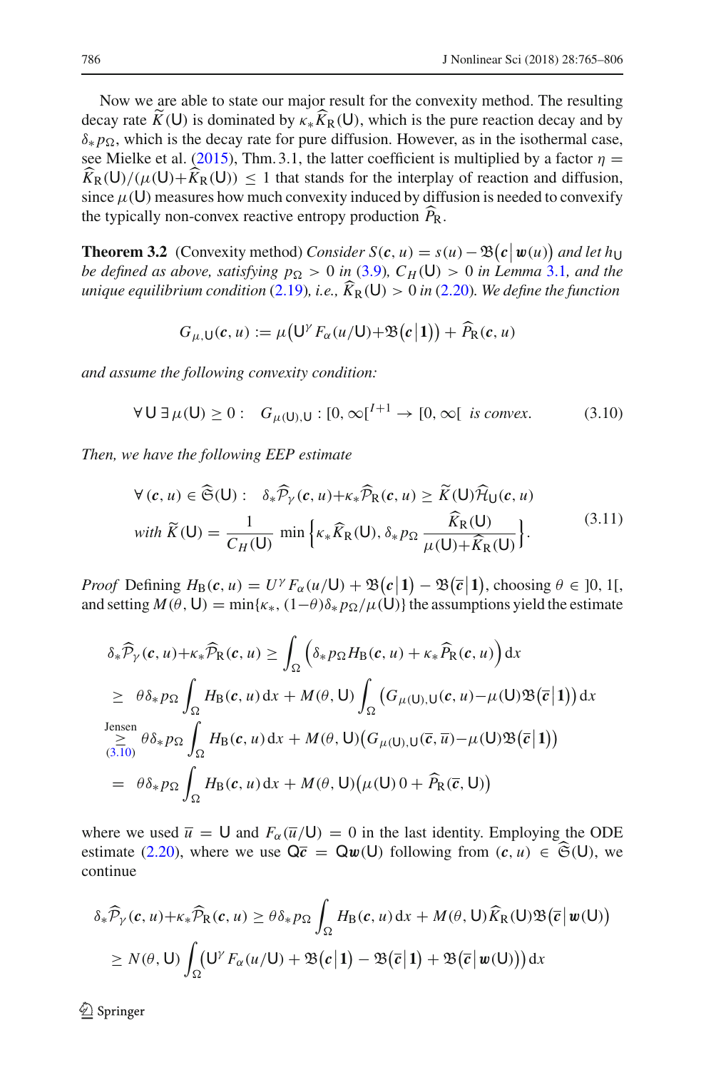Now we are able to state our major result for the convexity method. The resulting decay rate $\widetilde{K}(\mathsf{U})$ is dominated by $\kappa_*\widehat{K}_{\mathrm{R}}(\mathsf{U})$, which is the pure reaction decay and by $\delta_* p_\Omega$, which is the decay rate for pure diffusion. However, as in the isothermal case, see Mielke et al. (2015), Thm. 3.1, the latter coefficient is multiplied by a factor $\eta = \widehat{K}_{\mathrm{R}}(\mathsf{U})/(\mu(\mathsf{U})+\widehat{K}_{\mathrm{R}}(\mathsf{U})) \le 1$ that stands for the interplay of reaction and diffusion, since $\mu(\mathsf{U})$ measures how much convexity induced by diffusion is needed to convexify the typically non-convex reactive entropy production $\widehat{P}_{\mathrm{R}}$.

**Theorem 3.2** (Convexity method) *Consider $S(\boldsymbol{c}, u) = s(u) - \mathfrak{B}\big(\boldsymbol{c}\big|\boldsymbol{w}(u)\big)$ and let $h_{\mathsf{U}}$ be defined as above, satisfying $p_\Omega > 0$ in (3.9), $C_H(\mathsf{U}) > 0$ in Lemma 3.1, and the unique equilibrium condition (2.19), i.e., $\widehat{K}_{\mathrm{R}}(\mathsf{U}) > 0$ in (2.20). We define the function*

$$G_{\mu,\mathsf{U}}(\boldsymbol{c}, u) := \mu\big(\mathsf{U}^\gamma F_\alpha(u/\mathsf{U}) + \mathfrak{B}\big(\boldsymbol{c}\big|\mathbf{1}\big)\big) + \widehat{P}_{\mathrm{R}}(\boldsymbol{c}, u)$$

*and assume the following convexity condition:*

$$\forall\, \mathsf{U}\ \exists\, \mu(\mathsf{U}) \ge 0 : \quad G_{\mu(\mathsf{U}),\mathsf{U}} : [0, \infty[^{I+1} \to [0, \infty[ \ \text{ is convex.} \tag{3.10}$$

*Then, we have the following EEP estimate*

$$\begin{aligned}
&\forall\, (\boldsymbol{c}, u) \in \widehat{\mathfrak{S}}(\mathsf{U}) : \quad \delta_*\widehat{\mathcal{P}}_\gamma(\boldsymbol{c}, u) + \kappa_*\widehat{\mathcal{P}}_{\mathrm{R}}(\boldsymbol{c}, u) \ge \widetilde{K}(\mathsf{U})\widehat{\mathcal{H}}_{\mathsf{U}}(\boldsymbol{c}, u) \\
&\text{with } \widetilde{K}(\mathsf{U}) = \frac{1}{C_H(\mathsf{U})} \min\Big\{\kappa_*\widehat{K}_{\mathrm{R}}(\mathsf{U}),\ \delta_* p_\Omega \frac{\widehat{K}_{\mathrm{R}}(\mathsf{U})}{\mu(\mathsf{U})+\widehat{K}_{\mathrm{R}}(\mathsf{U})}\Big\}.
\end{aligned} \tag{3.11}$$

*Proof* Defining $H_{\mathrm{B}}(\boldsymbol{c}, u) = U^\gamma F_\alpha(u/\mathsf{U}) + \mathfrak{B}\big(\boldsymbol{c}\big|\mathbf{1}\big) - \mathfrak{B}\big(\overline{\boldsymbol{c}}\big|\mathbf{1}\big)$, choosing $\theta \in\, ]0, 1[$, and setting $M(\theta, \mathsf{U}) = \min\{\kappa_*, (1-\theta)\delta_* p_\Omega/\mu(\mathsf{U})\}$ the assumptions yield the estimate

$$\begin{aligned}
\delta_*\widehat{\mathcal{P}}_\gamma(\boldsymbol{c}, u) + \kappa_*\widehat{\mathcal{P}}_{\mathrm{R}}(\boldsymbol{c}, u) &\ge \int_\Omega \Big(\delta_* p_\Omega H_{\mathrm{B}}(\boldsymbol{c}, u) + \kappa_*\widehat{P}_{\mathrm{R}}(\boldsymbol{c}, u)\Big)\,\mathrm{d}x \\
&\ge\ \theta\delta_* p_\Omega \int_\Omega H_{\mathrm{B}}(\boldsymbol{c}, u)\,\mathrm{d}x + M(\theta, \mathsf{U}) \int_\Omega \big(G_{\mu(\mathsf{U}),\mathsf{U}}(\boldsymbol{c}, u) - \mu(\mathsf{U})\mathfrak{B}\big(\overline{\boldsymbol{c}}\big|\mathbf{1}\big)\big)\,\mathrm{d}x \\
&\overset{\text{Jensen}}{\underset{(3.10)}{\ge}}\ \theta\delta_* p_\Omega \int_\Omega H_{\mathrm{B}}(\boldsymbol{c}, u)\,\mathrm{d}x + M(\theta, \mathsf{U})\big(G_{\mu(\mathsf{U}),\mathsf{U}}(\overline{\boldsymbol{c}}, \overline{u}) - \mu(\mathsf{U})\mathfrak{B}\big(\overline{\boldsymbol{c}}\big|\mathbf{1}\big)\big) \\
&=\ \theta\delta_* p_\Omega \int_\Omega H_{\mathrm{B}}(\boldsymbol{c}, u)\,\mathrm{d}x + M(\theta, \mathsf{U})\big(\mu(\mathsf{U})\,0 + \widehat{P}_{\mathrm{R}}(\overline{\boldsymbol{c}}, \mathsf{U})\big)
\end{aligned}$$

where we used $\overline{u} = \mathsf{U}$ and $F_\alpha(\overline{u}/\mathsf{U}) = 0$ in the last identity. Employing the ODE estimate (2.20), where we use $\mathsf{Q}\overline{\boldsymbol{c}} = \mathsf{Q}\boldsymbol{w}(\mathsf{U})$ following from $(\boldsymbol{c}, u) \in \widehat{\mathfrak{S}}(\mathsf{U})$, we continue

$$\begin{aligned}
\delta_*\widehat{\mathcal{P}}_\gamma(\boldsymbol{c}, u) + \kappa_*\widehat{\mathcal{P}}_{\mathrm{R}}(\boldsymbol{c}, u) &\ge \theta\delta_* p_\Omega \int_\Omega H_{\mathrm{B}}(\boldsymbol{c}, u)\,\mathrm{d}x + M(\theta, \mathsf{U})\widehat{K}_{\mathrm{R}}(\mathsf{U})\mathfrak{B}\big(\overline{\boldsymbol{c}}\big|\boldsymbol{w}(\mathsf{U})\big) \\
&\ge N(\theta, \mathsf{U}) \int_\Omega \big(\mathsf{U}^\gamma F_\alpha(u/\mathsf{U}) + \mathfrak{B}\big(\boldsymbol{c}\big|\mathbf{1}\big) - \mathfrak{B}\big(\overline{\boldsymbol{c}}\big|\mathbf{1}\big) + \mathfrak{B}\big(\overline{\boldsymbol{c}}\big|\boldsymbol{w}(\mathsf{U})\big)\big)\,\mathrm{d}x
\end{aligned}$$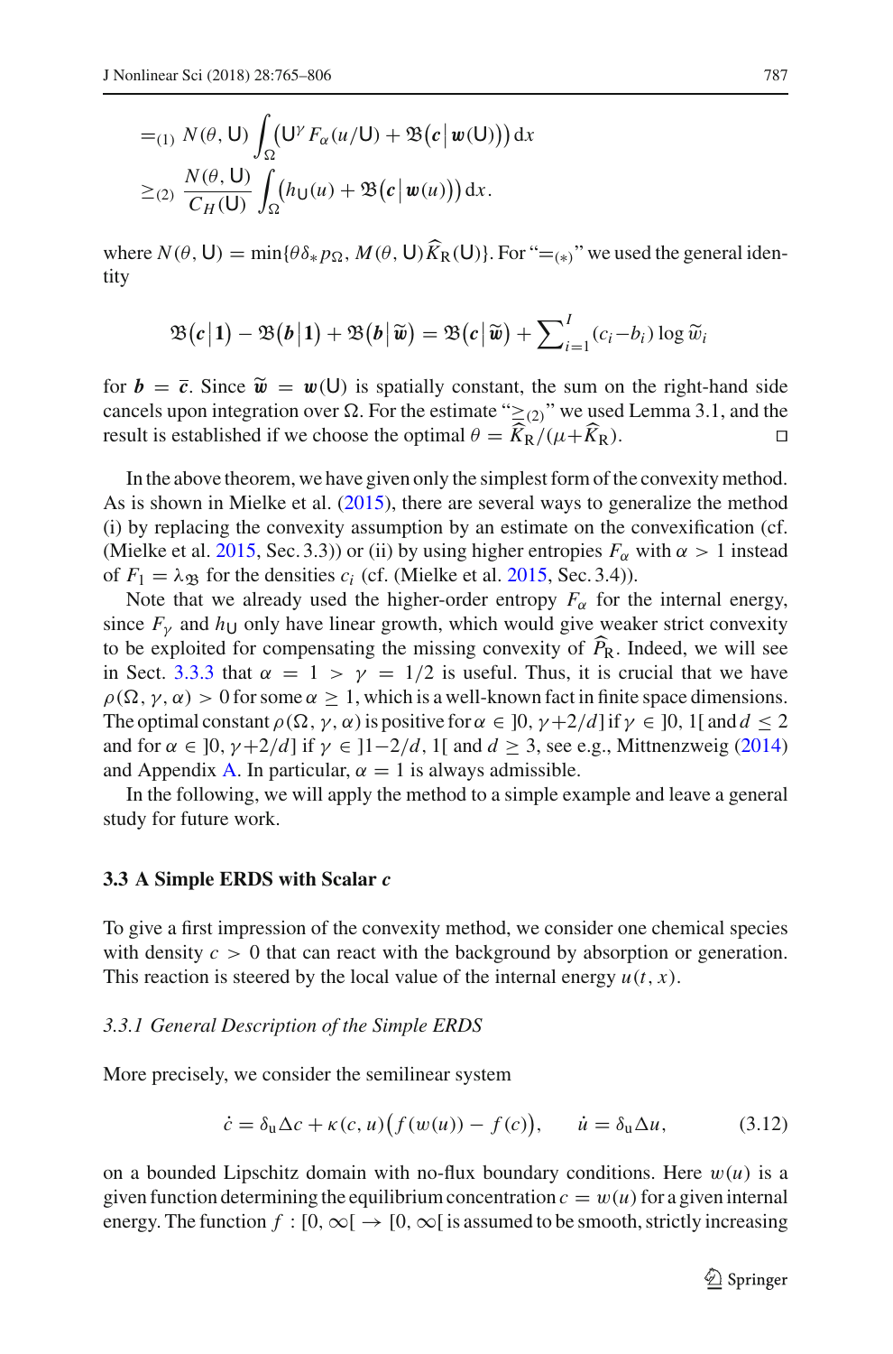$$
\begin{aligned}
&=_{(1)} N(\theta, \mathsf{U}) \int_\Omega \big(\mathsf{U}^\gamma F_\alpha(u/\mathsf{U}) + \mathfrak{B}\big(\boldsymbol{c}\,\big|\,\boldsymbol{w}(\mathsf{U})\big)\big)\,\mathrm{d}x \\
&\geq_{(2)} \frac{N(\theta, \mathsf{U})}{C_H(\mathsf{U})} \int_\Omega \big(h_{\mathsf{U}}(u) + \mathfrak{B}\big(\boldsymbol{c}\,\big|\,\boldsymbol{w}(u)\big)\big)\,\mathrm{d}x.
\end{aligned}
$$

where $N(\theta, \mathsf{U}) = \min\{\theta\delta_* p_\Omega, M(\theta, \mathsf{U})\widehat{K}_{\mathrm{R}}(\mathsf{U})\}$. For "$=_{(*)}$" we used the general identity

$$
\mathfrak{B}\big(\boldsymbol{c}\,\big|\,\mathbf{1}\big) - \mathfrak{B}\big(\boldsymbol{b}\,\big|\,\mathbf{1}\big) + \mathfrak{B}\big(\boldsymbol{b}\,\big|\,\widetilde{\boldsymbol{w}}\big) = \mathfrak{B}\big(\boldsymbol{c}\,\big|\,\widetilde{\boldsymbol{w}}\big) + \sum\nolimits_{i=1}^{I} (c_i - b_i) \log \widetilde{w}_i
$$

for $\boldsymbol{b} = \overline{\boldsymbol{c}}$. Since $\widetilde{\boldsymbol{w}} = \boldsymbol{w}(\mathsf{U})$ is spatially constant, the sum on the right-hand side cancels upon integration over $\Omega$. For the estimate "$\geq_{(2)}$" we used Lemma 3.1, and the result is established if we choose the optimal $\theta = \widehat{K}_{\mathrm{R}}/(\mu + \widehat{K}_{\mathrm{R}})$. □

In the above theorem, we have given only the simplest form of the convexity method. As is shown in Mielke et al. (2015), there are several ways to generalize the method (i) by replacing the convexity assumption by an estimate on the convexification (cf. (Mielke et al. 2015, Sec. 3.3)) or (ii) by using higher entropies $F_\alpha$ with $\alpha > 1$ instead of $F_1 = \lambda_{\mathfrak{B}}$ for the densities $c_i$ (cf. (Mielke et al. 2015, Sec. 3.4)).

Note that we already used the higher-order entropy $F_\alpha$ for the internal energy, since $F_\gamma$ and $h_{\mathsf{U}}$ only have linear growth, which would give weaker strict convexity to be exploited for compensating the missing convexity of $\widehat{P}_{\mathrm{R}}$. Indeed, we will see in Sect. 3.3.3 that $\alpha = 1 > \gamma = 1/2$ is useful. Thus, it is crucial that we have $\rho(\Omega, \gamma, \alpha) > 0$ for some $\alpha \geq 1$, which is a well-known fact in finite space dimensions. The optimal constant $\rho(\Omega, \gamma, \alpha)$ is positive for $\alpha \in \,]0, \gamma{+}2/d]$ if $\gamma \in \,]0, 1[$ and $d \leq 2$ and for $\alpha \in \,]0, \gamma{+}2/d]$ if $\gamma \in \,]1{-}2/d, 1[$ and $d \geq 3$, see e.g., Mittnenzweig (2014) and Appendix A. In particular, $\alpha = 1$ is always admissible.

In the following, we will apply the method to a simple example and leave a general study for future work.

### 3.3 A Simple ERDS with Scalar *c*

To give a first impression of the convexity method, we consider one chemical species with density $c > 0$ that can react with the background by absorption or generation. This reaction is steered by the local value of the internal energy $u(t, x)$.

#### *3.3.1 General Description of the Simple ERDS*

More precisely, we consider the semilinear system

$$
\dot{c} = \delta_{\mathrm{u}} \Delta c + \kappa(c, u)\big(f(w(u)) - f(c)\big), \qquad \dot{u} = \delta_{\mathrm{u}} \Delta u, \tag{3.12}
$$

on a bounded Lipschitz domain with no-flux boundary conditions. Here $w(u)$ is a given function determining the equilibrium concentration $c = w(u)$ for a given internal energy. The function $f : [0, \infty[ \,\to [0, \infty[$ is assumed to be smooth, strictly increasing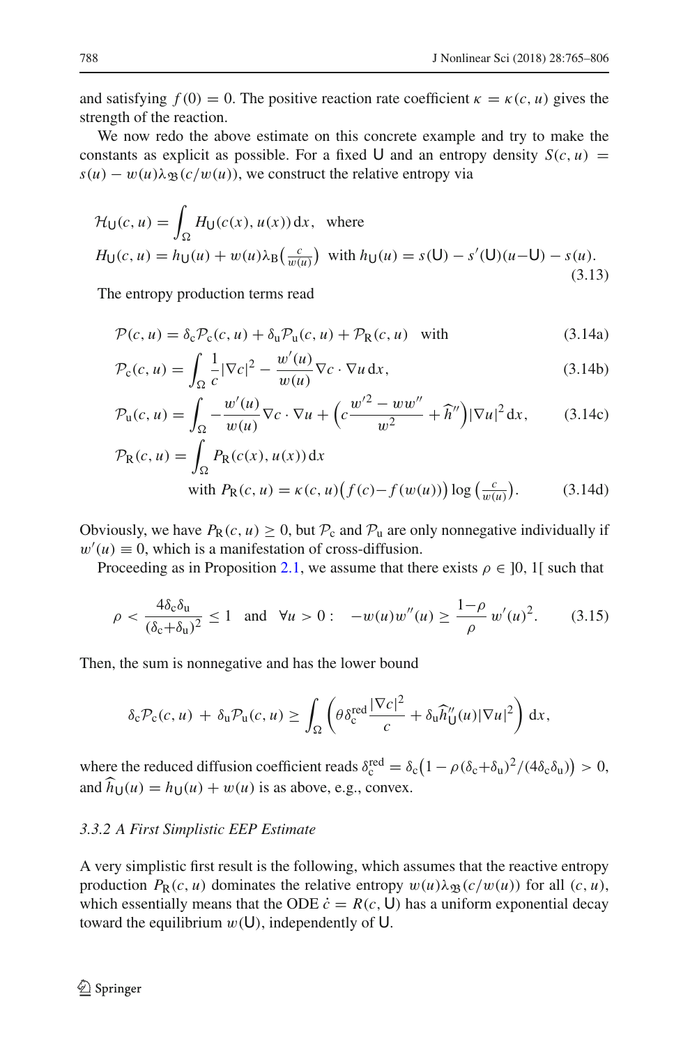and satisfying $f(0) = 0$. The positive reaction rate coefficient $\kappa = \kappa(c, u)$ gives the strength of the reaction.

We now redo the above estimate on this concrete example and try to make the constants as explicit as possible. For a fixed $\mathsf{U}$ and an entropy density $S(c,u) = s(u) - w(u)\lambda_{\mathfrak{B}}(c/w(u))$, we construct the relative entropy via

$$
\begin{aligned}
&\mathcal{H}_{\mathsf{U}}(c,u) = \int_\Omega H_{\mathsf{U}}(c(x), u(x))\,\mathrm{d}x, \quad \text{where} \\
&H_{\mathsf{U}}(c,u) = h_{\mathsf{U}}(u) + w(u)\lambda_{\mathrm{B}}\big(\tfrac{c}{w(u)}\big) \ \text{ with } h_{\mathsf{U}}(u) = s(\mathsf{U}) - s'(\mathsf{U})(u - \mathsf{U}) - s(u).
\end{aligned}
\tag{3.13}
$$

The entropy production terms read

$$
\mathcal{P}(c,u) = \delta_{\mathrm{c}}\mathcal{P}_{\mathrm{c}}(c,u) + \delta_{\mathrm{u}}\mathcal{P}_{\mathrm{u}}(c,u) + \mathcal{P}_{\mathrm{R}}(c,u) \quad \text{with} \tag{3.14a}
$$

$$
\mathcal{P}_{\mathrm{c}}(c,u) = \int_\Omega \frac{1}{c}|\nabla c|^2 - \frac{w'(u)}{w(u)}\nabla c \cdot \nabla u \,\mathrm{d}x, \tag{3.14b}
$$

$$
\mathcal{P}_{\mathrm{u}}(c,u) = \int_\Omega -\frac{w'(u)}{w(u)}\nabla c\cdot\nabla u + \Big(c\frac{w'^2 - ww''}{w^2} + \widehat{h}''\Big)|\nabla u|^2\,\mathrm{d}x, \tag{3.14c}
$$

$$
\begin{aligned}
\mathcal{P}_{\mathrm{R}}(c,u) &= \int_\Omega P_{\mathrm{R}}(c(x), u(x))\,\mathrm{d}x \\
&\quad\text{with } P_{\mathrm{R}}(c,u) = \kappa(c,u)\big(f(c) - f(w(u))\big)\log\big(\tfrac{c}{w(u)}\big).
\end{aligned}
\tag{3.14d}
$$

Obviously, we have $P_{\mathrm{R}}(c,u) \geq 0$, but $\mathcal{P}_{\mathrm{c}}$ and $\mathcal{P}_{\mathrm{u}}$ are only nonnegative individually if $w'(u) \equiv 0$, which is a manifestation of cross-diffusion.

Proceeding as in Proposition 2.1, we assume that there exists $\rho \in \,]0,1[$ such that

$$
\rho < \frac{4\delta_{\mathrm{c}}\delta_{\mathrm{u}}}{(\delta_{\mathrm{c}} + \delta_{\mathrm{u}})^2} \leq 1 \quad \text{and} \quad \forall u > 0: \quad -w(u)w''(u) \geq \frac{1-\rho}{\rho}\, w'(u)^2. \tag{3.15}
$$

Then, the sum is nonnegative and has the lower bound

$$
\delta_{\mathrm{c}}\mathcal{P}_{\mathrm{c}}(c,u) \,+\, \delta_{\mathrm{u}}\mathcal{P}_{\mathrm{u}}(c,u) \geq \int_\Omega \Big(\theta\delta_{\mathrm{c}}^{\mathrm{red}}\frac{|\nabla c|^2}{c} + \delta_{\mathrm{u}}\widehat{h}''_{\mathsf{U}}(u)|\nabla u|^2\Big)\,\mathrm{d}x,
$$

where the reduced diffusion coefficient reads $\delta_{\mathrm{c}}^{\mathrm{red}} = \delta_{\mathrm{c}}\big(1 - \rho(\delta_{\mathrm{c}} + \delta_{\mathrm{u}})^2/(4\delta_{\mathrm{c}}\delta_{\mathrm{u}})\big) > 0$, and $\widehat{h}_{\mathsf{U}}(u) = h_{\mathsf{U}}(u) + w(u)$ is as above, e.g., convex.

### 3.3.2 A First Simplistic EEP Estimate

A very simplistic first result is the following, which assumes that the reactive entropy production $P_{\mathrm{R}}(c,u)$ dominates the relative entropy $w(u)\lambda_{\mathfrak{B}}(c/w(u))$ for all $(c,u)$, which essentially means that the ODE $\dot{c} = R(c, \mathsf{U})$ has a uniform exponential decay toward the equilibrium $w(\mathsf{U})$, independently of $\mathsf{U}$.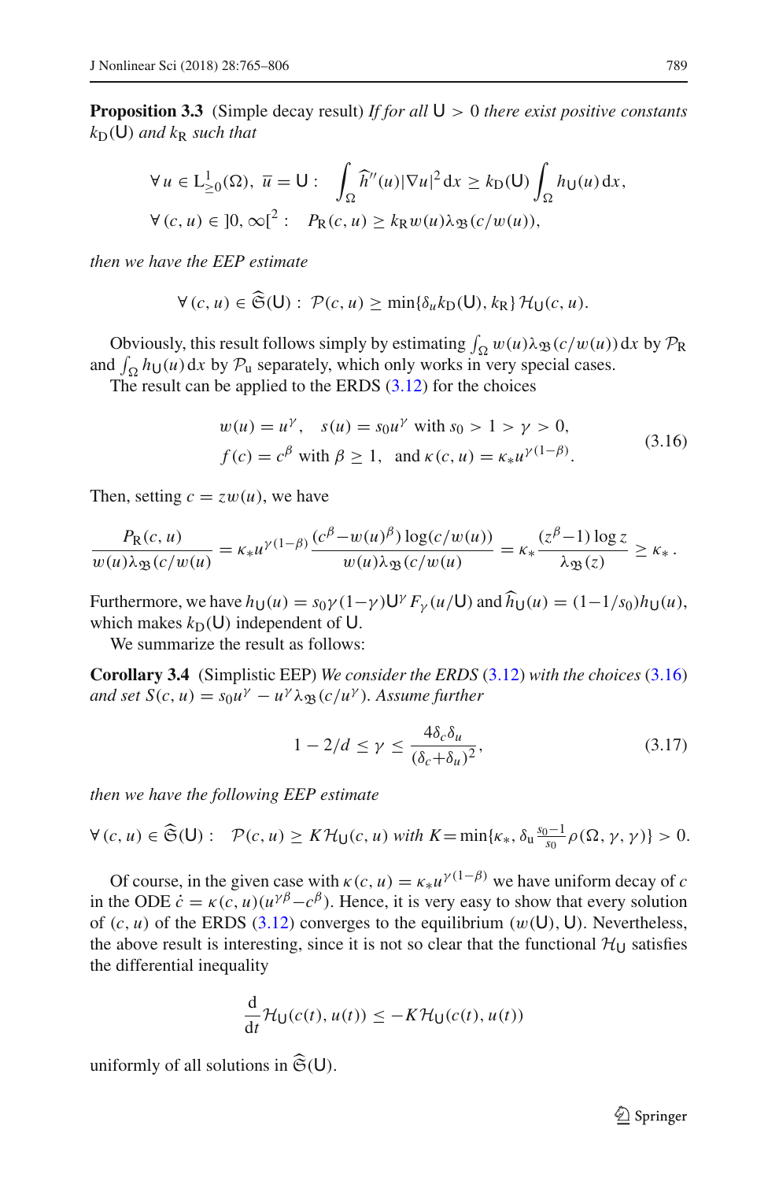**Proposition 3.3** (Simple decay result) *If for all* $\mathsf{U} > 0$ *there exist positive constants* $k_\mathrm{D}(\mathsf{U})$ *and* $k_\mathrm{R}$ *such that*

$$\forall\, u \in \mathrm{L}^1_{\geq 0}(\Omega),\ \overline{u} = \mathsf{U}: \quad \int_\Omega \widehat{h}''(u)|\nabla u|^2\,\mathrm{d}x \geq k_\mathrm{D}(\mathsf{U}) \int_\Omega h_\mathsf{U}(u)\,\mathrm{d}x,$$
$$\forall\, (c,u) \in \,]0,\infty[^2: \quad P_\mathrm{R}(c,u) \geq k_\mathrm{R}\, w(u) \lambda_{\mathfrak{B}}(c/w(u)),$$

*then we have the EEP estimate*

$$\forall\, (c,u) \in \widehat{\mathfrak{S}}(\mathsf{U}): \ \mathcal{P}(c,u) \geq \min\{\delta_u k_\mathrm{D}(\mathsf{U}), k_\mathrm{R}\}\, \mathcal{H}_\mathsf{U}(c,u).$$

Obviously, this result follows simply by estimating $\int_\Omega w(u)\lambda_{\mathfrak{B}}(c/w(u))\,\mathrm{d}x$ by $\mathcal{P}_\mathrm{R}$ and $\int_\Omega h_\mathsf{U}(u)\,\mathrm{d}x$ by $\mathcal{P}_\mathrm{u}$ separately, which only works in very special cases.

The result can be applied to the ERDS (3.12) for the choices

$$\begin{aligned} &w(u) = u^\gamma, \quad s(u) = s_0 u^\gamma \text{ with } s_0 > 1 > \gamma > 0, \\ &f(c) = c^\beta \text{ with } \beta \geq 1, \quad \text{and } \kappa(c,u) = \kappa_* u^{\gamma(1-\beta)}. \end{aligned} \tag{3.16}$$

Then, setting $c = z w(u)$, we have

$$\frac{P_\mathrm{R}(c,u)}{w(u)\lambda_{\mathfrak{B}}(c/w(u))} = \kappa_* u^{\gamma(1-\beta)} \frac{(c^\beta - w(u)^\beta)\log(c/w(u))}{w(u)\lambda_{\mathfrak{B}}(c/w(u))} = \kappa_* \frac{(z^\beta - 1)\log z}{\lambda_{\mathfrak{B}}(z)} \geq \kappa_*\,.$$

Furthermore, we have $h_\mathsf{U}(u) = s_0\gamma(1-\gamma)\mathsf{U}^\gamma F_\gamma(u/\mathsf{U})$ and $\widehat{h}_\mathsf{U}(u) = (1 - 1/s_0)h_\mathsf{U}(u)$, which makes $k_\mathrm{D}(\mathsf{U})$ independent of $\mathsf{U}$.

We summarize the result as follows:

**Corollary 3.4** (Simplistic EEP) *We consider the ERDS* (3.12) *with the choices* (3.16) *and set* $S(c,u) = s_0 u^\gamma - u^\gamma \lambda_{\mathfrak{B}}(c/u^\gamma)$. *Assume further*

$$1 - 2/d \leq \gamma \leq \frac{4\delta_c\delta_u}{(\delta_c + \delta_u)^2}, \tag{3.17}$$

*then we have the following EEP estimate*

$$\forall\, (c,u) \in \widehat{\mathfrak{S}}(\mathsf{U}): \quad \mathcal{P}(c,u) \geq K\mathcal{H}_\mathsf{U}(c,u) \text{ with } K = \min\{\kappa_*, \delta_\mathrm{u} \tfrac{s_0 - 1}{s_0} \rho(\Omega,\gamma,\gamma)\} > 0.$$

Of course, in the given case with $\kappa(c,u) = \kappa_* u^{\gamma(1-\beta)}$ we have uniform decay of $c$ in the ODE $\dot{c} = \kappa(c,u)(u^{\gamma\beta} - c^\beta)$. Hence, it is very easy to show that every solution of $(c,u)$ of the ERDS (3.12) converges to the equilibrium $(w(\mathsf{U}), \mathsf{U})$. Nevertheless, the above result is interesting, since it is not so clear that the functional $\mathcal{H}_\mathsf{U}$ satisfies the differential inequality

$$\frac{\mathrm{d}}{\mathrm{d}t}\mathcal{H}_\mathsf{U}(c(t),u(t)) \leq -K\mathcal{H}_\mathsf{U}(c(t),u(t))$$

uniformly of all solutions in $\widehat{\mathfrak{S}}(\mathsf{U})$.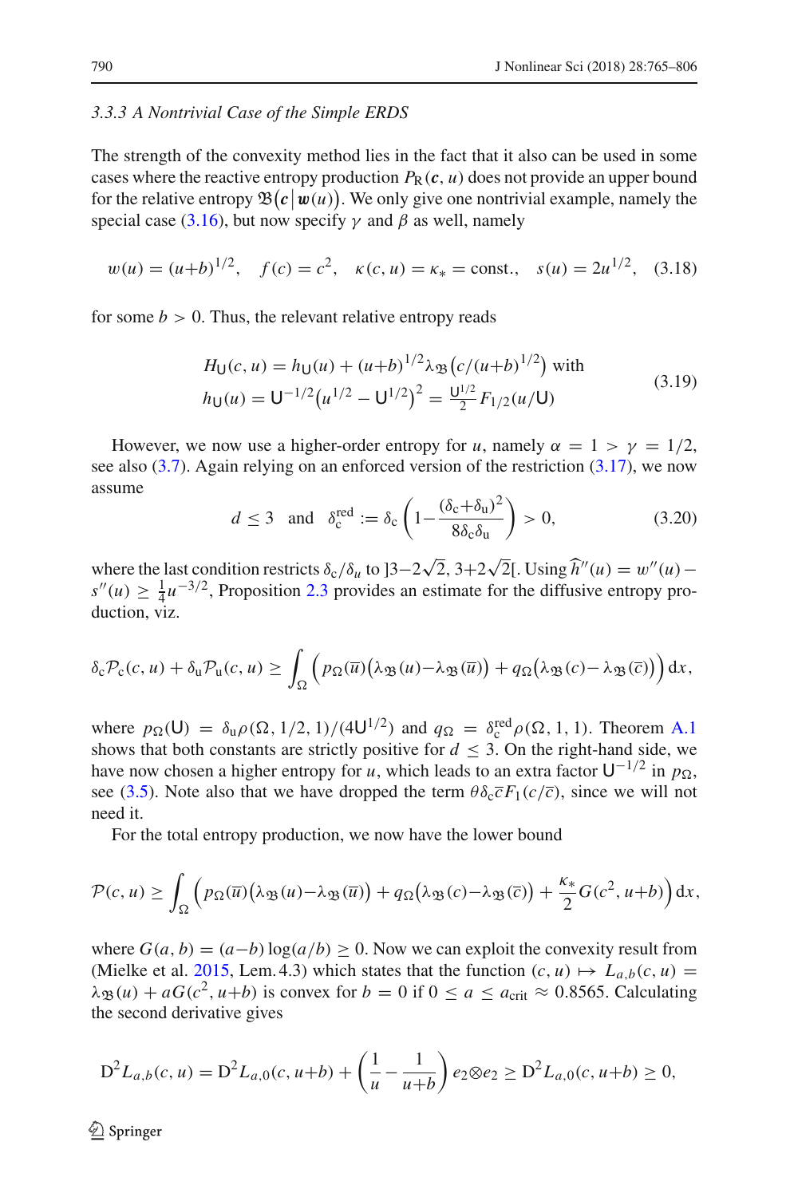#### 3.3.3 A Nontrivial Case of the Simple ERDS

The strength of the convexity method lies in the fact that it also can be used in some cases where the reactive entropy production $P_R(\boldsymbol{c}, u)$ does not provide an upper bound for the relative entropy $\mathfrak{B}(\boldsymbol{c}\,|\,\boldsymbol{w}(u))$. We only give one nontrivial example, namely the special case (3.16), but now specify $\gamma$ and $\beta$ as well, namely

$$
w(u) = (u{+}b)^{1/2}, \quad f(c) = c^2, \quad \kappa(c, u) = \kappa_* = \text{const.}, \quad s(u) = 2u^{1/2}, \tag{3.18}
$$

for some $b > 0$. Thus, the relevant relative entropy reads

$$
\begin{aligned}
&H_{\mathsf{U}}(c, u) = h_{\mathsf{U}}(u) + (u{+}b)^{1/2}\lambda_{\mathfrak{B}}\big(c/(u{+}b)^{1/2}\big) \text{ with} \\
&h_{\mathsf{U}}(u) = \mathsf{U}^{-1/2}\big(u^{1/2} - \mathsf{U}^{1/2}\big)^2 = \tfrac{\mathsf{U}^{1/2}}{2} F_{1/2}(u/\mathsf{U})
\end{aligned}
\tag{3.19}
$$

However, we now use a higher-order entropy for $u$, namely $\alpha = 1 > \gamma = 1/2$, see also (3.7). Again relying on an enforced version of the restriction (3.17), we now assume

$$
d \le 3 \quad \text{and} \quad \delta_c^{\text{red}} := \delta_c\left(1 - \frac{(\delta_c{+}\delta_u)^2}{8\delta_c\delta_u}\right) > 0, \tag{3.20}
$$

where the last condition restricts $\delta_c/\delta_u$ to $]3{-}2\sqrt{2}, 3{+}2\sqrt{2}[$. Using $\widehat{h}''(u) = w''(u) - s''(u) \ge \frac{1}{4}u^{-3/2}$, Proposition 2.3 provides an estimate for the diffusive entropy production, viz.

$$
\delta_c\mathcal{P}_c(c, u) + \delta_u\mathcal{P}_u(c, u) \ge \int_\Omega \Big( p_\Omega(\overline{u})\big(\lambda_{\mathfrak{B}}(u){-}\lambda_{\mathfrak{B}}(\overline{u})\big) + q_\Omega\big(\lambda_{\mathfrak{B}}(c){-}\lambda_{\mathfrak{B}}(\overline{c})\big)\Big)\,\mathrm{d}x,
$$

where $p_\Omega(\mathsf{U}) = \delta_u\rho(\Omega, 1/2, 1)/(4\mathsf{U}^{1/2})$ and $q_\Omega = \delta_c^{\text{red}}\rho(\Omega, 1, 1)$. Theorem A.1 shows that both constants are strictly positive for $d \le 3$. On the right-hand side, we have now chosen a higher entropy for $u$, which leads to an extra factor $\mathsf{U}^{-1/2}$ in $p_\Omega$, see (3.5). Note also that we have dropped the term $\theta\delta_c\overline{c}F_1(c/\overline{c})$, since we will not need it.

For the total entropy production, we now have the lower bound

$$
\mathcal{P}(c, u) \ge \int_\Omega \Big( p_\Omega(\overline{u})\big(\lambda_{\mathfrak{B}}(u){-}\lambda_{\mathfrak{B}}(\overline{u})\big) + q_\Omega\big(\lambda_{\mathfrak{B}}(c){-}\lambda_{\mathfrak{B}}(\overline{c})\big) + \frac{\kappa_*}{2}G(c^2, u{+}b)\Big)\,\mathrm{d}x,
$$

where $G(a, b) = (a{-}b)\log(a/b) \ge 0$. Now we can exploit the convexity result from (Mielke et al. 2015, Lem. 4.3) which states that the function $(c, u) \mapsto L_{a,b}(c, u) = \lambda_{\mathfrak{B}}(u) + aG(c^2, u{+}b)$ is convex for $b = 0$ if $0 \le a \le a_{\text{crit}} \approx 0.8565$. Calculating the second derivative gives

$$
\mathrm{D}^2 L_{a,b}(c, u) = \mathrm{D}^2 L_{a,0}(c, u{+}b) + \left(\frac{1}{u} - \frac{1}{u{+}b}\right) e_2{\otimes}e_2 \ge \mathrm{D}^2 L_{a,0}(c, u{+}b) \ge 0,
$$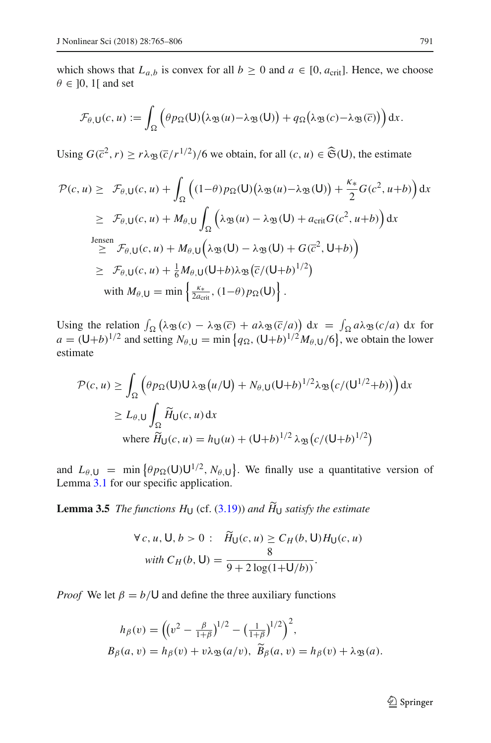which shows that $L_{a,b}$ is convex for all $b \geq 0$ and $a \in [0, a_{\text{crit}}]$. Hence, we choose $\theta \in ]0, 1[$ and set

$$\mathcal{F}_{\theta,\mathsf{U}}(c,u) := \int_\Omega \Big( \theta p_\Omega(\mathsf{U}) \big( \lambda_{\mathfrak{B}}(u) - \lambda_{\mathfrak{B}}(\mathsf{U}) \big) + q_\Omega \big( \lambda_{\mathfrak{B}}(c) - \lambda_{\mathfrak{B}}(\overline{c}) \big) \Big) \, \mathrm{d}x.$$

Using $G(\overline{c}^2, r) \geq r \lambda_{\mathfrak{B}}(\overline{c}/r^{1/2})/6$ we obtain, for all $(c,u) \in \widehat{\mathfrak{S}}(\mathsf{U})$, the estimate

$$\begin{aligned}
\mathcal{P}(c,u) \geq\ & \mathcal{F}_{\theta,\mathsf{U}}(c,u) + \int_\Omega \Big( (1-\theta) p_\Omega(\mathsf{U}) \big( \lambda_{\mathfrak{B}}(u) - \lambda_{\mathfrak{B}}(\mathsf{U}) \big) + \frac{\kappa_*}{2} G(c^2, u+b) \Big) \, \mathrm{d}x \\
\geq\ & \mathcal{F}_{\theta,\mathsf{U}}(c,u) + M_{\theta,\mathsf{U}} \int_\Omega \Big( \lambda_{\mathfrak{B}}(u) - \lambda_{\mathfrak{B}}(\mathsf{U}) + a_{\text{crit}} G(c^2, u+b) \Big) \, \mathrm{d}x \\
\overset{\text{Jensen}}{\geq}\ & \mathcal{F}_{\theta,\mathsf{U}}(c,u) + M_{\theta,\mathsf{U}} \Big( \lambda_{\mathfrak{B}}(\mathsf{U}) - \lambda_{\mathfrak{B}}(\mathsf{U}) + G(\overline{c}^2, \mathsf{U}+b) \Big) \\
\geq\ & \mathcal{F}_{\theta,\mathsf{U}}(c,u) + \tfrac{1}{6} M_{\theta,\mathsf{U}} (\mathsf{U}+b) \lambda_{\mathfrak{B}} \big( \overline{c}/(\mathsf{U}+b)^{1/2} \big) \\
& \text{with } M_{\theta,\mathsf{U}} = \min \Big\{ \tfrac{\kappa_*}{2 a_{\text{crit}}}, (1-\theta) p_\Omega(\mathsf{U}) \Big\}.
\end{aligned}$$

Using the relation $\int_\Omega \big( \lambda_{\mathfrak{B}}(c) - \lambda_{\mathfrak{B}}(\overline{c}) + a \lambda_{\mathfrak{B}}(\overline{c}/a) \big) \, \mathrm{d}x = \int_\Omega a \lambda_{\mathfrak{B}}(c/a) \, \mathrm{d}x$ for $a = (\mathsf{U}+b)^{1/2}$ and setting $N_{\theta,\mathsf{U}} = \min \big\{ q_\Omega, (\mathsf{U}+b)^{1/2} M_{\theta,\mathsf{U}}/6 \big\}$, we obtain the lower estimate

$$\begin{aligned}
\mathcal{P}(c,u) &\geq \int_\Omega \Big( \theta p_\Omega(\mathsf{U}) \mathsf{U} \lambda_{\mathfrak{B}} \big( u/\mathsf{U} \big) + N_{\theta,\mathsf{U}} (\mathsf{U}+b)^{1/2} \lambda_{\mathfrak{B}} \big( c/(\mathsf{U}^{1/2}+b) \big) \Big) \, \mathrm{d}x \\
&\geq L_{\theta,\mathsf{U}} \int_\Omega \widetilde{H}_\mathsf{U}(c,u) \, \mathrm{d}x \\
&\quad \text{where } \widetilde{H}_\mathsf{U}(c,u) = h_\mathsf{U}(u) + (\mathsf{U}+b)^{1/2} \lambda_{\mathfrak{B}} \big( c/(\mathsf{U}+b)^{1/2} \big)
\end{aligned}$$

and $L_{\theta,\mathsf{U}} = \min \big\{ \theta p_\Omega(\mathsf{U}) \mathsf{U}^{1/2}, N_{\theta,\mathsf{U}} \big\}$. We finally use a quantitative version of Lemma 3.1 for our specific application.

**Lemma 3.5** *The functions $H_\mathsf{U}$ (cf. (3.19)) and $\widetilde{H}_\mathsf{U}$ satisfy the estimate*

$$\forall\, c, u, \mathsf{U}, b > 0 : \quad \widetilde{H}_\mathsf{U}(c,u) \geq C_H(b, \mathsf{U}) H_\mathsf{U}(c,u)$$
$$\textit{with } C_H(b,\mathsf{U}) = \frac{8}{9 + 2\log(1+\mathsf{U}/b))}.$$

*Proof* We let $\beta = b/\mathsf{U}$ and define the three auxiliary functions

$$h_\beta(v) = \Big( \big( v^2 - \tfrac{\beta}{1+\beta} \big)^{1/2} - \big( \tfrac{1}{1+\beta} \big)^{1/2} \Big)^2,$$
$$B_\beta(a,v) = h_\beta(v) + v \lambda_{\mathfrak{B}}(a/v), \;\; \widetilde{B}_\beta(a,v) = h_\beta(v) + \lambda_{\mathfrak{B}}(a).$$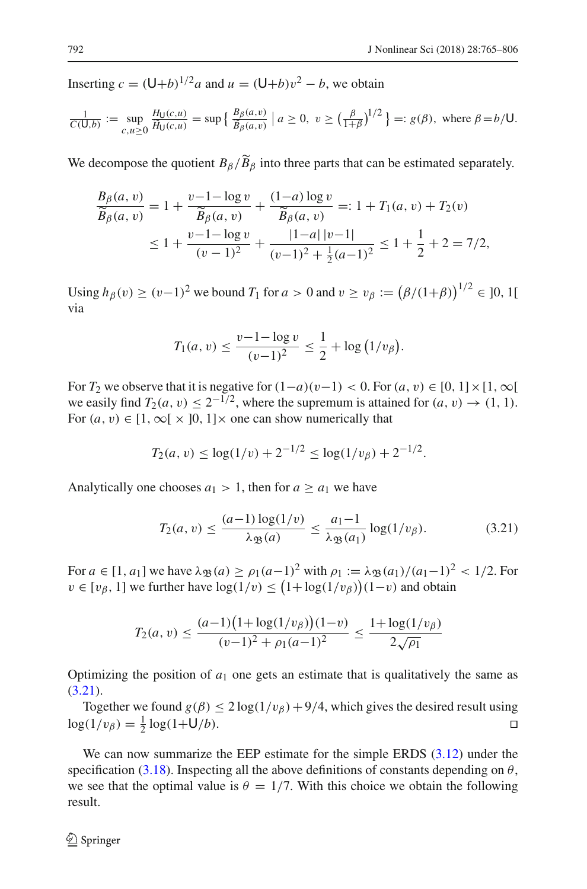Inserting $c = (\mathsf{U}+b)^{1/2}a$ and $u = (\mathsf{U}+b)v^2 - b$, we obtain

$$\tfrac{1}{C(\mathsf{U},b)} := \sup_{c,u\geq 0} \tfrac{H_{\mathsf{U}}(c,u)}{\widetilde{H}_{\mathsf{U}}(c,u)} = \sup\big\{ \tfrac{B_\beta(a,v)}{\widetilde{B}_\beta(a,v)} \mid a\geq 0,\ v\geq \big(\tfrac{\beta}{1+\beta}\big)^{1/2} \big\} =: g(\beta),\ \text{where } \beta = b/\mathsf{U}.$$

We decompose the quotient $B_\beta/\widetilde{B}_\beta$ into three parts that can be estimated separately.

$$\begin{aligned}
\frac{B_\beta(a,v)}{\widetilde{B}_\beta(a,v)} &= 1 + \frac{v-1-\log v}{\widetilde{B}_\beta(a,v)} + \frac{(1-a)\log v}{\widetilde{B}_\beta(a,v)} =: 1 + T_1(a,v) + T_2(v) \\
&\leq 1 + \frac{v-1-\log v}{(v-1)^2} + \frac{|1-a|\,|v-1|}{(v-1)^2 + \frac{1}{2}(a-1)^2} \leq 1 + \frac{1}{2} + 2 = 7/2,
\end{aligned}$$

Using $h_\beta(v) \geq (v-1)^2$ we bound $T_1$ for $a > 0$ and $v \geq v_\beta := \big(\beta/(1+\beta)\big)^{1/2} \in\, ]0,1[$ via

$$T_1(a,v) \leq \frac{v-1-\log v}{(v-1)^2} \leq \frac{1}{2} + \log\big(1/v_\beta\big).$$

For $T_2$ we observe that it is negative for $(1-a)(v-1) < 0$. For $(a,v) \in [0,1]\times[1,\infty[$ we easily find $T_2(a,v) \leq 2^{-1/2}$, where the supremum is attained for $(a,v) \to (1,1)$. For $(a,v) \in [1,\infty[\, \times\, ]0,1]\times$ one can show numerically that

$$T_2(a,v) \leq \log(1/v) + 2^{-1/2} \leq \log(1/v_\beta) + 2^{-1/2}.$$

Analytically one chooses $a_1 > 1$, then for $a \geq a_1$ we have

$$T_2(a,v) \leq \frac{(a-1)\log(1/v)}{\lambda_{\mathfrak{B}}(a)} \leq \frac{a_1-1}{\lambda_{\mathfrak{B}}(a_1)}\log(1/v_\beta). \tag{3.21}$$

For $a \in [1,a_1]$ we have $\lambda_{\mathfrak{B}}(a) \geq \rho_1(a-1)^2$ with $\rho_1 := \lambda_{\mathfrak{B}}(a_1)/(a_1-1)^2 < 1/2$. For $v \in [v_\beta, 1]$ we further have $\log(1/v) \leq \big(1+\log(1/v_\beta)\big)(1-v)$ and obtain

$$T_2(a,v) \leq \frac{(a-1)\big(1+\log(1/v_\beta)\big)(1-v)}{(v-1)^2 + \rho_1(a-1)^2} \leq \frac{1+\log(1/v_\beta)}{2\sqrt{\rho_1}}$$

Optimizing the position of $a_1$ one gets an estimate that is qualitatively the same as (3.21).

Together we found $g(\beta) \leq 2\log(1/v_\beta) + 9/4$, which gives the desired result using $\log(1/v_\beta) = \frac{1}{2}\log(1+\mathsf{U}/b)$. $\square$

We can now summarize the EEP estimate for the simple ERDS (3.12) under the specification (3.18). Inspecting all the above definitions of constants depending on $\theta$, we see that the optimal value is $\theta = 1/7$. With this choice we obtain the following result.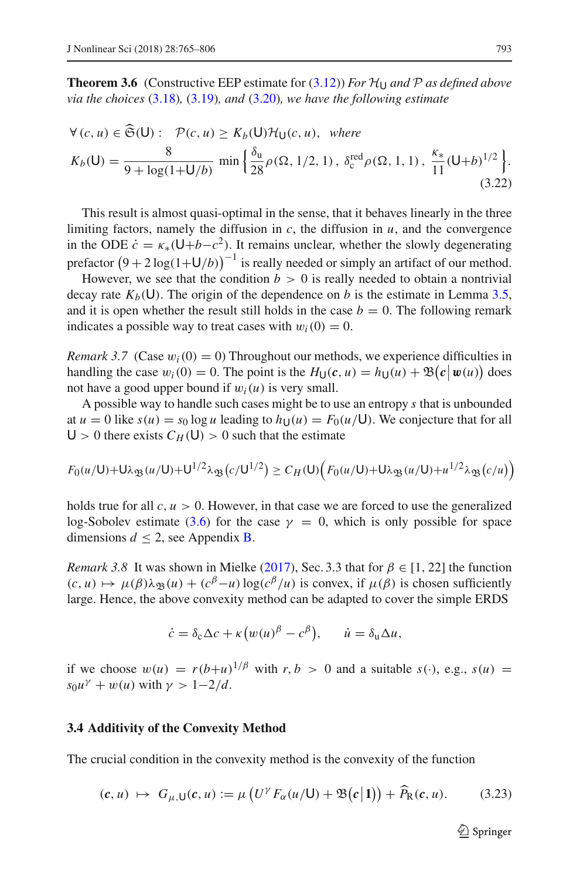**Theorem 3.6** (Constructive EEP estimate for (3.12)) *For $\mathcal{H}_{\mathsf{U}}$ and $\mathcal{P}$ as defined above via the choices* (3.18)*,* (3.19)*, and* (3.20)*, we have the following estimate*

$$
\forall\,(c,u)\in\widehat{\mathfrak{S}}(\mathsf{U}):\quad \mathcal{P}(c,u)\geq K_b(\mathsf{U})\mathcal{H}_{\mathsf{U}}(c,u),\quad \textit{where}
$$

$$
K_b(\mathsf{U})=\frac{8}{9+\log(1+\mathsf{U}/b)}\,\min\Big\{\frac{\delta_{\mathrm{u}}}{28}\rho(\Omega,1/2,1)\,,\;\delta_{\mathrm{c}}^{\mathrm{red}}\rho(\Omega,1,1)\,,\;\frac{\kappa_*}{11}(\mathsf{U}{+}b)^{1/2}\Big\}. \tag{3.22}
$$

This result is almost quasi-optimal in the sense, that it behaves linearly in the three limiting factors, namely the diffusion in $c$, the diffusion in $u$, and the convergence in the ODE $\dot{c}=\kappa_*(\mathsf{U}{+}b{-}c^2)$. It remains unclear, whether the slowly degenerating prefactor $\big(9+2\log(1{+}\mathsf{U}/b)\big)^{-1}$ is really needed or simply an artifact of our method.

However, we see that the condition $b>0$ is really needed to obtain a nontrivial decay rate $K_b(\mathsf{U})$. The origin of the dependence on $b$ is the estimate in Lemma 3.5, and it is open whether the result still holds in the case $b=0$. The following remark indicates a possible way to treat cases with $w_i(0)=0$.

*Remark 3.7* (Case $w_i(0)=0$) Throughout our methods, we experience difficulties in handling the case $w_i(0)=0$. The point is the $H_{\mathsf{U}}(\boldsymbol{c},u)=h_{\mathsf{U}}(u)+\mathfrak{B}\big(\boldsymbol{c}\,\big|\,\boldsymbol{w}(u)\big)$ does not have a good upper bound if $w_i(u)$ is very small.

A possible way to handle such cases might be to use an entropy $s$ that is unbounded at $u=0$ like $s(u)=s_0\log u$ leading to $h_{\mathsf{U}}(u)=F_0(u/\mathsf{U})$. We conjecture that for all $\mathsf{U}>0$ there exists $C_H(\mathsf{U})>0$ such that the estimate

$$
F_0(u/\mathsf{U}){+}\mathsf{U}\lambda_{\mathfrak{B}}(u/\mathsf{U}){+}\mathsf{U}^{1/2}\lambda_{\mathfrak{B}}\big(c/\mathsf{U}^{1/2}\big)\geq C_H(\mathsf{U})\Big(F_0(u/\mathsf{U}){+}\mathsf{U}\lambda_{\mathfrak{B}}(u/\mathsf{U}){+}u^{1/2}\lambda_{\mathfrak{B}}\big(c/u\big)\Big)
$$

holds true for all $c,u>0$. However, in that case we are forced to use the generalized log-Sobolev estimate (3.6) for the case $\gamma=0$, which is only possible for space dimensions $d\leq 2$, see Appendix B.

*Remark 3.8* It was shown in Mielke (2017), Sec. 3.3 that for $\beta\in[1,22]$ the function $(c,u)\mapsto\mu(\beta)\lambda_{\mathfrak{B}}(u)+(c^\beta{-}u)\log(c^\beta/u)$ is convex, if $\mu(\beta)$ is chosen sufficiently large. Hence, the above convexity method can be adapted to cover the simple ERDS

$$
\dot{c}=\delta_{\mathrm{c}}\Delta c+\kappa\big(w(u)^\beta-c^\beta\big),\qquad \dot{u}=\delta_{\mathrm{u}}\Delta u,
$$

if we choose $w(u)=r(b{+}u)^{1/\beta}$ with $r,b>0$ and a suitable $s(\cdot)$, e.g., $s(u)=s_0u^\gamma+w(u)$ with $\gamma>1{-}2/d$.

### 3.4 Additivity of the Convexity Method

The crucial condition in the convexity method is the convexity of the function

$$
(\boldsymbol{c},u)\;\mapsto\;G_{\mu,\mathsf{U}}(\boldsymbol{c},u):=\mu\left(U^\gamma F_\alpha(u/\mathsf{U})+\mathfrak{B}\big(\boldsymbol{c}\,\big|\,\mathbf{1}\big)\right)+\widehat{P}_{\mathrm{R}}(\boldsymbol{c},u). \tag{3.23}
$$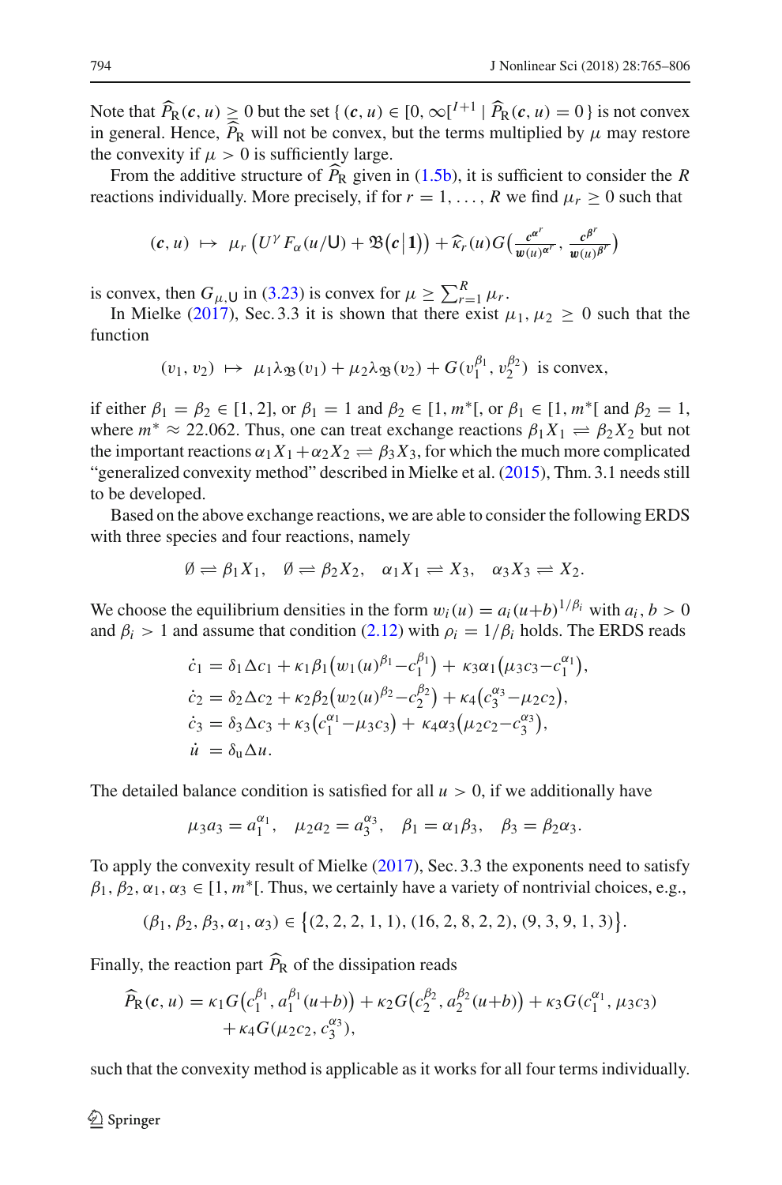Note that $\widehat{P}_{\mathrm{R}}(\boldsymbol{c}, u) \geq 0$ but the set $\{ (\boldsymbol{c}, u) \in [0, \infty[^{I+1} \mid \widehat{P}_{\mathrm{R}}(\boldsymbol{c}, u) = 0 \}$ is not convex in general. Hence, $\widehat{P}_{\mathrm{R}}$ will not be convex, but the terms multiplied by $\mu$ may restore the convexity if $\mu > 0$ is sufficiently large.

From the additive structure of $\widehat{P}_{\mathrm{R}}$ given in (1.5b), it is sufficient to consider the $R$ reactions individually. More precisely, if for $r = 1, \ldots, R$ we find $\mu_r \geq 0$ such that

$$(\boldsymbol{c}, u) \;\mapsto\; \mu_r \left( U^\gamma F_\alpha(u/\mathsf{U}) + \mathfrak{B}\big(\boldsymbol{c}\big|\mathbf{1}\big)\right) + \widehat{\kappa}_r(u) G\Big(\frac{\boldsymbol{c}^{\alpha^r}}{\boldsymbol{w}(u)^{\alpha^r}}, \frac{\boldsymbol{c}^{\beta^r}}{\boldsymbol{w}(u)^{\beta^r}}\Big)$$

is convex, then $G_{\mu,\mathsf{U}}$ in (3.23) is convex for $\mu \geq \sum_{r=1}^R \mu_r$.

In Mielke (2017), Sec. 3.3 it is shown that there exist $\mu_1, \mu_2 \geq 0$ such that the function

$$(v_1, v_2) \;\mapsto\; \mu_1 \lambda_{\mathfrak{B}}(v_1) + \mu_2 \lambda_{\mathfrak{B}}(v_2) + G(v_1^{\beta_1}, v_2^{\beta_2}) \;\text{ is convex,}$$

if either $\beta_1 = \beta_2 \in [1, 2]$, or $\beta_1 = 1$ and $\beta_2 \in [1, m^*[$, or $\beta_1 \in [1, m^*[$ and $\beta_2 = 1$, where $m^* \approx 22.062$. Thus, one can treat exchange reactions $\beta_1 X_1 \rightleftharpoons \beta_2 X_2$ but not the important reactions $\alpha_1 X_1 + \alpha_2 X_2 \rightleftharpoons \beta_3 X_3$, for which the much more complicated "generalized convexity method" described in Mielke et al. (2015), Thm. 3.1 needs still to be developed.

Based on the above exchange reactions, we are able to consider the following ERDS with three species and four reactions, namely

$$\emptyset \rightleftharpoons \beta_1 X_1, \quad \emptyset \rightleftharpoons \beta_2 X_2, \quad \alpha_1 X_1 \rightleftharpoons X_3, \quad \alpha_3 X_3 \rightleftharpoons X_2.$$

We choose the equilibrium densities in the form $w_i(u) = a_i (u+b)^{1/\beta_i}$ with $a_i, b > 0$ and $\beta_i > 1$ and assume that condition (2.12) with $\rho_i = 1/\beta_i$ holds. The ERDS reads

$$\begin{aligned}
\dot{c}_1 &= \delta_1 \Delta c_1 + \kappa_1 \beta_1 \big(w_1(u)^{\beta_1} - c_1^{\beta_1}\big) + \kappa_3 \alpha_1 \big(\mu_3 c_3 - c_1^{\alpha_1}\big),\\
\dot{c}_2 &= \delta_2 \Delta c_2 + \kappa_2 \beta_2 \big(w_2(u)^{\beta_2} - c_2^{\beta_2}\big) + \kappa_4 \big(c_3^{\alpha_3} - \mu_2 c_2\big),\\
\dot{c}_3 &= \delta_3 \Delta c_3 + \kappa_3 \big(c_1^{\alpha_1} - \mu_3 c_3\big) + \kappa_4 \alpha_3 \big(\mu_2 c_2 - c_3^{\alpha_3}\big),\\
\dot{u} &= \delta_{\mathrm{u}} \Delta u.
\end{aligned}$$

The detailed balance condition is satisfied for all $u > 0$, if we additionally have

$$\mu_3 a_3 = a_1^{\alpha_1}, \quad \mu_2 a_2 = a_3^{\alpha_3}, \quad \beta_1 = \alpha_1 \beta_3, \quad \beta_3 = \beta_2 \alpha_3.$$

To apply the convexity result of Mielke (2017), Sec. 3.3 the exponents need to satisfy $\beta_1, \beta_2, \alpha_1, \alpha_3 \in [1, m^*[$. Thus, we certainly have a variety of nontrivial choices, e.g.,

$$(\beta_1, \beta_2, \beta_3, \alpha_1, \alpha_3) \in \big\{(2, 2, 2, 1, 1), (16, 2, 8, 2, 2), (9, 3, 9, 1, 3)\big\}.$$

Finally, the reaction part $\widehat{P}_{\mathrm{R}}$ of the dissipation reads

$$\begin{aligned}
\widehat{P}_{\mathrm{R}}(\boldsymbol{c}, u) = \;& \kappa_1 G\big(c_1^{\beta_1}, a_1^{\beta_1}(u+b)\big) + \kappa_2 G\big(c_2^{\beta_2}, a_2^{\beta_2}(u+b)\big) + \kappa_3 G(c_1^{\alpha_1}, \mu_3 c_3)\\
&+ \kappa_4 G(\mu_2 c_2, c_3^{\alpha_3}),
\end{aligned}$$

such that the convexity method is applicable as it works for all four terms individually.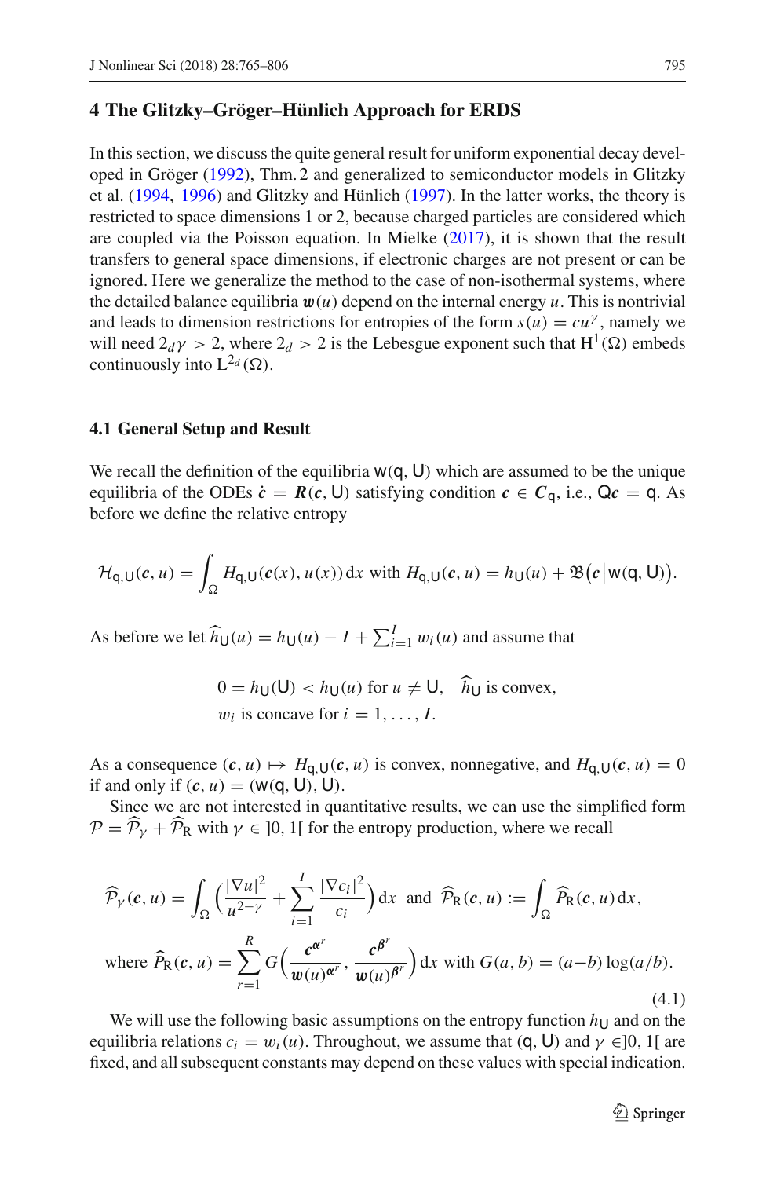## 4 The Glitzky–Gröger–Hünlich Approach for ERDS

In this section, we discuss the quite general result for uniform exponential decay developed in Gröger (1992), Thm. 2 and generalized to semiconductor models in Glitzky et al. (1994, 1996) and Glitzky and Hünlich (1997). In the latter works, the theory is restricted to space dimensions 1 or 2, because charged particles are considered which are coupled via the Poisson equation. In Mielke (2017), it is shown that the result transfers to general space dimensions, if electronic charges are not present or can be ignored. Here we generalize the method to the case of non-isothermal systems, where the detailed balance equilibria $\boldsymbol{w}(u)$ depend on the internal energy $u$. This is nontrivial and leads to dimension restrictions for entropies of the form $s(u) = cu^{\gamma}$, namely we will need $2_d\gamma > 2$, where $2_d > 2$ is the Lebesgue exponent such that $\mathrm{H}^1(\Omega)$ embeds continuously into $\mathrm{L}^{2_d}(\Omega)$.

### 4.1 General Setup and Result

We recall the definition of the equilibria $\mathsf{w}(\mathsf{q}, \mathsf{U})$ which are assumed to be the unique equilibria of the ODEs $\dot{\boldsymbol{c}} = \boldsymbol{R}(\boldsymbol{c}, \mathsf{U})$ satisfying condition $\boldsymbol{c} \in \boldsymbol{C}_{\mathsf{q}}$, i.e., $\mathsf{Q}\boldsymbol{c} = \mathsf{q}$. As before we define the relative entropy

$$\mathcal{H}_{\mathsf{q},\mathsf{U}}(\boldsymbol{c}, u) = \int_\Omega H_{\mathsf{q},\mathsf{U}}(\boldsymbol{c}(x), u(x))\,\mathrm{d}x \text{ with } H_{\mathsf{q},\mathsf{U}}(\boldsymbol{c}, u) = h_{\mathsf{U}}(u) + \mathfrak{B}\big(\boldsymbol{c}\,\big|\,\mathsf{w}(\mathsf{q}, \mathsf{U})\big).$$

As before we let $\widehat{h}_{\mathsf{U}}(u) = h_{\mathsf{U}}(u) - I + \sum_{i=1}^{I} w_i(u)$ and assume that

$$0 = h_{\mathsf{U}}(\mathsf{U}) < h_{\mathsf{U}}(u) \text{ for } u \neq \mathsf{U}, \quad \widehat{h}_{\mathsf{U}} \text{ is convex,}$$
$$w_i \text{ is concave for } i = 1, \ldots, I.$$

As a consequence $(\boldsymbol{c}, u) \mapsto H_{\mathsf{q},\mathsf{U}}(\boldsymbol{c}, u)$ is convex, nonnegative, and $H_{\mathsf{q},\mathsf{U}}(\boldsymbol{c}, u) = 0$ if and only if $(\boldsymbol{c}, u) = (\mathsf{w}(\mathsf{q}, \mathsf{U}), \mathsf{U})$.

Since we are not interested in quantitative results, we can use the simplified form $\mathcal{P} = \widehat{\mathcal{P}}_\gamma + \widehat{\mathcal{P}}_{\mathrm{R}}$ with $\gamma \in ]0, 1[$ for the entropy production, where we recall

$$\widehat{\mathcal{P}}_\gamma(\boldsymbol{c}, u) = \int_\Omega \Big(\frac{|\nabla u|^2}{u^{2-\gamma}} + \sum_{i=1}^{I} \frac{|\nabla c_i|^2}{c_i}\Big)\,\mathrm{d}x \;\text{ and }\; \widehat{\mathcal{P}}_{\mathrm{R}}(\boldsymbol{c}, u) := \int_\Omega \widehat{P}_{\mathrm{R}}(\boldsymbol{c}, u)\,\mathrm{d}x,$$
$$\text{where } \widehat{P}_{\mathrm{R}}(\boldsymbol{c}, u) = \sum_{r=1}^{R} G\Big(\frac{\boldsymbol{c}^{\alpha^r}}{\boldsymbol{w}(u)^{\alpha^r}}, \frac{\boldsymbol{c}^{\beta^r}}{\boldsymbol{w}(u)^{\beta^r}}\Big)\,\mathrm{d}x \text{ with } G(a, b) = (a-b)\log(a/b). \tag{4.1}$$

We will use the following basic assumptions on the entropy function $h_{\mathsf{U}}$ and on the equilibria relations $c_i = w_i(u)$. Throughout, we assume that $(\mathsf{q}, \mathsf{U})$ and $\gamma \in ]0, 1[$ are fixed, and all subsequent constants may depend on these values with special indication.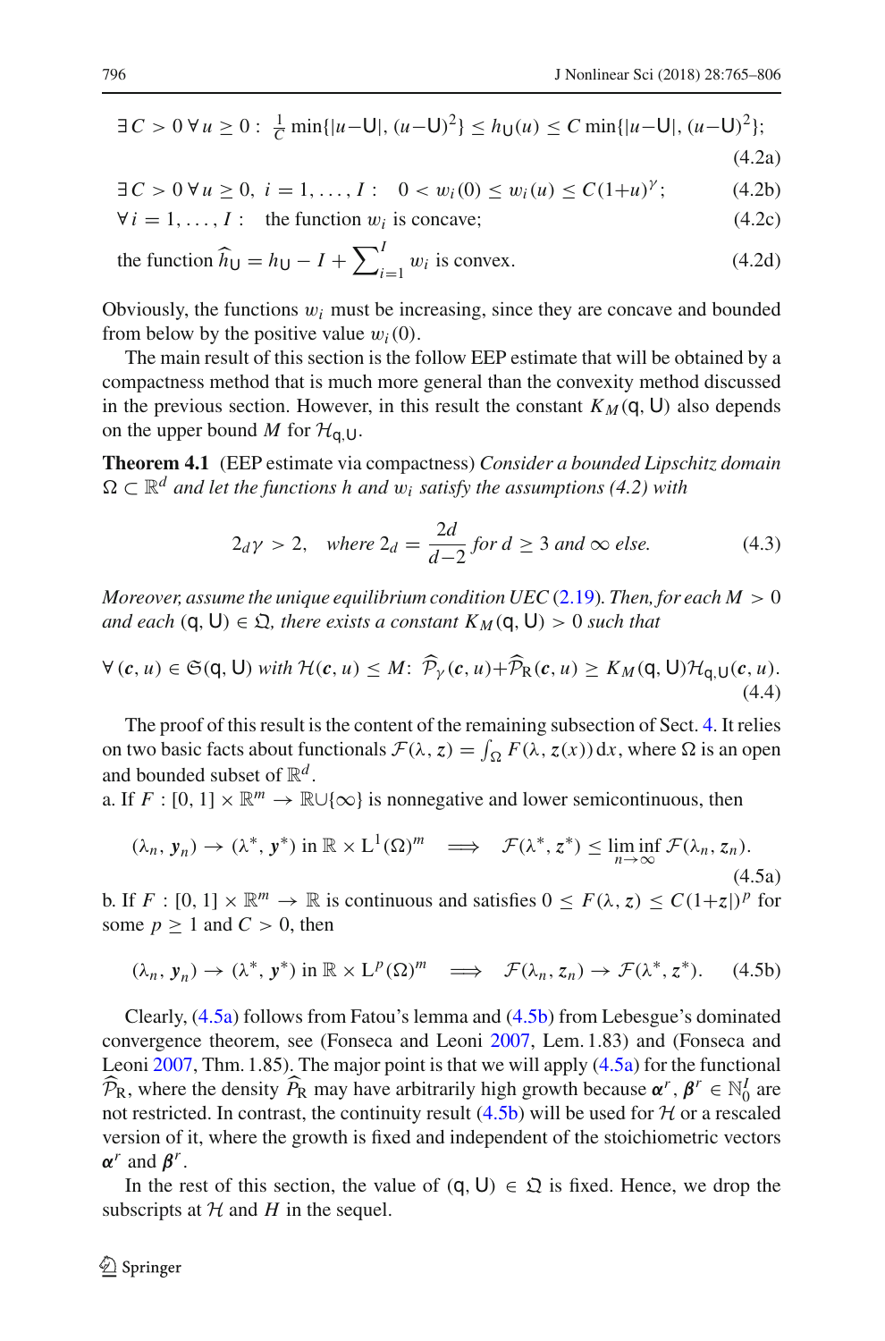$$\exists\, C > 0\ \forall\, u \geq 0:\ \tfrac{1}{C}\min\{|u-\mathsf{U}|, (u-\mathsf{U})^2\} \leq h_{\mathsf{U}}(u) \leq C \min\{|u-\mathsf{U}|, (u-\mathsf{U})^2\}; \tag{4.2a}$$

$$\exists\, C > 0\ \forall\, u \geq 0,\ i = 1,\ldots,I:\quad 0 < w_i(0) \leq w_i(u) \leq C(1+u)^{\gamma}; \tag{4.2b}$$

$$\forall\, i = 1,\ldots,I:\quad \text{the function } w_i \text{ is concave;} \tag{4.2c}$$

$$\text{the function } \widehat{h}_{\mathsf{U}} = h_{\mathsf{U}} - I + \sum\nolimits_{i=1}^{I} w_i \text{ is convex.} \tag{4.2d}$$

Obviously, the functions $w_i$ must be increasing, since they are concave and bounded from below by the positive value $w_i(0)$.

The main result of this section is the follow EEP estimate that will be obtained by a compactness method that is much more general than the convexity method discussed in the previous section. However, in this result the constant $K_M(\mathsf{q},\mathsf{U})$ also depends on the upper bound $M$ for $\mathcal{H}_{\mathsf{q},\mathsf{U}}$.

**Theorem 4.1** (EEP estimate via compactness) *Consider a bounded Lipschitz domain $\Omega \subset \mathbb{R}^d$ and let the functions $h$ and $w_i$ satisfy the assumptions (4.2) with*

$$2_d\gamma > 2, \quad \textit{where } 2_d = \frac{2d}{d-2} \textit{ for } d \geq 3 \textit{ and } \infty \textit{ else.} \tag{4.3}$$

*Moreover, assume the unique equilibrium condition UEC (2.19). Then, for each $M > 0$ and each $(\mathsf{q},\mathsf{U}) \in \mathfrak{Q}$, there exists a constant $K_M(\mathsf{q},\mathsf{U}) > 0$ such that*

$$\forall\, (\boldsymbol{c}, u) \in \mathfrak{S}(\mathsf{q},\mathsf{U}) \text{ with } \mathcal{H}(\boldsymbol{c}, u) \leq M\text{:}\ \widehat{\mathcal{P}}_{\gamma}(\boldsymbol{c}, u)+\widehat{\mathcal{P}}_{\mathrm{R}}(\boldsymbol{c}, u) \geq K_M(\mathsf{q},\mathsf{U})\mathcal{H}_{\mathsf{q},\mathsf{U}}(\boldsymbol{c}, u). \tag{4.4}$$

The proof of this result is the content of the remaining subsection of Sect. 4. It relies on two basic facts about functionals $\mathcal{F}(\lambda, z) = \int_\Omega F(\lambda, z(x))\,\mathrm{d}x$, where $\Omega$ is an open and bounded subset of $\mathbb{R}^d$.

a. If $F : [0,1]\times\mathbb{R}^m \to \mathbb{R}\cup\{\infty\}$ is nonnegative and lower semicontinuous, then

$$(\lambda_n, \boldsymbol{y}_n) \to (\lambda^*, \boldsymbol{y}^*) \text{ in } \mathbb{R}\times \mathrm{L}^1(\Omega)^m \quad \Longrightarrow \quad \mathcal{F}(\lambda^*, z^*) \leq \liminf_{n\to\infty} \mathcal{F}(\lambda_n, z_n). \tag{4.5a}$$

b. If $F : [0,1]\times\mathbb{R}^m \to \mathbb{R}$ is continuous and satisfies $0 \leq F(\lambda, z) \leq C(1+z|)^p$ for some $p \geq 1$ and $C > 0$, then

$$(\lambda_n, \boldsymbol{y}_n) \to (\lambda^*, \boldsymbol{y}^*) \text{ in } \mathbb{R}\times \mathrm{L}^p(\Omega)^m \quad \Longrightarrow \quad \mathcal{F}(\lambda_n, z_n) \to \mathcal{F}(\lambda^*, z^*). \tag{4.5b}$$

Clearly, (4.5a) follows from Fatou's lemma and (4.5b) from Lebesgue's dominated convergence theorem, see (Fonseca and Leoni 2007, Lem. 1.83) and (Fonseca and Leoni 2007, Thm. 1.85). The major point is that we will apply (4.5a) for the functional $\widehat{\mathcal{P}}_{\mathrm{R}}$, where the density $\widehat{P}_{\mathrm{R}}$ may have arbitrarily high growth because $\boldsymbol{\alpha}^r, \boldsymbol{\beta}^r \in \mathbb{N}_0^I$ are not restricted. In contrast, the continuity result (4.5b) will be used for $\mathcal{H}$ or a rescaled version of it, where the growth is fixed and independent of the stoichiometric vectors $\boldsymbol{\alpha}^r$ and $\boldsymbol{\beta}^r$.

In the rest of this section, the value of $(\mathsf{q},\mathsf{U}) \in \mathfrak{Q}$ is fixed. Hence, we drop the subscripts at $\mathcal{H}$ and $H$ in the sequel.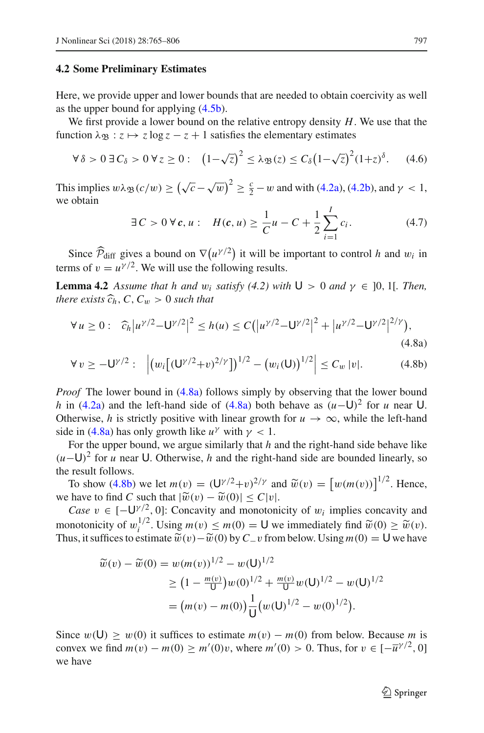### 4.2 Some Preliminary Estimates

Here, we provide upper and lower bounds that are needed to obtain coercivity as well as the upper bound for applying (4.5b).

We first provide a lower bound on the relative entropy density $H$. We use that the function $\lambda_{\mathfrak{B}} : z \mapsto z \log z - z + 1$ satisfies the elementary estimates

$$\forall\, \delta > 0\; \exists\, C_\delta > 0\; \forall\, z \ge 0: \quad \big(1-\sqrt{z}\big)^2 \le \lambda_{\mathfrak{B}}(z) \le C_\delta \big(1-\sqrt{z}\big)^2 (1+z)^\delta. \tag{4.6}$$

This implies $w\lambda_{\mathfrak{B}}(c/w) \ge \big(\sqrt{c} - \sqrt{w}\big)^2 \ge \frac{c}{2} - w$ and with (4.2a), (4.2b), and $\gamma < 1$, we obtain

$$\exists\, C > 0\; \forall\, \boldsymbol{c}, u: \quad H(\boldsymbol{c}, u) \ge \frac{1}{C} u - C + \frac{1}{2} \sum_{i=1}^{I} c_i. \tag{4.7}$$

Since $\widehat{\mathcal{P}}_{\text{diff}}$ gives a bound on $\nabla\big(u^{\gamma/2}\big)$ it will be important to control $h$ and $w_i$ in terms of $v = u^{\gamma/2}$. We will use the following results.

**Lemma 4.2** *Assume that $h$ and $w_i$ satisfy (4.2) with $\mathsf{U} > 0$ and $\gamma \in\, ]0, 1[$. Then, there exists $\widehat{c}_h, C, C_w > 0$ such that*

$$\forall\, u \ge 0: \quad \widehat{c}_h \big|u^{\gamma/2} - \mathsf{U}^{\gamma/2}\big|^2 \le h(u) \le C\Big(\big|u^{\gamma/2} - \mathsf{U}^{\gamma/2}\big|^2 + \big|u^{\gamma/2} - \mathsf{U}^{\gamma/2}\big|^{2/\gamma}\Big), \tag{4.8a}$$

$$\forall\, v \ge -\mathsf{U}^{\gamma/2}: \quad \Big| \big(w_i\big[(\mathsf{U}^{\gamma/2} + v)^{2/\gamma}\big]\big)^{1/2} - \big(w_i(\mathsf{U})\big)^{1/2} \Big| \le C_w\, |v|. \tag{4.8b}$$

*Proof* The lower bound in (4.8a) follows simply by observing that the lower bound $h$ in (4.2a) and the left-hand side of (4.8a) both behave as $(u - \mathsf{U})^2$ for $u$ near $\mathsf{U}$. Otherwise, $h$ is strictly positive with linear growth for $u \to \infty$, while the left-hand side in (4.8a) has only growth like $u^\gamma$ with $\gamma < 1$.

For the upper bound, we argue similarly that $h$ and the right-hand side behave like $(u - \mathsf{U})^2$ for $u$ near $\mathsf{U}$. Otherwise, $h$ and the right-hand side are bounded linearly, so the result follows.

To show (4.8b) we let $m(v) = (\mathsf{U}^{\gamma/2} + v)^{2/\gamma}$ and $\widetilde{w}(v) = \big[w(m(v))\big]^{1/2}$. Hence, we have to find $C$ such that $|\widetilde{w}(v) - \widetilde{w}(0)| \le C|v|$.

*Case* $v \in [-\mathsf{U}^{\gamma/2}, 0]$: Concavity and monotonicity of $w_i$ implies concavity and monotonicity of $w_i^{1/2}$. Using $m(v) \le m(0) = \mathsf{U}$ we immediately find $\widetilde{w}(0) \ge \widetilde{w}(v)$. Thus, it suffices to estimate $\widetilde{w}(v) - \widetilde{w}(0)$ by $C_- v$ from below. Using $m(0) = \mathsf{U}$ we have

$$\begin{aligned}
\widetilde{w}(v) - \widetilde{w}(0) &= w(m(v))^{1/2} - w(\mathsf{U})^{1/2} \\
&\ge \big(1 - \tfrac{m(v)}{\mathsf{U}}\big) w(0)^{1/2} + \tfrac{m(v)}{\mathsf{U}} w(\mathsf{U})^{1/2} - w(\mathsf{U})^{1/2} \\
&= \big(m(v) - m(0)\big) \frac{1}{\mathsf{U}} \big(w(\mathsf{U})^{1/2} - w(0)^{1/2}\big).
\end{aligned}$$

Since $w(\mathsf{U}) \ge w(0)$ it suffices to estimate $m(v) - m(0)$ from below. Because $m$ is convex we find $m(v) - m(0) \ge m'(0)v$, where $m'(0) > 0$. Thus, for $v \in [-\overline{u}^{\gamma/2}, 0]$ we have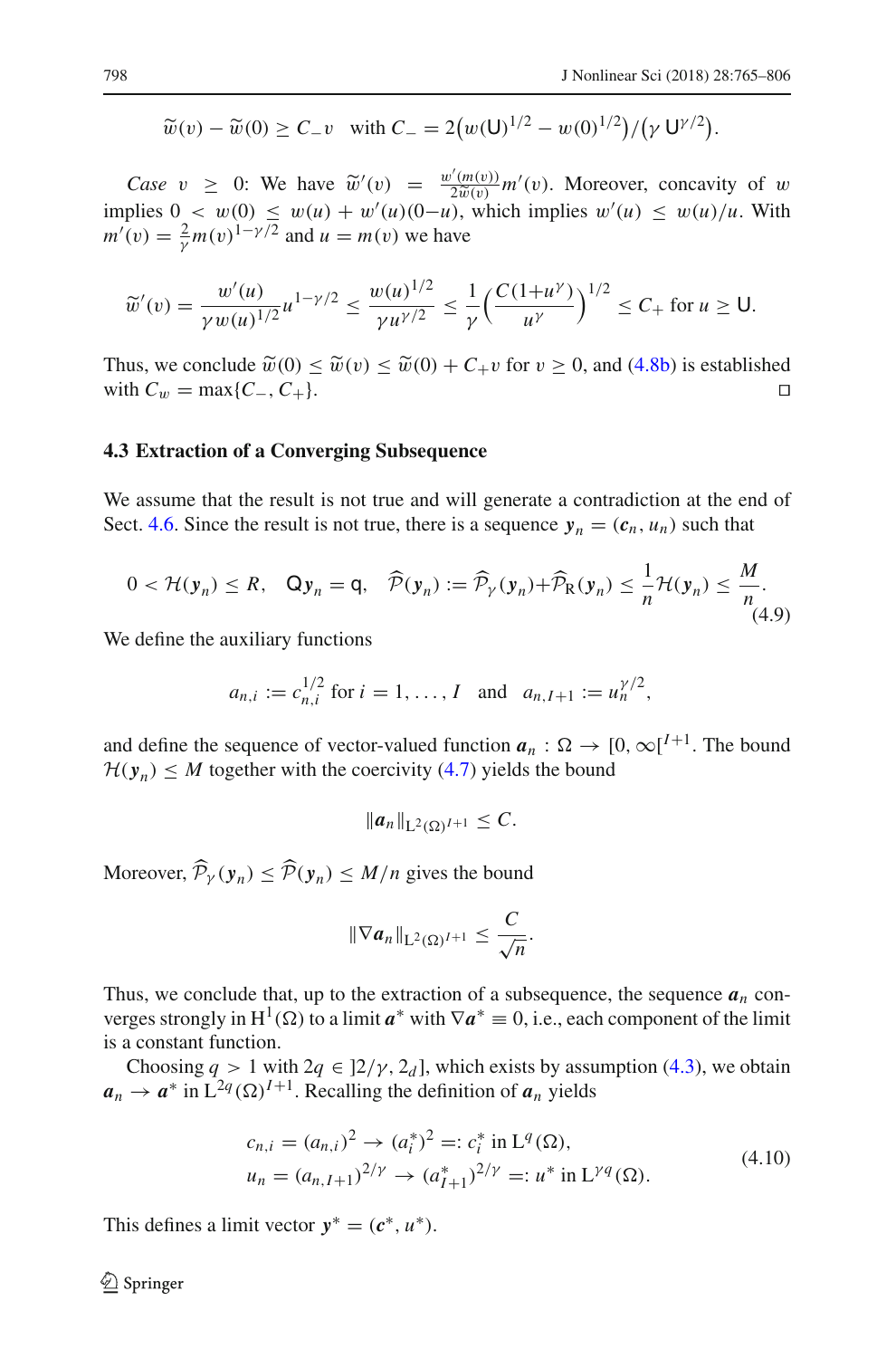$$\widetilde{w}(v) - \widetilde{w}(0) \geq C_- v \quad \text{with } C_- = 2\big(w(\mathsf{U})^{1/2} - w(0)^{1/2}\big)/\big(\gamma\, \mathsf{U}^{\gamma/2}\big).$$

*Case* $v \geq 0$: We have $\widetilde{w}'(v) = \frac{w'(m(v))}{2\widetilde{w}(v)} m'(v)$. Moreover, concavity of $w$ implies $0 < w(0) \leq w(u) + w'(u)(0-u)$, which implies $w'(u) \leq w(u)/u$. With $m'(v) = \frac{2}{\gamma} m(v)^{1-\gamma/2}$ and $u = m(v)$ we have

$$\widetilde{w}'(v) = \frac{w'(u)}{\gamma w(u)^{1/2}} u^{1-\gamma/2} \leq \frac{w(u)^{1/2}}{\gamma u^{\gamma/2}} \leq \frac{1}{\gamma}\Big(\frac{C(1+u^\gamma)}{u^\gamma}\Big)^{1/2} \leq C_+ \text{ for } u \geq \mathsf{U}.$$

Thus, we conclude $\widetilde{w}(0) \leq \widetilde{w}(v) \leq \widetilde{w}(0) + C_+ v$ for $v \geq 0$, and (4.8b) is established with $C_w = \max\{C_-, C_+\}$. $\square$

### 4.3 Extraction of a Converging Subsequence

We assume that the result is not true and will generate a contradiction at the end of Sect. 4.6. Since the result is not true, there is a sequence $\boldsymbol{y}_n = (\boldsymbol{c}_n, u_n)$ such that

$$0 < \mathcal{H}(\boldsymbol{y}_n) \leq R, \quad \mathsf{Q}\boldsymbol{y}_n = \mathsf{q}, \quad \widehat{\mathcal{P}}(\boldsymbol{y}_n) := \widehat{\mathcal{P}}_\gamma(\boldsymbol{y}_n) + \widehat{\mathcal{P}}_{\mathrm{R}}(\boldsymbol{y}_n) \leq \frac{1}{n}\mathcal{H}(\boldsymbol{y}_n) \leq \frac{M}{n}. \tag{4.9}$$

We define the auxiliary functions

$$a_{n,i} := c_{n,i}^{1/2} \text{ for } i = 1, \ldots, I \quad \text{and} \quad a_{n,I+1} := u_n^{\gamma/2},$$

and define the sequence of vector-valued function $\boldsymbol{a}_n : \Omega \to [0, \infty[^{I+1}$. The bound $\mathcal{H}(\boldsymbol{y}_n) \leq M$ together with the coercivity (4.7) yields the bound

$$\|\boldsymbol{a}_n\|_{\mathrm{L}^2(\Omega)^{I+1}} \leq C.$$

Moreover, $\widehat{\mathcal{P}}_\gamma(\boldsymbol{y}_n) \leq \widehat{\mathcal{P}}(\boldsymbol{y}_n) \leq M/n$ gives the bound

$$\|\nabla \boldsymbol{a}_n\|_{\mathrm{L}^2(\Omega)^{I+1}} \leq \frac{C}{\sqrt{n}}.$$

Thus, we conclude that, up to the extraction of a subsequence, the sequence $\boldsymbol{a}_n$ converges strongly in $\mathrm{H}^1(\Omega)$ to a limit $\boldsymbol{a}^*$ with $\nabla \boldsymbol{a}^* \equiv 0$, i.e., each component of the limit is a constant function.

Choosing $q > 1$ with $2q \in ]2/\gamma, 2_d]$, which exists by assumption (4.3), we obtain $\boldsymbol{a}_n \to \boldsymbol{a}^*$ in $\mathrm{L}^{2q}(\Omega)^{I+1}$. Recalling the definition of $\boldsymbol{a}_n$ yields

$$\begin{aligned} c_{n,i} &= (a_{n,i})^2 \to (a_i^*)^2 =: c_i^* \text{ in } \mathrm{L}^q(\Omega), \\ u_n &= (a_{n,I+1})^{2/\gamma} \to (a_{I+1}^*)^{2/\gamma} =: u^* \text{ in } \mathrm{L}^{\gamma q}(\Omega). \end{aligned} \tag{4.10}$$

This defines a limit vector $\boldsymbol{y}^* = (\boldsymbol{c}^*, u^*)$.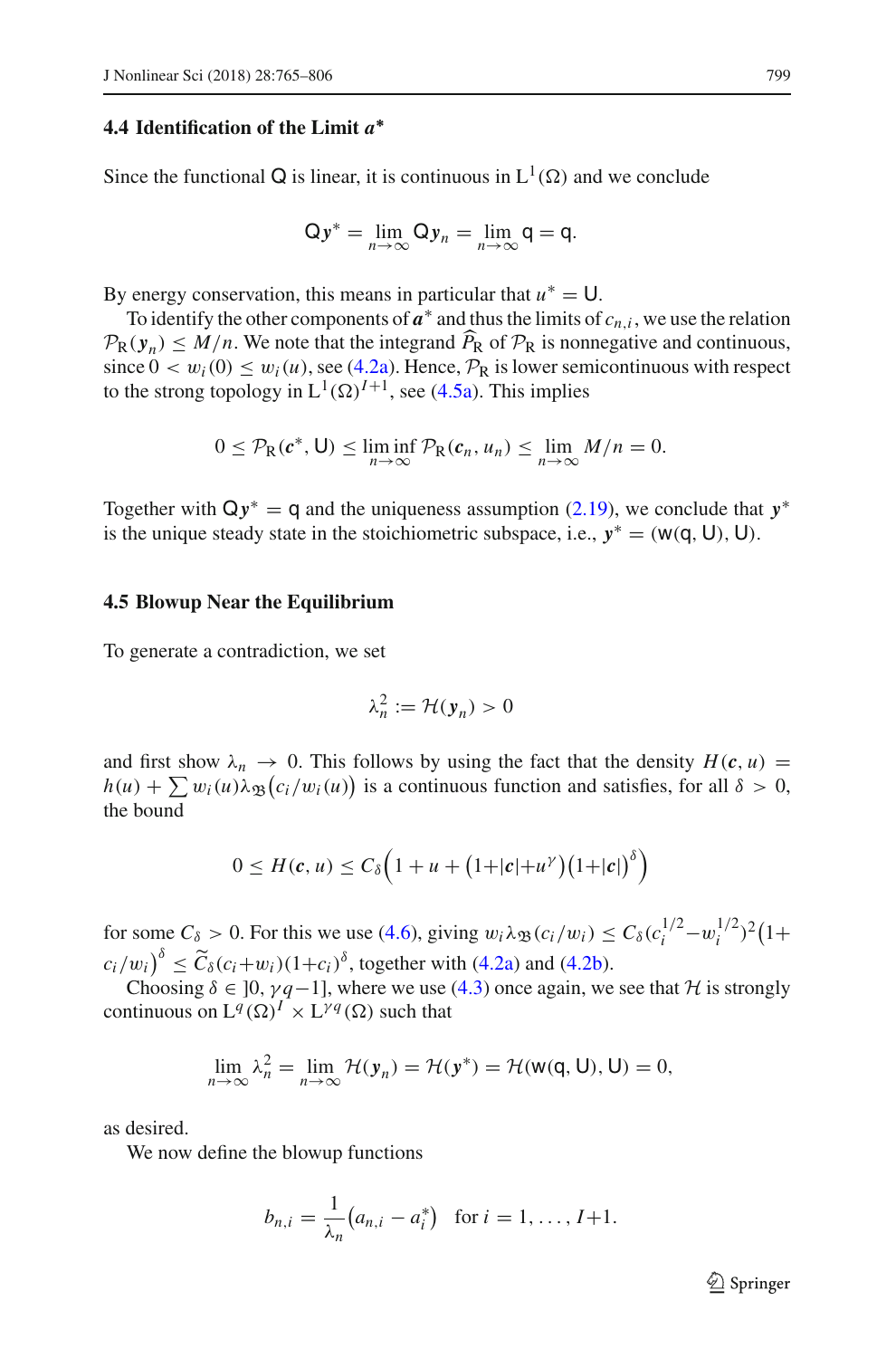### 4.4 Identification of the Limit $\boldsymbol{a}^*$

Since the functional $\mathsf{Q}$ is linear, it is continuous in $\mathrm{L}^1(\Omega)$ and we conclude

$$\mathsf{Q}\boldsymbol{y}^* = \lim_{n\to\infty} \mathsf{Q}\boldsymbol{y}_n = \lim_{n\to\infty} \mathsf{q} = \mathsf{q}.$$

By energy conservation, this means in particular that $u^* = \mathsf{U}$.

To identify the other components of $\boldsymbol{a}^*$ and thus the limits of $c_{n,i}$, we use the relation $\mathcal{P}_\mathrm{R}(\boldsymbol{y}_n) \le M/n$. We note that the integrand $\widehat{P}_\mathrm{R}$ of $\mathcal{P}_\mathrm{R}$ is nonnegative and continuous, since $0 < w_i(0) \le w_i(u)$, see (4.2a). Hence, $\mathcal{P}_\mathrm{R}$ is lower semicontinuous with respect to the strong topology in $\mathrm{L}^1(\Omega)^{I+1}$, see (4.5a). This implies

$$0 \le \mathcal{P}_\mathrm{R}(\boldsymbol{c}^*, \mathsf{U}) \le \liminf_{n\to\infty} \mathcal{P}_\mathrm{R}(\boldsymbol{c}_n, u_n) \le \lim_{n\to\infty} M/n = 0.$$

Together with $\mathsf{Q}\boldsymbol{y}^* = \mathsf{q}$ and the uniqueness assumption (2.19), we conclude that $\boldsymbol{y}^*$ is the unique steady state in the stoichiometric subspace, i.e., $\boldsymbol{y}^* = (\mathsf{w}(\mathsf{q}, \mathsf{U}), \mathsf{U})$.

### 4.5 Blowup Near the Equilibrium

To generate a contradiction, we set

$$\lambda_n^2 := \mathcal{H}(\boldsymbol{y}_n) > 0$$

and first show $\lambda_n \to 0$. This follows by using the fact that the density $H(\boldsymbol{c}, u) = h(u) + \sum w_i(u)\lambda_{\mathfrak{B}}\big(c_i/w_i(u)\big)$ is a continuous function and satisfies, for all $\delta > 0$, the bound

$$0 \le H(\boldsymbol{c}, u) \le C_\delta\Big(1 + u + \big(1{+}|\boldsymbol{c}|{+}u^\gamma\big)\big(1{+}|\boldsymbol{c}|\big)^\delta\Big)$$

for some $C_\delta > 0$. For this we use (4.6), giving $w_i\lambda_{\mathfrak{B}}(c_i/w_i) \le C_\delta(c_i^{1/2}{-}w_i^{1/2})^2\big(1{+}c_i/w_i\big)^\delta \le \widetilde{C}_\delta(c_i{+}w_i)(1{+}c_i)^\delta$, together with (4.2a) and (4.2b).

Choosing $\delta \in \,]0, \gamma q{-}1]$, where we use (4.3) once again, we see that $\mathcal{H}$ is strongly continuous on $\mathrm{L}^q(\Omega)^I \times \mathrm{L}^{\gamma q}(\Omega)$ such that

$$\lim_{n\to\infty} \lambda_n^2 = \lim_{n\to\infty} \mathcal{H}(\boldsymbol{y}_n) = \mathcal{H}(\boldsymbol{y}^*) = \mathcal{H}(\mathsf{w}(\mathsf{q}, \mathsf{U}), \mathsf{U}) = 0,$$

as desired.

We now define the blowup functions

$$b_{n,i} = \frac{1}{\lambda_n}\big(a_{n,i} - a_i^*\big) \quad \text{for } i = 1, \ldots, I{+}1.$$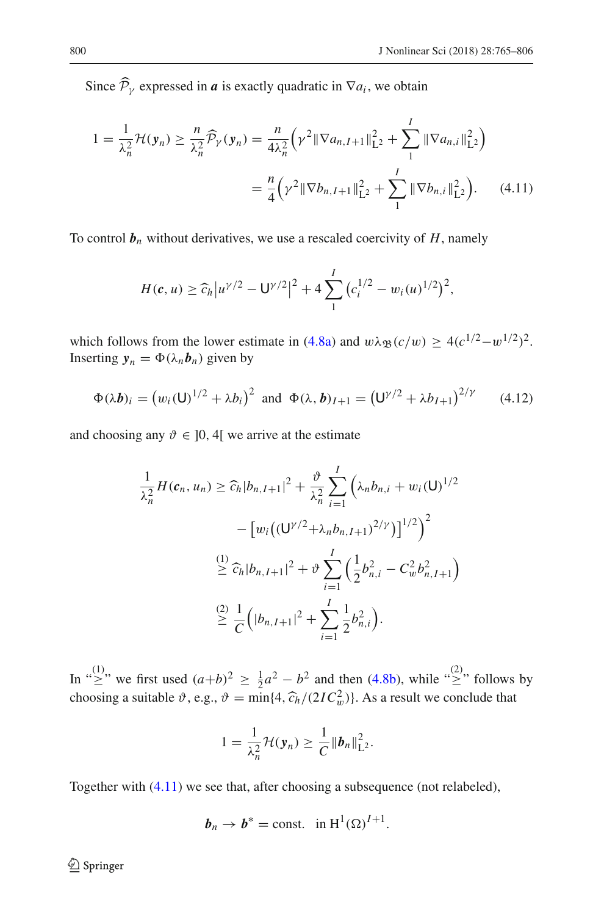Since $\widehat{\mathcal{P}}_\gamma$ expressed in $\boldsymbol{a}$ is exactly quadratic in $\nabla a_i$, we obtain

$$
\begin{aligned}
1 = \frac{1}{\lambda_n^2}\mathcal{H}(\boldsymbol{y}_n) \geq \frac{n}{\lambda_n^2}\widehat{\mathcal{P}}_\gamma(\boldsymbol{y}_n) &= \frac{n}{4\lambda_n^2}\Big(\gamma^2\|\nabla a_{n,I+1}\|_{\mathrm{L}^2}^2 + \sum_1^I \|\nabla a_{n,i}\|_{\mathrm{L}^2}^2\Big) \\
&= \frac{n}{4}\Big(\gamma^2\|\nabla b_{n,I+1}\|_{\mathrm{L}^2}^2 + \sum_1^I \|\nabla b_{n,i}\|_{\mathrm{L}^2}^2\Big). \qquad (4.11)
\end{aligned}
$$

To control $\boldsymbol{b}_n$ without derivatives, we use a rescaled coercivity of $H$, namely

$$
H(\boldsymbol{c}, u) \geq \widehat{c}_h \big|u^{\gamma/2} - \mathsf{U}^{\gamma/2}\big|^2 + 4\sum_1^I \big(c_i^{1/2} - w_i(u)^{1/2}\big)^2,
$$

which follows from the lower estimate in (4.8a) and $w\lambda_{\mathfrak{B}}(c/w) \geq 4(c^{1/2} - w^{1/2})^2$. Inserting $\boldsymbol{y}_n = \Phi(\lambda_n \boldsymbol{b}_n)$ given by

$$
\Phi(\lambda \boldsymbol{b})_i = \big(w_i(\mathsf{U})^{1/2} + \lambda b_i\big)^2 \text{ and } \Phi(\lambda, \boldsymbol{b})_{I+1} = \big(\mathsf{U}^{\gamma/2} + \lambda b_{I+1}\big)^{2/\gamma} \qquad (4.12)
$$

and choosing any $\vartheta \in\, ]0, 4[$ we arrive at the estimate

$$
\begin{aligned}
\frac{1}{\lambda_n^2} H(\boldsymbol{c}_n, u_n) &\geq \widehat{c}_h |b_{n,I+1}|^2 + \frac{\vartheta}{\lambda_n^2}\sum_{i=1}^I \Big(\lambda_n b_{n,i} + w_i(\mathsf{U})^{1/2} \\
&\qquad - \big[w_i\big((\mathsf{U}^{\gamma/2} + \lambda_n b_{n,I+1})^{2/\gamma}\big)\big]^{1/2}\Big)^2 \\
&\overset{(1)}{\geq} \widehat{c}_h |b_{n,I+1}|^2 + \vartheta \sum_{i=1}^I \Big(\frac{1}{2} b_{n,i}^2 - C_w^2 b_{n,I+1}^2\Big) \\
&\overset{(2)}{\geq} \frac{1}{C}\Big(|b_{n,I+1}|^2 + \sum_{i=1}^I \frac{1}{2} b_{n,i}^2\Big).
\end{aligned}
$$

In "$\overset{(1)}{\geq}$" we first used $(a+b)^2 \geq \frac{1}{2}a^2 - b^2$ and then (4.8b), while "$\overset{(2)}{\geq}$" follows by choosing a suitable $\vartheta$, e.g., $\vartheta = \min\{4, \widehat{c}_h/(2IC_w^2)\}$. As a result we conclude that

$$
1 = \frac{1}{\lambda_n^2}\mathcal{H}(\boldsymbol{y}_n) \geq \frac{1}{C}\|\boldsymbol{b}_n\|_{\mathrm{L}^2}^2.
$$

Together with (4.11) we see that, after choosing a subsequence (not relabeled),

$$
\boldsymbol{b}_n \to \boldsymbol{b}^* = \text{const.} \quad \text{in } \mathrm{H}^1(\Omega)^{I+1}.
$$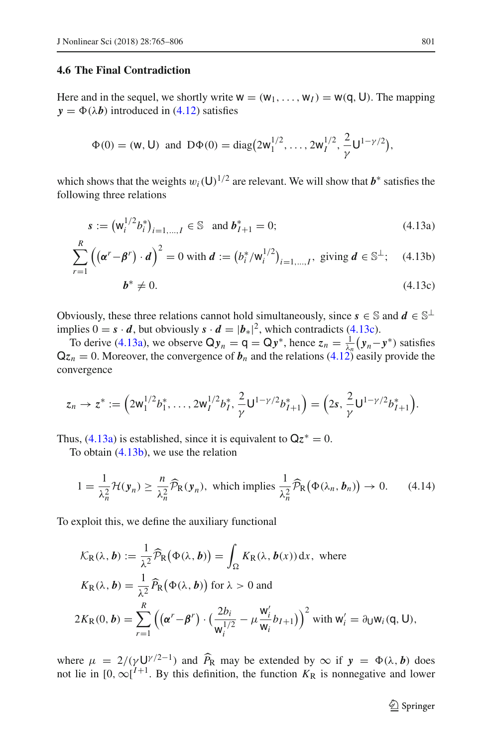### 4.6 The Final Contradiction

Here and in the sequel, we shortly write $\mathsf{w} = (\mathsf{w}_1, \ldots, \mathsf{w}_I) = \mathsf{w}(\mathsf{q}, \mathsf{U})$. The mapping $\boldsymbol{y} = \Phi(\lambda \boldsymbol{b})$ introduced in (4.12) satisfies

$$\Phi(0) = (\mathsf{w}, \mathsf{U}) \;\text{ and }\; \mathrm{D}\Phi(0) = \mathrm{diag}\big(2\mathsf{w}_1^{1/2}, \ldots, 2\mathsf{w}_I^{1/2}, \frac{2}{\gamma}\mathsf{U}^{1-\gamma/2}\big),$$

which shows that the weights $w_i(\mathsf{U})^{1/2}$ are relevant. We will show that $\boldsymbol{b}^*$ satisfies the following three relations

$$\boldsymbol{s} := \big(\mathsf{w}_i^{1/2} b_i^*\big)_{i=1,\ldots,I} \in \mathbb{S} \;\text{ and }\; \boldsymbol{b}_{I+1}^* = 0; \tag{4.13a}$$

$$\sum_{r=1}^{R} \Big((\boldsymbol{\alpha}^r - \boldsymbol{\beta}^r) \cdot \boldsymbol{d}\Big)^2 = 0 \text{ with } \boldsymbol{d} := \big(b_i^*/\mathsf{w}_i^{1/2}\big)_{i=1,\ldots,I}, \text{ giving } \boldsymbol{d} \in \mathbb{S}^{\perp}; \tag{4.13b}$$

$$\boldsymbol{b}^* \neq 0. \tag{4.13c}$$

Obviously, these three relations cannot hold simultaneously, since $\boldsymbol{s} \in \mathbb{S}$ and $\boldsymbol{d} \in \mathbb{S}^{\perp}$ implies $0 = \boldsymbol{s} \cdot \boldsymbol{d}$, but obviously $\boldsymbol{s} \cdot \boldsymbol{d} = |\boldsymbol{b}_*|^2$, which contradicts (4.13c).

To derive (4.13a), we observe $\mathsf{Q}\boldsymbol{y}_n = \mathsf{q} = \mathsf{Q}\boldsymbol{y}^*$, hence $z_n = \frac{1}{\lambda_n}(\boldsymbol{y}_n - \boldsymbol{y}^*)$ satisfies $\mathsf{Q}z_n = 0$. Moreover, the convergence of $\boldsymbol{b}_n$ and the relations (4.12) easily provide the convergence

$$z_n \to z^* := \Big(2\mathsf{w}_1^{1/2} b_1^*, \ldots, 2\mathsf{w}_I^{1/2} b_I^*, \frac{2}{\gamma}\mathsf{U}^{1-\gamma/2} b_{I+1}^*\Big) = \Big(2\boldsymbol{s}, \frac{2}{\gamma}\mathsf{U}^{1-\gamma/2} b_{I+1}^*\Big).$$

Thus, (4.13a) is established, since it is equivalent to $\mathsf{Q}z^* = 0$.

To obtain (4.13b), we use the relation

$$1 = \frac{1}{\lambda_n^2}\mathcal{H}(\boldsymbol{y}_n) \geq \frac{n}{\lambda_n^2}\widehat{\mathcal{P}}_{\mathrm{R}}(\boldsymbol{y}_n), \text{ which implies } \frac{1}{\lambda_n^2}\widehat{\mathcal{P}}_{\mathrm{R}}\big(\Phi(\lambda_n, \boldsymbol{b}_n)\big) \to 0. \tag{4.14}$$

To exploit this, we define the auxiliary functional

$$\begin{aligned}
\mathcal{K}_{\mathrm{R}}(\lambda, \boldsymbol{b}) &:= \frac{1}{\lambda^2}\widehat{\mathcal{P}}_{\mathrm{R}}\big(\Phi(\lambda, \boldsymbol{b})\big) = \int_{\Omega} K_{\mathrm{R}}(\lambda, \boldsymbol{b}(x))\,\mathrm{d}x, \text{ where} \\
K_{\mathrm{R}}(\lambda, \boldsymbol{b}) &= \frac{1}{\lambda^2}\widehat{P}_{\mathrm{R}}\big(\Phi(\lambda, \boldsymbol{b})\big) \text{ for } \lambda > 0 \text{ and} \\
2K_{\mathrm{R}}(0, \boldsymbol{b}) &= \sum_{r=1}^{R}\Big((\boldsymbol{\alpha}^r - \boldsymbol{\beta}^r) \cdot \big(\frac{2b_i}{\mathsf{w}_i^{1/2}} - \mu\frac{\mathsf{w}_i'}{\mathsf{w}_i} b_{I+1}\big)\Big)^2 \text{ with } \mathsf{w}_i' = \partial_{\mathsf{U}}\mathsf{w}_i(\mathsf{q}, \mathsf{U}),
\end{aligned}$$

where $\mu = 2/(\gamma\mathsf{U}^{\gamma/2-1})$ and $\widehat{P}_{\mathrm{R}}$ may be extended by $\infty$ if $\boldsymbol{y} = \Phi(\lambda, \boldsymbol{b})$ does not lie in $[0, \infty[^{I+1}$. By this definition, the function $K_{\mathrm{R}}$ is nonnegative and lower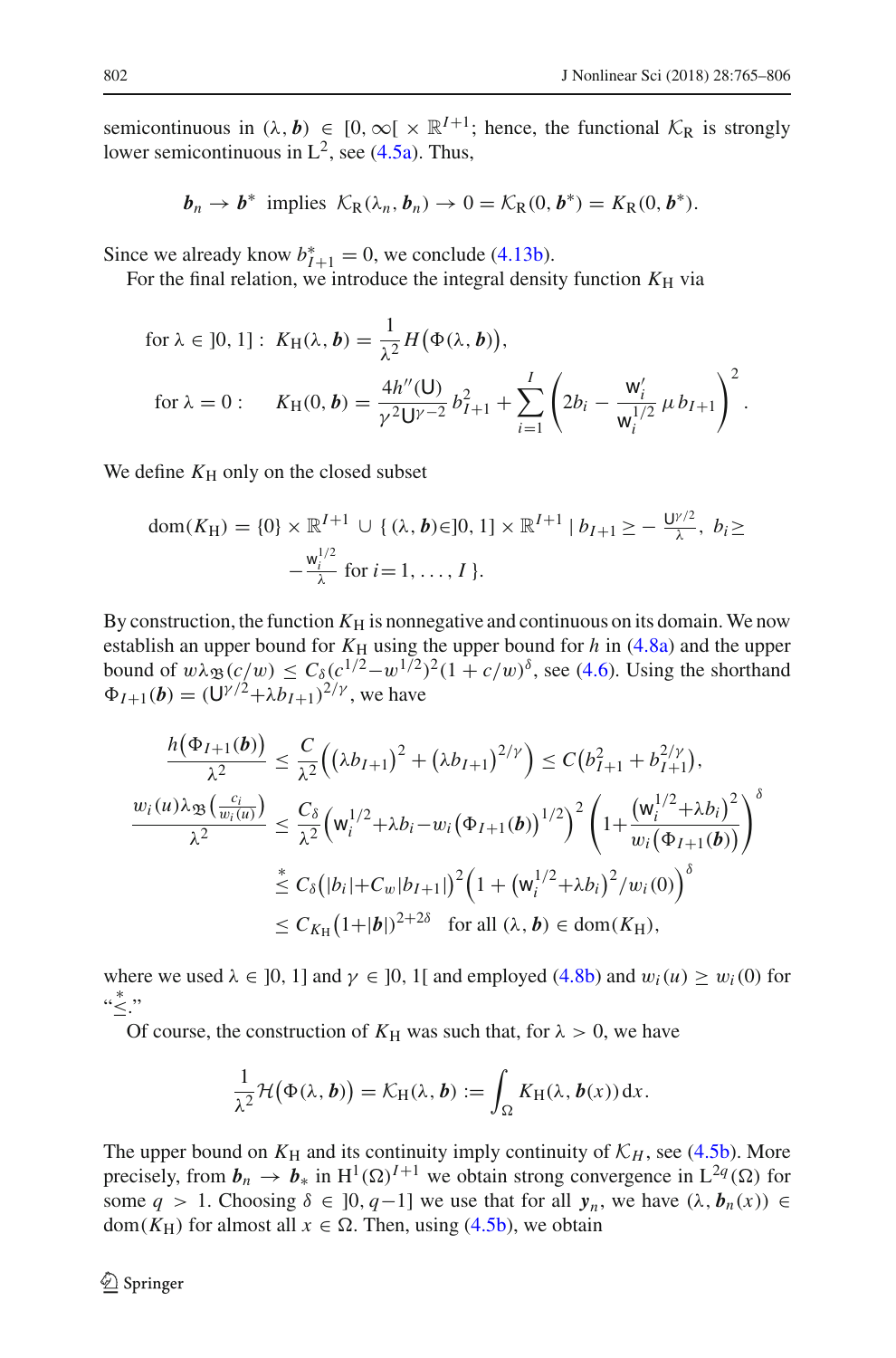semicontinuous in $(\lambda, \boldsymbol{b}) \in [0, \infty[ \times \mathbb{R}^{I+1}$; hence, the functional $\mathcal{K}_{\mathrm{R}}$ is strongly lower semicontinuous in $\mathrm{L}^2$, see (4.5a). Thus,

$$\boldsymbol{b}_n \to \boldsymbol{b}^* \;\text{ implies }\; \mathcal{K}_{\mathrm{R}}(\lambda_n, \boldsymbol{b}_n) \to 0 = \mathcal{K}_{\mathrm{R}}(0, \boldsymbol{b}^*) = K_{\mathrm{R}}(0, \boldsymbol{b}^*).$$

Since we already know $b^*_{I+1} = 0$, we conclude (4.13b).

For the final relation, we introduce the integral density function $K_{\mathrm{H}}$ via

$$\text{for } \lambda \in ]0, 1]: \;\; K_{\mathrm{H}}(\lambda, \boldsymbol{b}) = \frac{1}{\lambda^2} H\big(\Phi(\lambda, \boldsymbol{b})\big),$$

$$\text{for } \lambda = 0: \qquad K_{\mathrm{H}}(0, \boldsymbol{b}) = \frac{4h''(\mathsf{U})}{\gamma^2 \mathsf{U}^{\gamma-2}}\, b_{I+1}^2 + \sum_{i=1}^{I} \left( 2b_i - \frac{\mathsf{w}_i'}{\mathsf{w}_i^{1/2}}\, \mu\, b_{I+1} \right)^2.$$

We define $K_{\mathrm{H}}$ only on the closed subset

$$\mathrm{dom}(K_{\mathrm{H}}) = \{0\} \times \mathbb{R}^{I+1} \cup \{\, (\lambda, \boldsymbol{b}) \in ]0, 1] \times \mathbb{R}^{I+1} \mid b_{I+1} \geq -\tfrac{\mathsf{U}^{\gamma/2}}{\lambda},\; b_i \geq -\tfrac{\mathsf{w}_i^{1/2}}{\lambda} \text{ for } i = 1, \ldots, I \,\}.$$

By construction, the function $K_{\mathrm{H}}$ is nonnegative and continuous on its domain. We now establish an upper bound for $K_{\mathrm{H}}$ using the upper bound for $h$ in (4.8a) and the upper bound of $w\lambda_{\mathfrak{B}}(c/w) \leq C_\delta (c^{1/2} - w^{1/2})^2 (1 + c/w)^\delta$, see (4.6). Using the shorthand $\Phi_{I+1}(\boldsymbol{b}) = (\mathsf{U}^{\gamma/2} + \lambda b_{I+1})^{2/\gamma}$, we have

$$
\begin{aligned}
\frac{h\big(\Phi_{I+1}(\boldsymbol{b})\big)}{\lambda^2} &\leq \frac{C}{\lambda^2} \Big( \big(\lambda b_{I+1}\big)^2 + \big(\lambda b_{I+1}\big)^{2/\gamma} \Big) \leq C\big(b_{I+1}^2 + b_{I+1}^{2/\gamma}\big), \\
\frac{w_i(u) \lambda_{\mathfrak{B}}\big(\frac{c_i}{w_i(u)}\big)}{\lambda^2} &\leq \frac{C_\delta}{\lambda^2} \Big( \mathsf{w}_i^{1/2} + \lambda b_i - w_i\big(\Phi_{I+1}(\boldsymbol{b})\big)^{1/2} \Big)^2 \left( 1 + \frac{\big(\mathsf{w}_i^{1/2} + \lambda b_i\big)^2}{w_i\big(\Phi_{I+1}(\boldsymbol{b})\big)} \right)^\delta \\
&\overset{*}{\leq} C_\delta \big( |b_i| + C_w |b_{I+1}| \big)^2 \Big( 1 + \big(\mathsf{w}_i^{1/2} + \lambda b_i\big)^2 / w_i(0) \Big)^\delta \\
&\leq C_{K_{\mathrm{H}}} \big(1 + |\boldsymbol{b}|\big)^{2+2\delta} \quad \text{for all } (\lambda, \boldsymbol{b}) \in \mathrm{dom}(K_{\mathrm{H}}),
\end{aligned}
$$

where we used $\lambda \in ]0, 1]$ and $\gamma \in ]0, 1[$ and employed (4.8b) and $w_i(u) \geq w_i(0)$ for "$\overset{*}{\leq}$."

Of course, the construction of $K_{\mathrm{H}}$ was such that, for $\lambda > 0$, we have

$$\frac{1}{\lambda^2} \mathcal{H}\big(\Phi(\lambda, \boldsymbol{b})\big) = \mathcal{K}_{\mathrm{H}}(\lambda, \boldsymbol{b}) := \int_\Omega K_{\mathrm{H}}(\lambda, \boldsymbol{b}(x))\, \mathrm{d}x.$$

The upper bound on $K_{\mathrm{H}}$ and its continuity imply continuity of $\mathcal{K}_H$, see (4.5b). More precisely, from $\boldsymbol{b}_n \to \boldsymbol{b}_*$ in $\mathrm{H}^1(\Omega)^{I+1}$ we obtain strong convergence in $\mathrm{L}^{2q}(\Omega)$ for some $q > 1$. Choosing $\delta \in ]0, q-1]$ we use that for all $\boldsymbol{y}_n$, we have $(\lambda, \boldsymbol{b}_n(x)) \in \mathrm{dom}(K_{\mathrm{H}})$ for almost all $x \in \Omega$. Then, using (4.5b), we obtain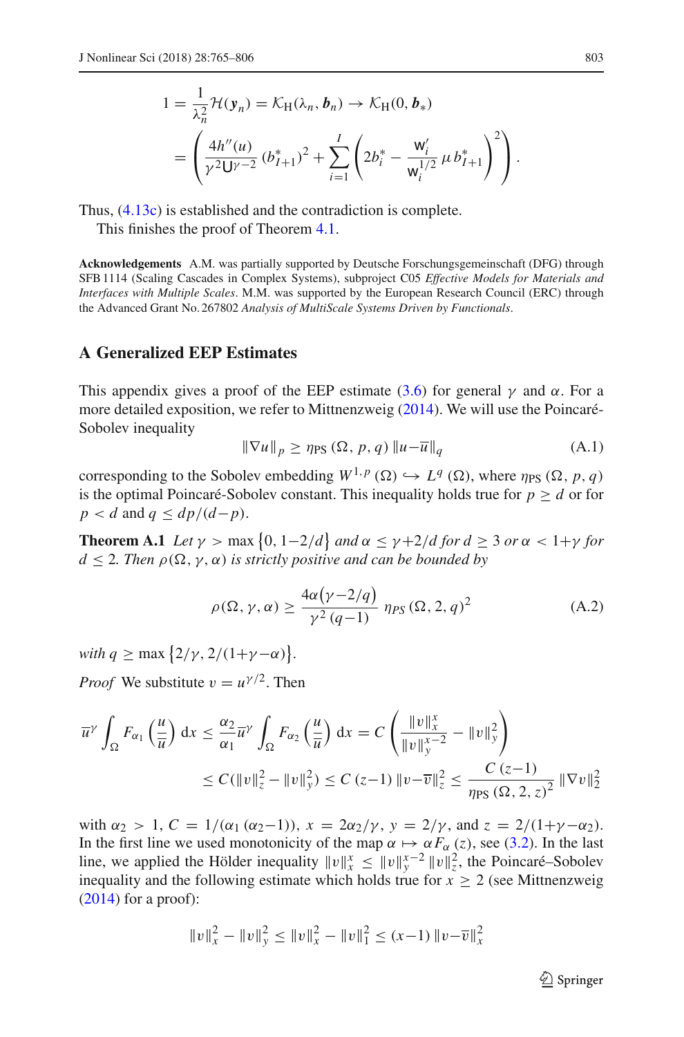$$
\begin{aligned}
1 = \frac{1}{\lambda_n^2}\mathcal{H}(\boldsymbol{y}_n) = \mathcal{K}_{\mathrm{H}}(\lambda_n, \boldsymbol{b}_n) \to \mathcal{K}_{\mathrm{H}}(0, \boldsymbol{b}_*) \\
= \left( \frac{4h''(u)}{\gamma^2 \mathsf{U}^{\gamma-2}} (b_{I+1}^*)^2 + \sum_{i=1}^{I} \left( 2b_i^* - \frac{\mathsf{w}_i'}{\mathsf{w}_i^{1/2}}\, \mu\, b_{I+1}^* \right)^2 \right).
\end{aligned}
$$

Thus, (4.13c) is established and the contradiction is complete.

This finishes the proof of Theorem 4.1.

**Acknowledgements** A.M. was partially supported by Deutsche Forschungsgemeinschaft (DFG) through SFB 1114 (Scaling Cascades in Complex Systems), subproject C05 *Effective Models for Materials and Interfaces with Multiple Scales*. M.M. was supported by the European Research Council (ERC) through the Advanced Grant No. 267802 *Analysis of MultiScale Systems Driven by Functionals*.

## A Generalized EEP Estimates

This appendix gives a proof of the EEP estimate (3.6) for general $\gamma$ and $\alpha$. For a more detailed exposition, we refer to Mittnenzweig (2014). We will use the Poincaré-Sobolev inequality

$$
\|\nabla u\|_p \geq \eta_{\mathrm{PS}}\,(\Omega, p, q)\, \|u - \overline{u}\|_q \tag{A.1}
$$

corresponding to the Sobolev embedding $W^{1,p}(\Omega) \hookrightarrow L^q(\Omega)$, where $\eta_{\mathrm{PS}}(\Omega, p, q)$ is the optimal Poincaré-Sobolev constant. This inequality holds true for $p \geq d$ or for $p < d$ and $q \leq dp/(d-p)$.

**Theorem A.1** *Let $\gamma > \max\{0, 1-2/d\}$ and $\alpha \leq \gamma + 2/d$ for $d \geq 3$ or $\alpha < 1+\gamma$ for $d \leq 2$. Then $\rho(\Omega, \gamma, \alpha)$ is strictly positive and can be bounded by*

$$
\rho(\Omega, \gamma, \alpha) \geq \frac{4\alpha\big(\gamma - 2/q\big)}{\gamma^2\,(q-1)}\, \eta_{PS}\,(\Omega, 2, q)^2 \tag{A.2}
$$

*with $q \geq \max\{2/\gamma, 2/(1+\gamma-\alpha)\}$.*

*Proof* We substitute $v = u^{\gamma/2}$. Then

$$
\begin{aligned}
\overline{u}^{\gamma} \int_\Omega F_{\alpha_1}\left(\frac{u}{\overline{u}}\right) \mathrm{d}x \leq \frac{\alpha_2}{\alpha_1} \overline{u}^{\gamma} \int_\Omega F_{\alpha_2}\left(\frac{u}{\overline{u}}\right) \mathrm{d}x = C \left( \frac{\|v\|_x^x}{\|v\|_y^{x-2}} - \|v\|_y^2 \right) \\
\leq C(\|v\|_z^2 - \|v\|_y^2) \leq C\,(z-1)\,\|v - \overline{v}\|_z^2 \leq \frac{C\,(z-1)}{\eta_{\mathrm{PS}}\,(\Omega, 2, z)^2}\, \|\nabla v\|_2^2
\end{aligned}
$$

with $\alpha_2 > 1$, $C = 1/(\alpha_1\,(\alpha_2 - 1))$, $x = 2\alpha_2/\gamma$, $y = 2/\gamma$, and $z = 2/(1+\gamma-\alpha_2)$. In the first line we used monotonicity of the map $\alpha \mapsto \alpha F_\alpha(z)$, see (3.2). In the last line, we applied the Hölder inequality $\|v\|_x^x \leq \|v\|_y^{x-2}\, \|v\|_z^2$, the Poincaré–Sobolev inequality and the following estimate which holds true for $x \geq 2$ (see Mittnenzweig (2014) for a proof):

$$
\|v\|_x^2 - \|v\|_y^2 \leq \|v\|_x^2 - \|v\|_1^2 \leq (x-1)\,\|v - \overline{v}\|_x^2
$$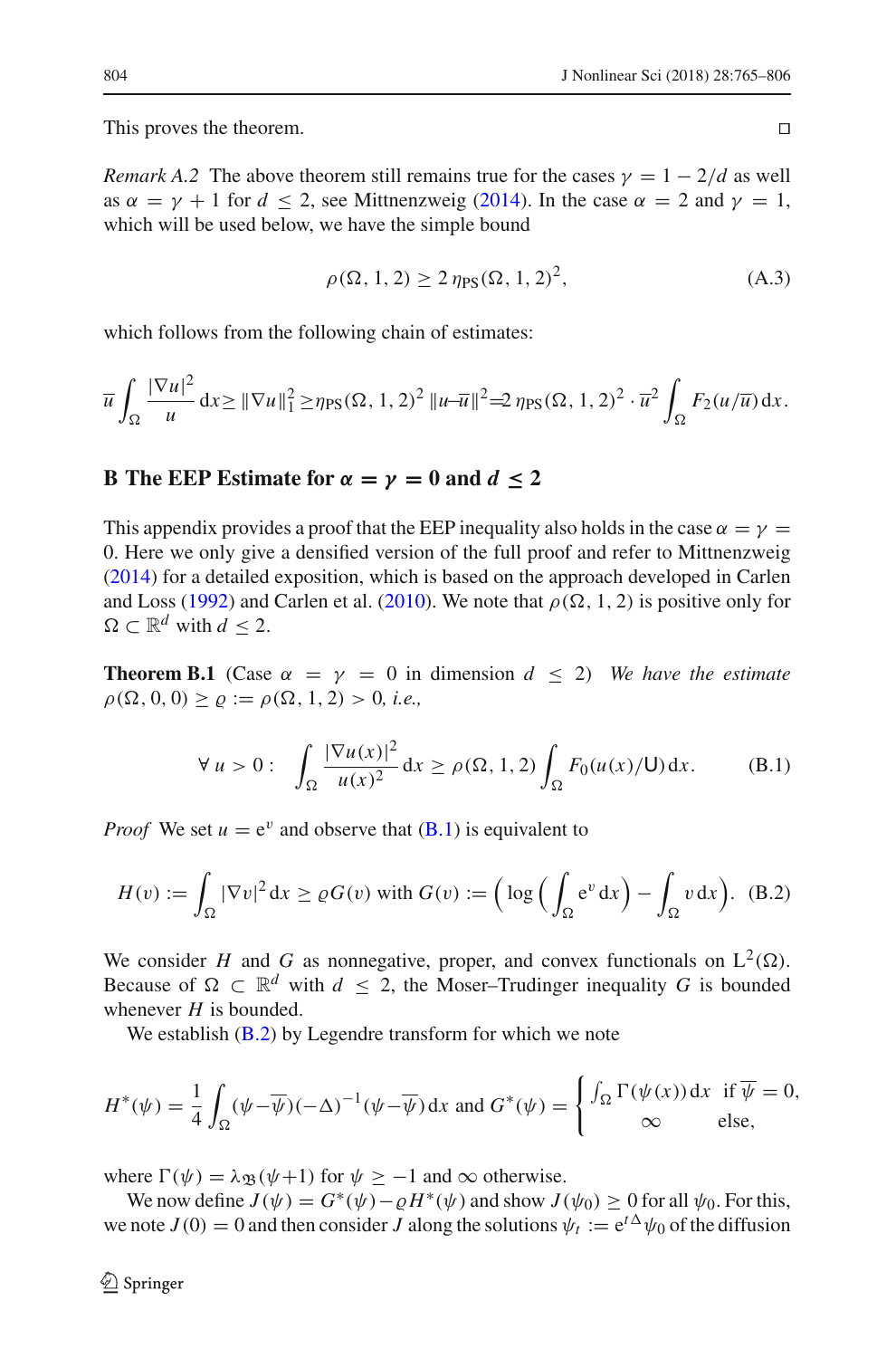This proves the theorem. □

*Remark A.2* The above theorem still remains true for the cases $\gamma = 1 - 2/d$ as well as $\alpha = \gamma + 1$ for $d \le 2$, see Mittnenzweig (2014). In the case $\alpha = 2$ and $\gamma = 1$, which will be used below, we have the simple bound

$$\rho(\Omega, 1, 2) \ge 2\, \eta_{\text{PS}}(\Omega, 1, 2)^2, \tag{A.3}$$

which follows from the following chain of estimates:

$$\overline{u} \int_\Omega \frac{|\nabla u|^2}{u}\, \mathrm{d}x \ge \|\nabla u\|_1^2 \ge \eta_{\text{PS}}(\Omega, 1, 2)^2\, \|u - \overline{u}\|^2 = 2\, \eta_{\text{PS}}(\Omega, 1, 2)^2 \cdot \overline{u}^2 \int_\Omega F_2(u/\overline{u})\, \mathrm{d}x.$$

## B The EEP Estimate for $\alpha = \gamma = 0$ and $d \le 2$

This appendix provides a proof that the EEP inequality also holds in the case $\alpha = \gamma = 0$. Here we only give a densified version of the full proof and refer to Mittnenzweig (2014) for a detailed exposition, which is based on the approach developed in Carlen and Loss (1992) and Carlen et al. (2010). We note that $\rho(\Omega, 1, 2)$ is positive only for $\Omega \subset \mathbb{R}^d$ with $d \le 2$.

**Theorem B.1** (Case $\alpha = \gamma = 0$ in dimension $d \le 2$) *We have the estimate $\rho(\Omega, 0, 0) \ge \varrho := \rho(\Omega, 1, 2) > 0$, i.e.,*

$$\forall\, u > 0 : \quad \int_\Omega \frac{|\nabla u(x)|^2}{u(x)^2}\, \mathrm{d}x \ge \rho(\Omega, 1, 2) \int_\Omega F_0(u(x)/\mathsf{U})\, \mathrm{d}x. \tag{B.1}$$

*Proof* We set $u = \mathrm{e}^v$ and observe that (B.1) is equivalent to

$$H(v) := \int_\Omega |\nabla v|^2\, \mathrm{d}x \ge \varrho G(v) \text{ with } G(v) := \Big( \log\Big( \int_\Omega \mathrm{e}^v\, \mathrm{d}x \Big) - \int_\Omega v\, \mathrm{d}x \Big). \tag{B.2}$$

We consider $H$ and $G$ as nonnegative, proper, and convex functionals on $\mathrm{L}^2(\Omega)$. Because of $\Omega \subset \mathbb{R}^d$ with $d \le 2$, the Moser–Trudinger inequality $G$ is bounded whenever $H$ is bounded.

We establish (B.2) by Legendre transform for which we note

$$H^*(\psi) = \frac{1}{4} \int_\Omega (\psi - \overline{\psi})(-\Delta)^{-1}(\psi - \overline{\psi})\, \mathrm{d}x \text{ and } G^*(\psi) = \begin{cases} \int_\Omega \Gamma(\psi(x))\, \mathrm{d}x & \text{if } \overline{\psi} = 0, \\ \infty & \text{else}, \end{cases}$$

where $\Gamma(\psi) = \lambda_{\mathfrak{B}}(\psi + 1)$ for $\psi \ge -1$ and $\infty$ otherwise.

We now define $J(\psi) = G^*(\psi) - \varrho H^*(\psi)$ and show $J(\psi_0) \ge 0$ for all $\psi_0$. For this, we note $J(0) = 0$ and then consider $J$ along the solutions $\psi_t := \mathrm{e}^{t\Delta}\psi_0$ of the diffusion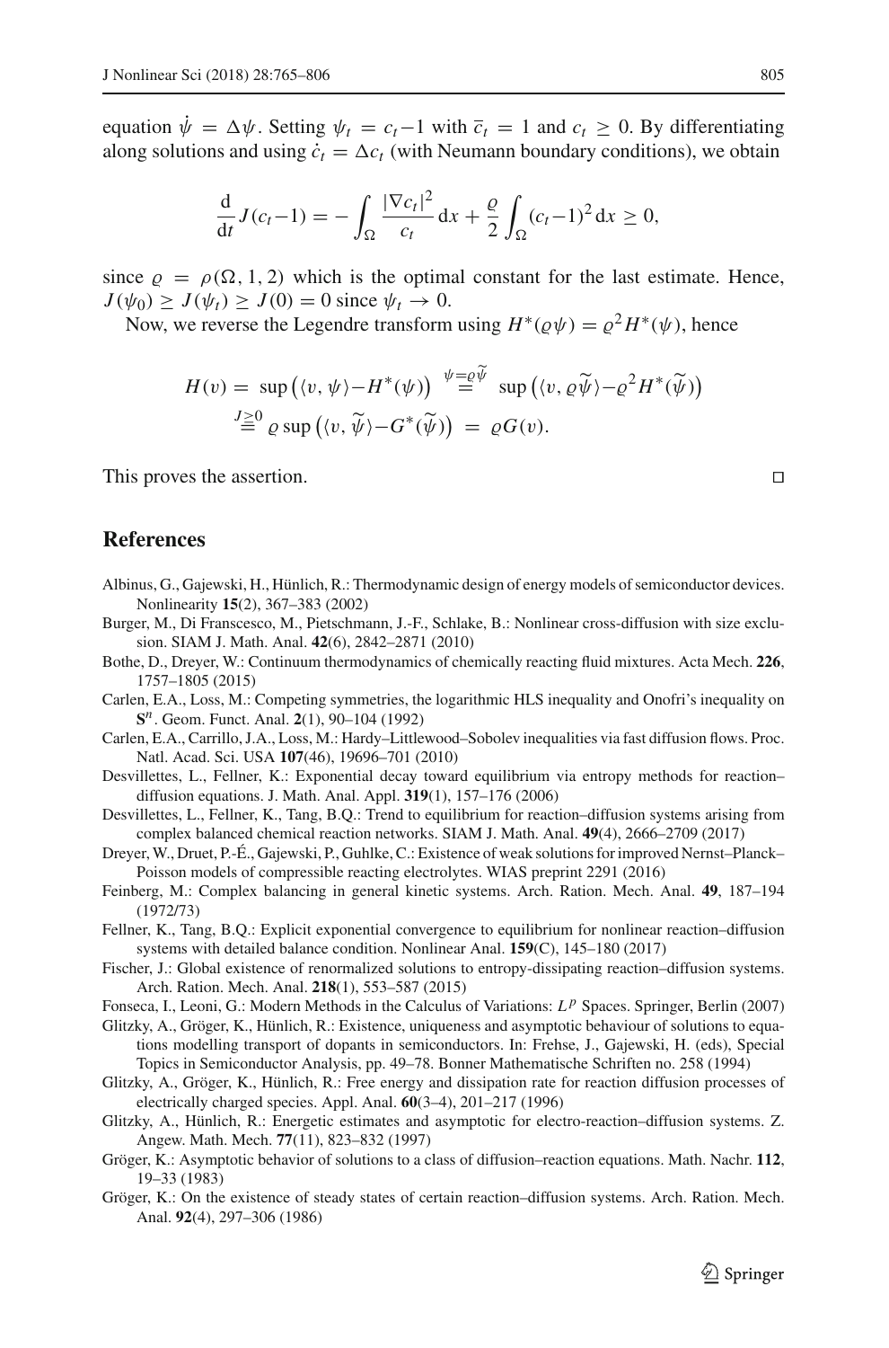equation $\dot{\psi} = \Delta\psi$. Setting $\psi_t = c_t - 1$ with $\overline{c}_t = 1$ and $c_t \geq 0$. By differentiating along solutions and using $\dot{c}_t = \Delta c_t$ (with Neumann boundary conditions), we obtain

$$\frac{\mathrm{d}}{\mathrm{d}t} J(c_t - 1) = -\int_\Omega \frac{|\nabla c_t|^2}{c_t} \,\mathrm{d}x + \frac{\varrho}{2} \int_\Omega (c_t - 1)^2 \,\mathrm{d}x \geq 0,$$

since $\varrho = \rho(\Omega, 1, 2)$ which is the optimal constant for the last estimate. Hence, $J(\psi_0) \geq J(\psi_t) \geq J(0) = 0$ since $\psi_t \to 0$.

Now, we reverse the Legendre transform using $H^*(\varrho\psi) = \varrho^2 H^*(\psi)$, hence

$$\begin{aligned} H(v) &= \sup\big(\langle v, \psi\rangle - H^*(\psi)\big) \overset{\psi = \varrho\widetilde{\psi}}{=} \sup\big(\langle v, \varrho\widetilde{\psi}\rangle - \varrho^2 H^*(\widetilde{\psi})\big) \\ &\overset{J \geq 0}{=} \varrho \sup\big(\langle v, \widetilde{\psi}\rangle - G^*(\widetilde{\psi})\big) = \varrho G(v). \end{aligned}$$

This proves the assertion. □

## References

Albinus, G., Gajewski, H., Hünlich, R.: Thermodynamic design of energy models of semiconductor devices. Nonlinearity **15**(2), 367–383 (2002)

Burger, M., Di Franscesco, M., Pietschmann, J.-F., Schlake, B.: Nonlinear cross-diffusion with size exclusion. SIAM J. Math. Anal. **42**(6), 2842–2871 (2010)

Bothe, D., Dreyer, W.: Continuum thermodynamics of chemically reacting fluid mixtures. Acta Mech. **226**, 1757–1805 (2015)

Carlen, E.A., Loss, M.: Competing symmetries, the logarithmic HLS inequality and Onofri's inequality on $\mathbf{S}^n$. Geom. Funct. Anal. **2**(1), 90–104 (1992)

Carlen, E.A., Carrillo, J.A., Loss, M.: Hardy–Littlewood–Sobolev inequalities via fast diffusion flows. Proc. Natl. Acad. Sci. USA **107**(46), 19696–701 (2010)

Desvillettes, L., Fellner, K.: Exponential decay toward equilibrium via entropy methods for reaction–diffusion equations. J. Math. Anal. Appl. **319**(1), 157–176 (2006)

Desvillettes, L., Fellner, K., Tang, B.Q.: Trend to equilibrium for reaction–diffusion systems arising from complex balanced chemical reaction networks. SIAM J. Math. Anal. **49**(4), 2666–2709 (2017)

Dreyer, W., Druet, P.-É., Gajewski, P., Guhlke, C.: Existence of weak solutions for improved Nernst–Planck–Poisson models of compressible reacting electrolytes. WIAS preprint 2291 (2016)

Feinberg, M.: Complex balancing in general kinetic systems. Arch. Ration. Mech. Anal. **49**, 187–194 (1972/73)

Fellner, K., Tang, B.Q.: Explicit exponential convergence to equilibrium for nonlinear reaction–diffusion systems with detailed balance condition. Nonlinear Anal. **159**(C), 145–180 (2017)

Fischer, J.: Global existence of renormalized solutions to entropy-dissipating reaction–diffusion systems. Arch. Ration. Mech. Anal. **218**(1), 553–587 (2015)

Fonseca, I., Leoni, G.: Modern Methods in the Calculus of Variations: $L^p$ Spaces. Springer, Berlin (2007)

Glitzky, A., Gröger, K., Hünlich, R.: Existence, uniqueness and asymptotic behaviour of solutions to equations modelling transport of dopants in semiconductors. In: Frehse, J., Gajewski, H. (eds), Special Topics in Semiconductor Analysis, pp. 49–78. Bonner Mathematische Schriften no. 258 (1994)

Glitzky, A., Gröger, K., Hünlich, R.: Free energy and dissipation rate for reaction diffusion processes of electrically charged species. Appl. Anal. **60**(3–4), 201–217 (1996)

Glitzky, A., Hünlich, R.: Energetic estimates and asymptotic for electro-reaction–diffusion systems. Z. Angew. Math. Mech. **77**(11), 823–832 (1997)

Gröger, K.: Asymptotic behavior of solutions to a class of diffusion–reaction equations. Math. Nachr. **112**, 19–33 (1983)

Gröger, K.: On the existence of steady states of certain reaction–diffusion systems. Arch. Ration. Mech. Anal. **92**(4), 297–306 (1986)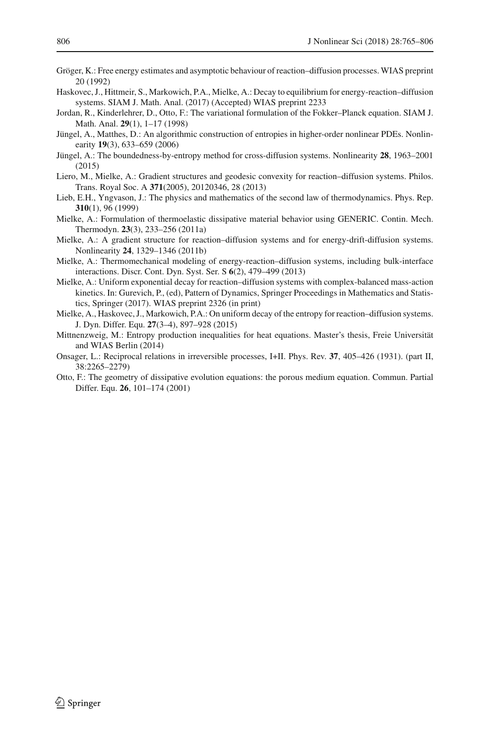Gröger, K.: Free energy estimates and asymptotic behaviour of reaction–diffusion processes. WIAS preprint 20 (1992)

Haskovec, J., Hittmeir, S., Markowich, P.A., Mielke, A.: Decay to equilibrium for energy-reaction–diffusion systems. SIAM J. Math. Anal. (2017) (Accepted) WIAS preprint 2233

Jordan, R., Kinderlehrer, D., Otto, F.: The variational formulation of the Fokker–Planck equation. SIAM J. Math. Anal. **29**(1), 1–17 (1998)

Jüngel, A., Matthes, D.: An algorithmic construction of entropies in higher-order nonlinear PDEs. Nonlinearity **19**(3), 633–659 (2006)

Jüngel, A.: The boundedness-by-entropy method for cross-diffusion systems. Nonlinearity **28**, 1963–2001 (2015)

Liero, M., Mielke, A.: Gradient structures and geodesic convexity for reaction–diffusion systems. Philos. Trans. Royal Soc. A **371**(2005), 20120346, 28 (2013)

Lieb, E.H., Yngvason, J.: The physics and mathematics of the second law of thermodynamics. Phys. Rep. **310**(1), 96 (1999)

Mielke, A.: Formulation of thermoelastic dissipative material behavior using GENERIC. Contin. Mech. Thermodyn. **23**(3), 233–256 (2011a)

Mielke, A.: A gradient structure for reaction–diffusion systems and for energy-drift-diffusion systems. Nonlinearity **24**, 1329–1346 (2011b)

Mielke, A.: Thermomechanical modeling of energy-reaction–diffusion systems, including bulk-interface interactions. Discr. Cont. Dyn. Syst. Ser. S **6**(2), 479–499 (2013)

Mielke, A.: Uniform exponential decay for reaction–diffusion systems with complex-balanced mass-action kinetics. In: Gurevich, P., (ed), Pattern of Dynamics, Springer Proceedings in Mathematics and Statistics, Springer (2017). WIAS preprint 2326 (in print)

Mielke, A., Haskovec, J., Markowich, P.A.: On uniform decay of the entropy for reaction–diffusion systems. J. Dyn. Differ. Equ. **27**(3–4), 897–928 (2015)

Mittnenzweig, M.: Entropy production inequalities for heat equations. Master's thesis, Freie Universität and WIAS Berlin (2014)

Onsager, L.: Reciprocal relations in irreversible processes, I+II. Phys. Rev. **37**, 405–426 (1931). (part II, 38:2265–2279)

Otto, F.: The geometry of dissipative evolution equations: the porous medium equation. Commun. Partial Differ. Equ. **26**, 101–174 (2001)